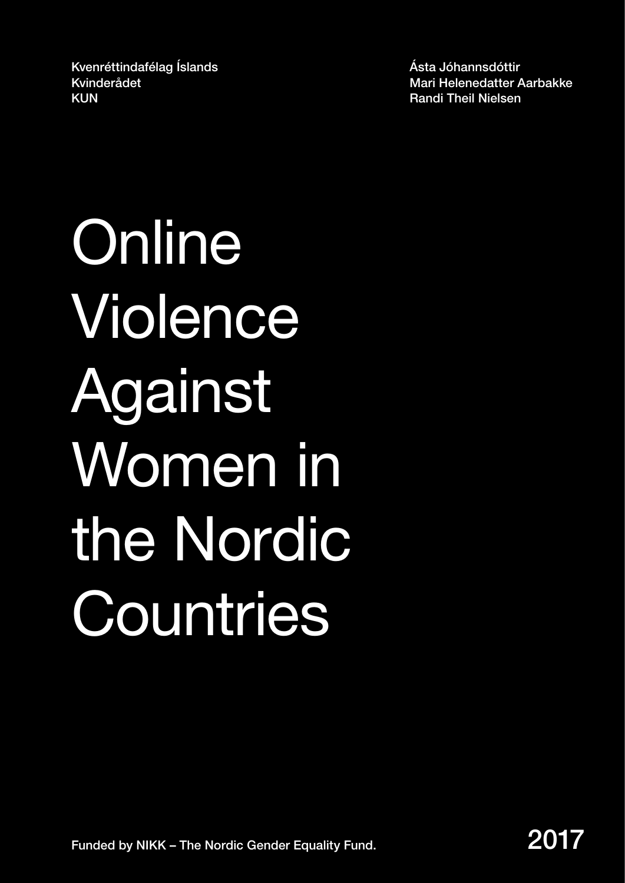Kvenréttindafélag Íslands
Kvinderådet
KUN

Ásta Jóhannsdóttir
Mari Helenedatter Aarbakke
Randi Theil Nielsen

# Online Violence Against Women in the Nordic Countries

Funded by NIKK – The Nordic Gender Equality Fund.

2017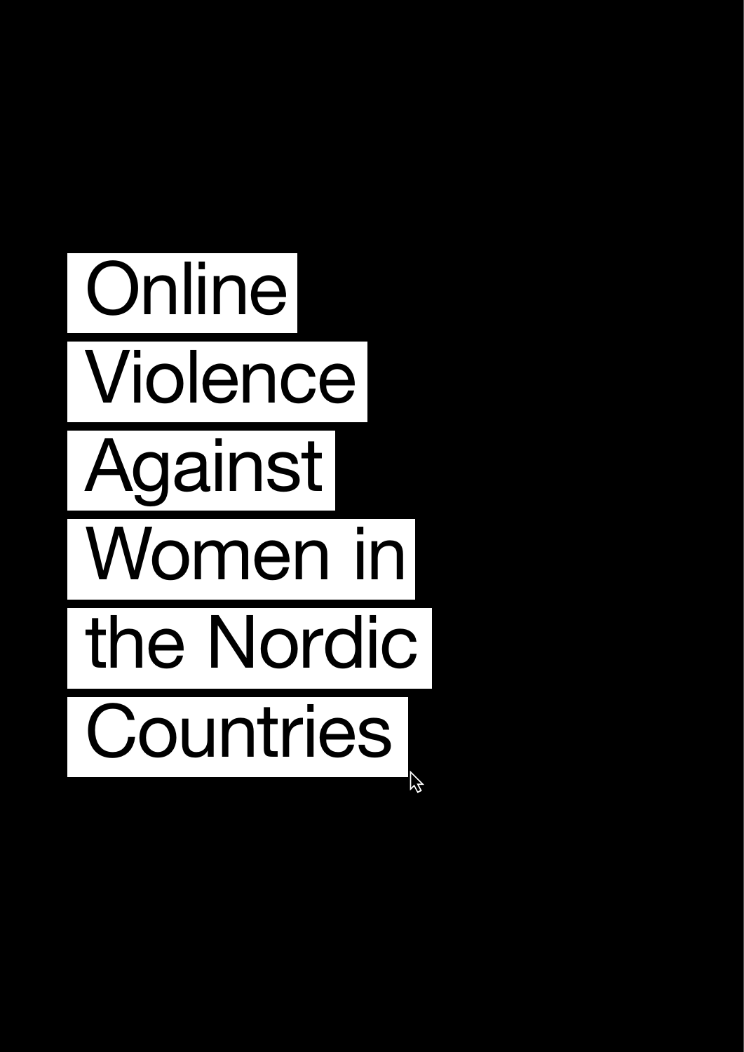# Online Violence Against Women in the Nordic Countries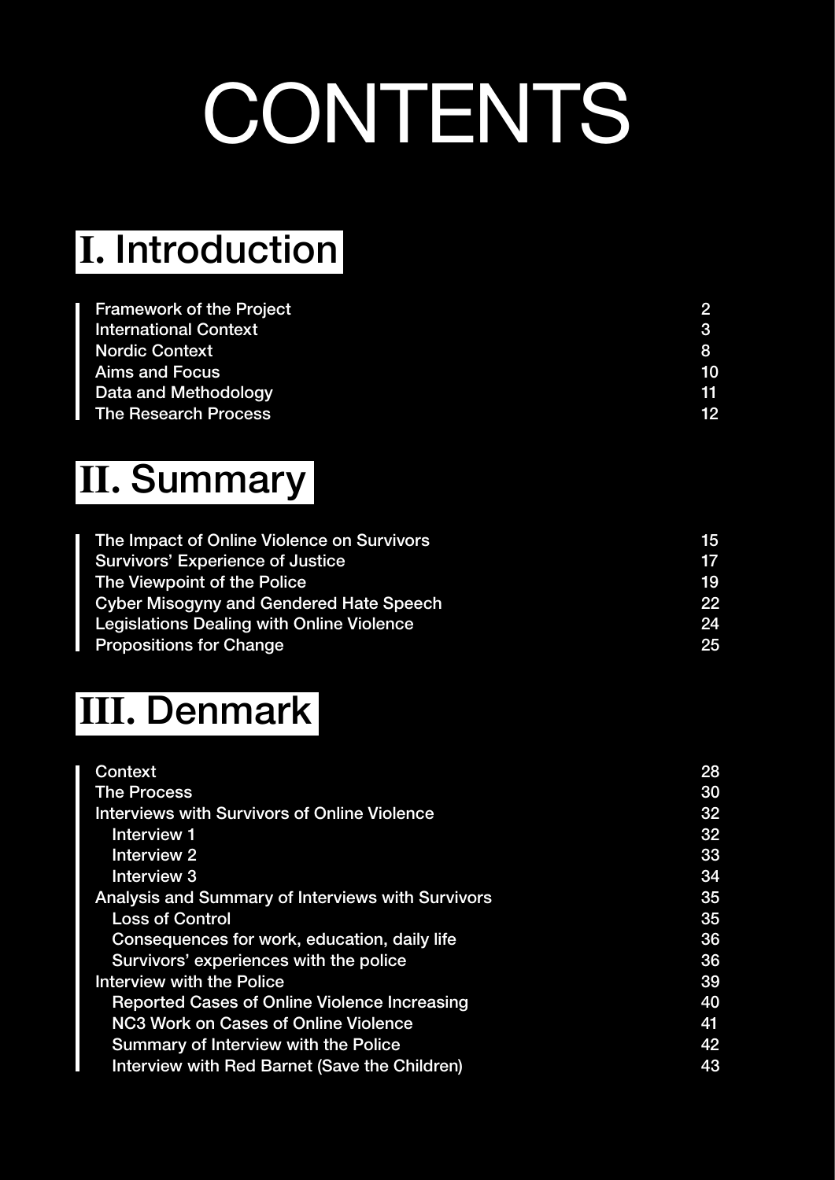# CONTENTS

## I. Introduction

| | |
|---|---|
| Framework of the Project | 2 |
| International Context | 3 |
| Nordic Context | 8 |
| Aims and Focus | 10 |
| Data and Methodology | 11 |
| The Research Process | 12 |

## II. Summary

| | |
|---|---|
| The Impact of Online Violence on Survivors | 15 |
| Survivors' Experience of Justice | 17 |
| The Viewpoint of the Police | 19 |
| Cyber Misogyny and Gendered Hate Speech | 22 |
| Legislations Dealing with Online Violence | 24 |
| Propositions for Change | 25 |

## III. Denmark

| | |
|---|---|
| Context | 28 |
| The Process | 30 |
| Interviews with Survivors of Online Violence | 32 |
| Interview 1 | 32 |
| Interview 2 | 33 |
| Interview 3 | 34 |
| Analysis and Summary of Interviews with Survivors | 35 |
| Loss of Control | 35 |
| Consequences for work, education, daily life | 36 |
| Survivors' experiences with the police | 36 |
| Interview with the Police | 39 |
| Reported Cases of Online Violence Increasing | 40 |
| NC3 Work on Cases of Online Violence | 41 |
| Summary of Interview with the Police | 42 |
| Interview with Red Barnet (Save the Children) | 43 |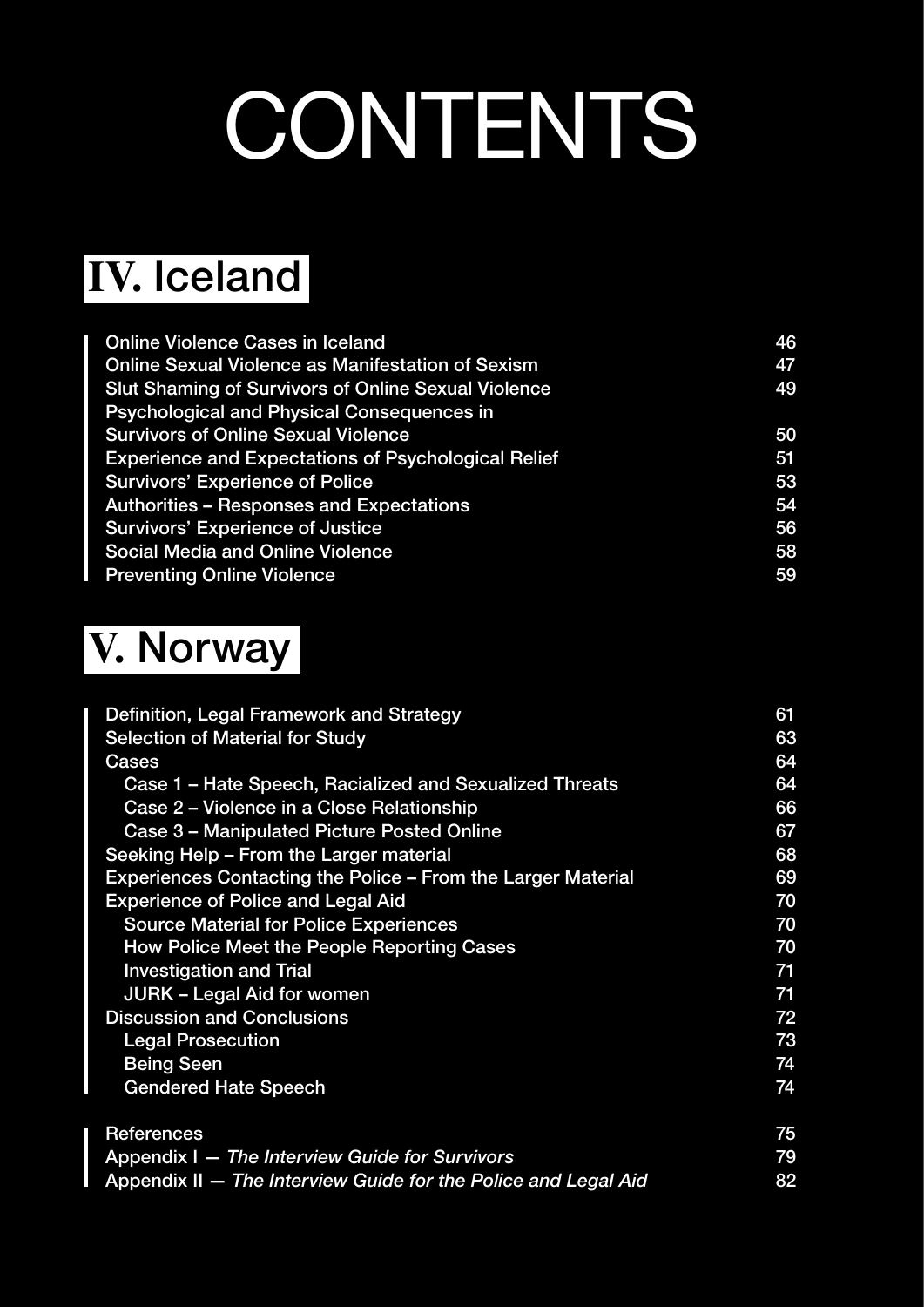# CONTENTS

## IV. Iceland

| | |
|---|---|
| Online Violence Cases in Iceland | 46 |
| Online Sexual Violence as Manifestation of Sexism | 47 |
| Slut Shaming of Survivors of Online Sexual Violence | 49 |
| Psychological and Physical Consequences in Survivors of Online Sexual Violence | 50 |
| Experience and Expectations of Psychological Relief | 51 |
| Survivors' Experience of Police | 53 |
| Authorities – Responses and Expectations | 54 |
| Survivors' Experience of Justice | 56 |
| Social Media and Online Violence | 58 |
| Preventing Online Violence | 59 |

## V. Norway

| | |
|---|---|
| Definition, Legal Framework and Strategy | 61 |
| Selection of Material for Study | 63 |
| Cases | 64 |
| Case 1 – Hate Speech, Racialized and Sexualized Threats | 64 |
| Case 2 – Violence in a Close Relationship | 66 |
| Case 3 – Manipulated Picture Posted Online | 67 |
| Seeking Help – From the Larger material | 68 |
| Experiences Contacting the Police – From the Larger Material | 69 |
| Experience of Police and Legal Aid | 70 |
| Source Material for Police Experiences | 70 |
| How Police Meet the People Reporting Cases | 70 |
| Investigation and Trial | 71 |
| JURK – Legal Aid for women | 71 |
| Discussion and Conclusions | 72 |
| Legal Prosecution | 73 |
| Being Seen | 74 |
| Gendered Hate Speech | 74 |

| | |
|---|---|
| References | 75 |
| Appendix I — *The Interview Guide for Survivors* | 79 |
| Appendix II — *The Interview Guide for the Police and Legal Aid* | 82 |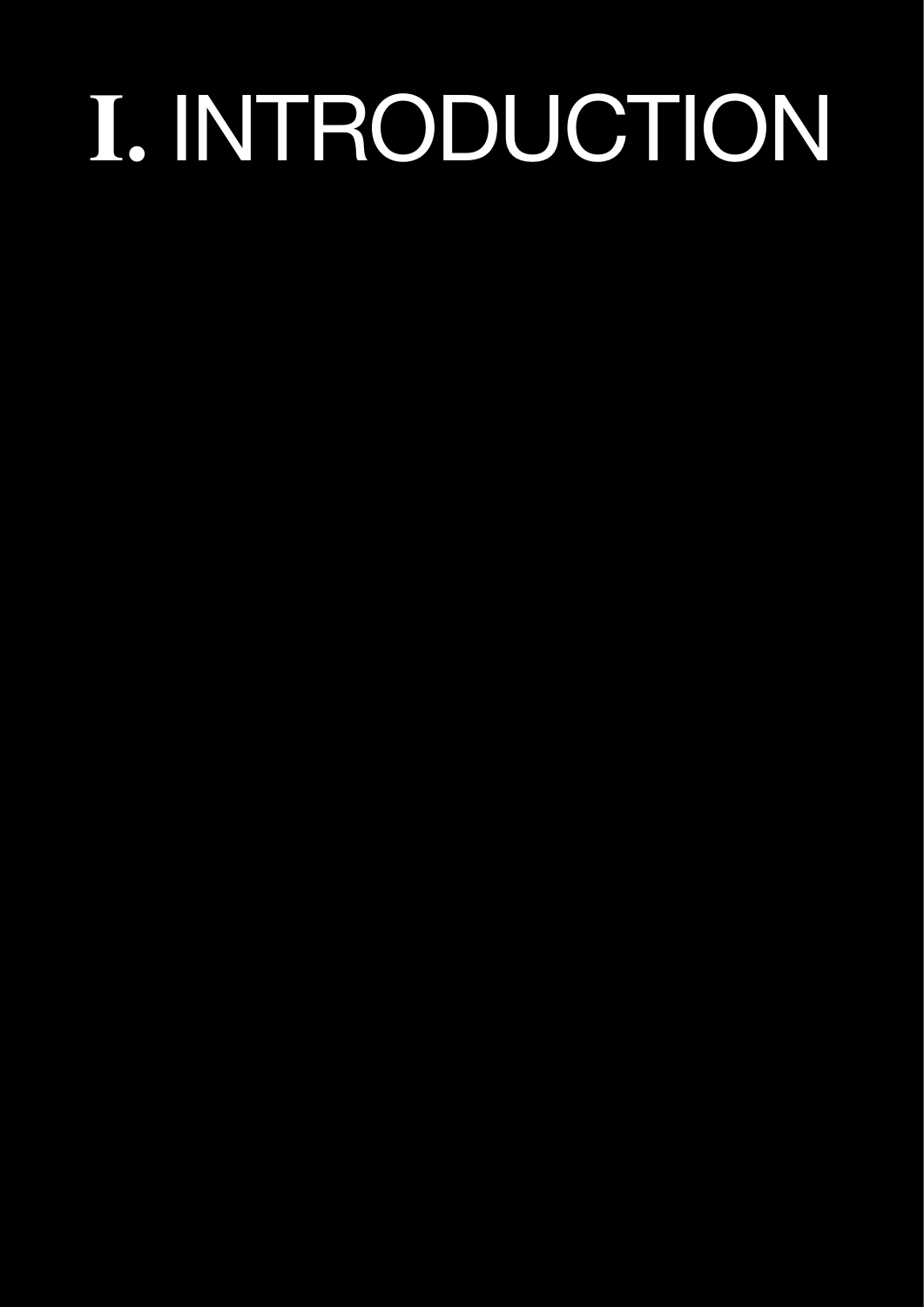# I. INTRODUCTION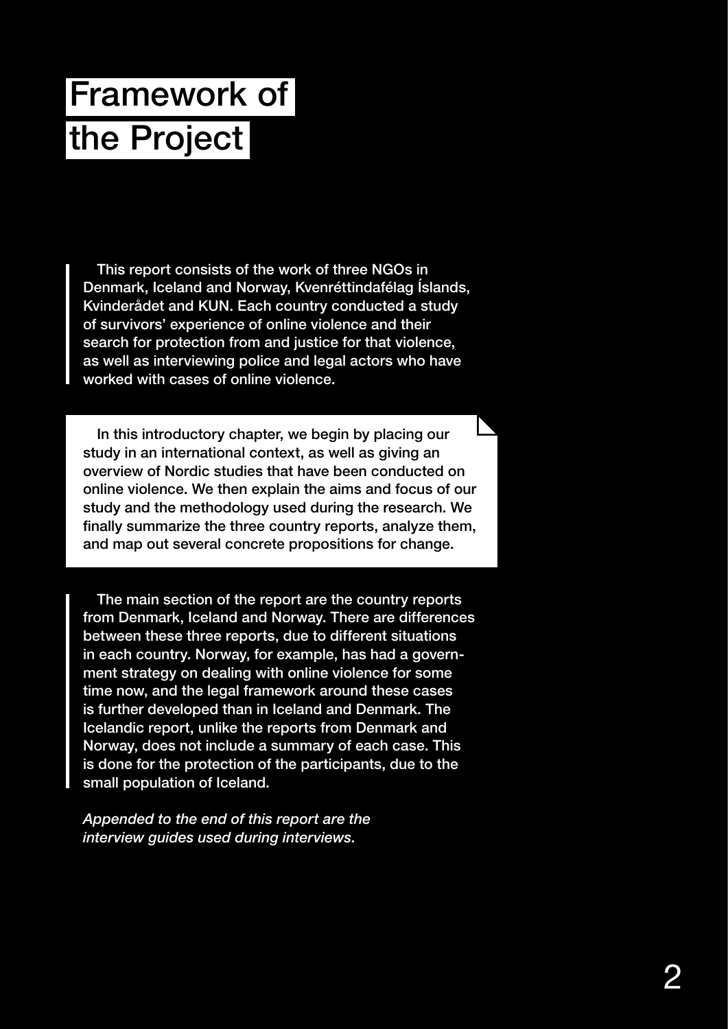# Framework of the Project

This report consists of the work of three NGOs in Denmark, Iceland and Norway, Kvenréttindafélag Íslands, Kvinderådet and KUN. Each country conducted a study of survivors' experience of online violence and their search for protection from and justice for that violence, as well as interviewing police and legal actors who have worked with cases of online violence.

In this introductory chapter, we begin by placing our study in an international context, as well as giving an overview of Nordic studies that have been conducted on online violence. We then explain the aims and focus of our study and the methodology used during the research. We finally summarize the three country reports, analyze them, and map out several concrete propositions for change.

The main section of the report are the country reports from Denmark, Iceland and Norway. There are differences between these three reports, due to different situations in each country. Norway, for example, has had a government strategy on dealing with online violence for some time now, and the legal framework around these cases is further developed than in Iceland and Denmark. The Icelandic report, unlike the reports from Denmark and Norway, does not include a summary of each case. This is done for the protection of the participants, due to the small population of Iceland.

*Appended to the end of this report are the interview guides used during interviews.*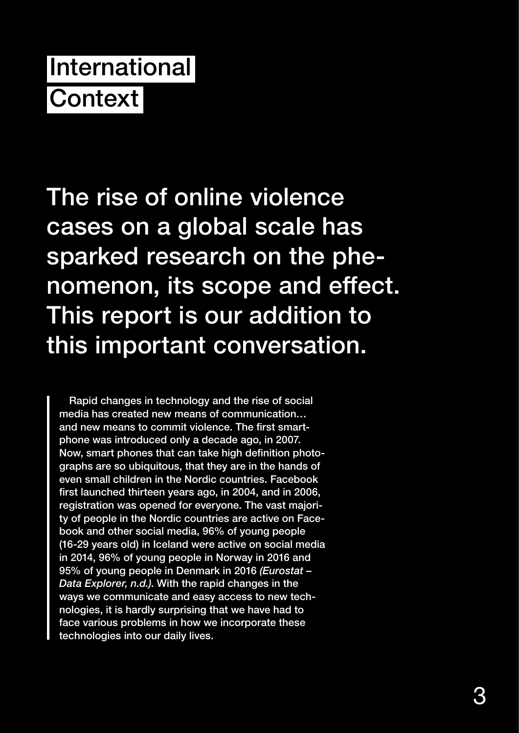# International Context

## The rise of online violence cases on a global scale has sparked research on the phenomenon, its scope and effect. This report is our addition to this important conversation.

Rapid changes in technology and the rise of social media has created new means of communication… and new means to commit violence. The first smartphone was introduced only a decade ago, in 2007. Now, smart phones that can take high definition photographs are so ubiquitous, that they are in the hands of even small children in the Nordic countries. Facebook first launched thirteen years ago, in 2004, and in 2006, registration was opened for everyone. The vast majority of people in the Nordic countries are active on Facebook and other social media, 96% of young people (16-29 years old) in Iceland were active on social media in 2014, 96% of young people in Norway in 2016 and 95% of young people in Denmark in 2016 *(Eurostat – Data Explorer, n.d.)*. With the rapid changes in the ways we communicate and easy access to new technologies, it is hardly surprising that we have had to face various problems in how we incorporate these technologies into our daily lives.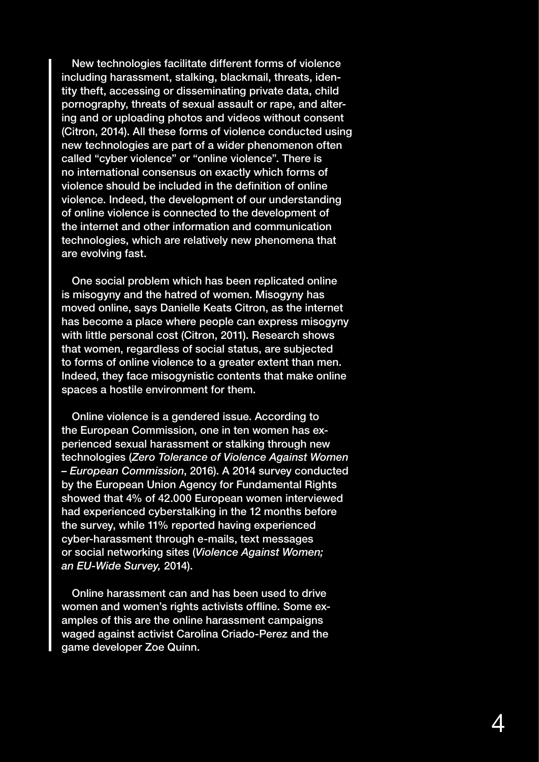New technologies facilitate different forms of violence including harassment, stalking, blackmail, threats, identity theft, accessing or disseminating private data, child pornography, threats of sexual assault or rape, and altering and or uploading photos and videos without consent (Citron, 2014). All these forms of violence conducted using new technologies are part of a wider phenomenon often called "cyber violence" or "online violence". There is no international consensus on exactly which forms of violence should be included in the definition of online violence. Indeed, the development of our understanding of online violence is connected to the development of the internet and other information and communication technologies, which are relatively new phenomena that are evolving fast.

One social problem which has been replicated online is misogyny and the hatred of women. Misogyny has moved online, says Danielle Keats Citron, as the internet has become a place where people can express misogyny with little personal cost (Citron, 2011). Research shows that women, regardless of social status, are subjected to forms of online violence to a greater extent than men. Indeed, they face misogynistic contents that make online spaces a hostile environment for them.

Online violence is a gendered issue. According to the European Commission, one in ten women has experienced sexual harassment or stalking through new technologies (*Zero Tolerance of Violence Against Women – European Commission*, 2016). A 2014 survey conducted by the European Union Agency for Fundamental Rights showed that 4% of 42.000 European women interviewed had experienced cyberstalking in the 12 months before the survey, while 11% reported having experienced cyber-harassment through e-mails, text messages or social networking sites (*Violence Against Women; an EU-Wide Survey,* 2014).

Online harassment can and has been used to drive women and women's rights activists offline. Some examples of this are the online harassment campaigns waged against activist Carolina Criado-Perez and the game developer Zoe Quinn.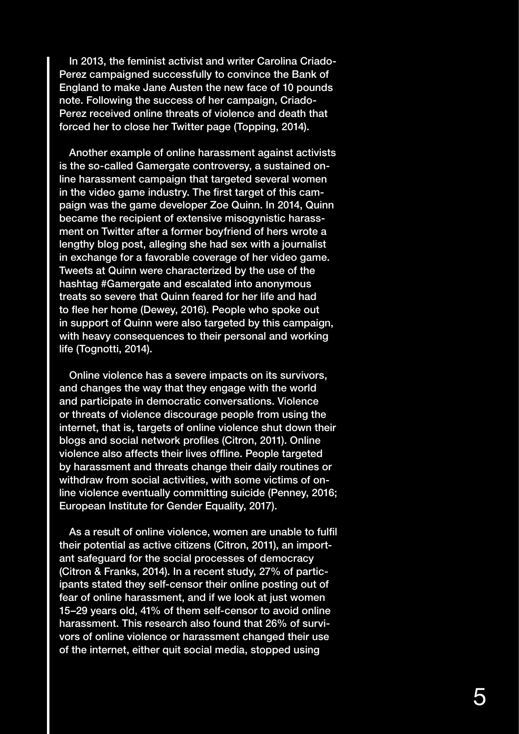In 2013, the feminist activist and writer Carolina Criado-Perez campaigned successfully to convince the Bank of England to make Jane Austen the new face of 10 pounds note. Following the success of her campaign, Criado-Perez received online threats of violence and death that forced her to close her Twitter page (Topping, 2014).

Another example of online harassment against activists is the so-called Gamergate controversy, a sustained online harassment campaign that targeted several women in the video game industry. The first target of this campaign was the game developer Zoe Quinn. In 2014, Quinn became the recipient of extensive misogynistic harassment on Twitter after a former boyfriend of hers wrote a lengthy blog post, alleging she had sex with a journalist in exchange for a favorable coverage of her video game. Tweets at Quinn were characterized by the use of the hashtag #Gamergate and escalated into anonymous treats so severe that Quinn feared for her life and had to flee her home (Dewey, 2016). People who spoke out in support of Quinn were also targeted by this campaign, with heavy consequences to their personal and working life (Tognotti, 2014).

Online violence has a severe impacts on its survivors, and changes the way that they engage with the world and participate in democratic conversations. Violence or threats of violence discourage people from using the internet, that is, targets of online violence shut down their blogs and social network profiles (Citron, 2011). Online violence also affects their lives offline. People targeted by harassment and threats change their daily routines or withdraw from social activities, with some victims of online violence eventually committing suicide (Penney, 2016; European Institute for Gender Equality, 2017).

As a result of online violence, women are unable to fulfil their potential as active citizens (Citron, 2011), an important safeguard for the social processes of democracy (Citron & Franks, 2014). In a recent study, 27% of participants stated they self-censor their online posting out of fear of online harassment, and if we look at just women 15–29 years old, 41% of them self-censor to avoid online harassment. This research also found that 26% of survivors of online violence or harassment changed their use of the internet, either quit social media, stopped using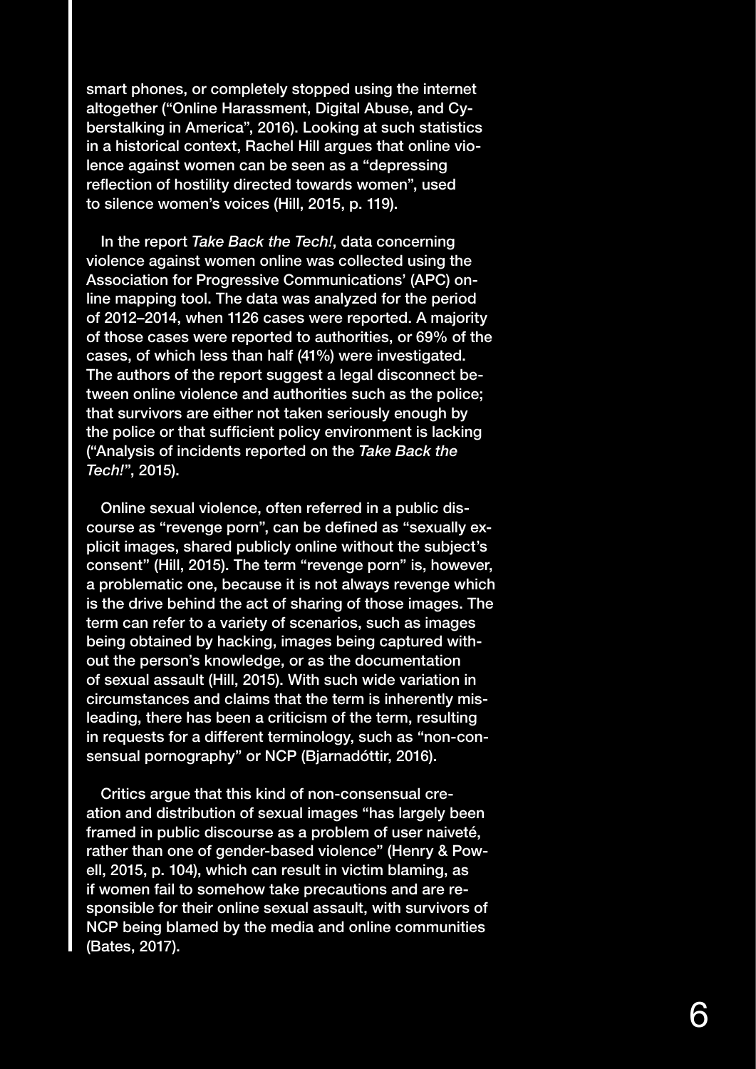smart phones, or completely stopped using the internet altogether ("Online Harassment, Digital Abuse, and Cyberstalking in America", 2016). Looking at such statistics in a historical context, Rachel Hill argues that online violence against women can be seen as a "depressing reflection of hostility directed towards women", used to silence women's voices (Hill, 2015, p. 119).

In the report *Take Back the Tech!*, data concerning violence against women online was collected using the Association for Progressive Communications' (APC) online mapping tool. The data was analyzed for the period of 2012–2014, when 1126 cases were reported. A majority of those cases were reported to authorities, or 69% of the cases, of which less than half (41%) were investigated. The authors of the report suggest a legal disconnect between online violence and authorities such as the police; that survivors are either not taken seriously enough by the police or that sufficient policy environment is lacking ("Analysis of incidents reported on the *Take Back the Tech!*", 2015).

Online sexual violence, often referred in a public discourse as "revenge porn", can be defined as "sexually explicit images, shared publicly online without the subject's consent" (Hill, 2015). The term "revenge porn" is, however, a problematic one, because it is not always revenge which is the drive behind the act of sharing of those images. The term can refer to a variety of scenarios, such as images being obtained by hacking, images being captured without the person's knowledge, or as the documentation of sexual assault (Hill, 2015). With such wide variation in circumstances and claims that the term is inherently misleading, there has been a criticism of the term, resulting in requests for a different terminology, such as "non-consensual pornography" or NCP (Bjarnadóttir, 2016).

Critics argue that this kind of non-consensual creation and distribution of sexual images "has largely been framed in public discourse as a problem of user naiveté, rather than one of gender-based violence" (Henry & Powell, 2015, p. 104), which can result in victim blaming, as if women fail to somehow take precautions and are responsible for their online sexual assault, with survivors of NCP being blamed by the media and online communities (Bates, 2017).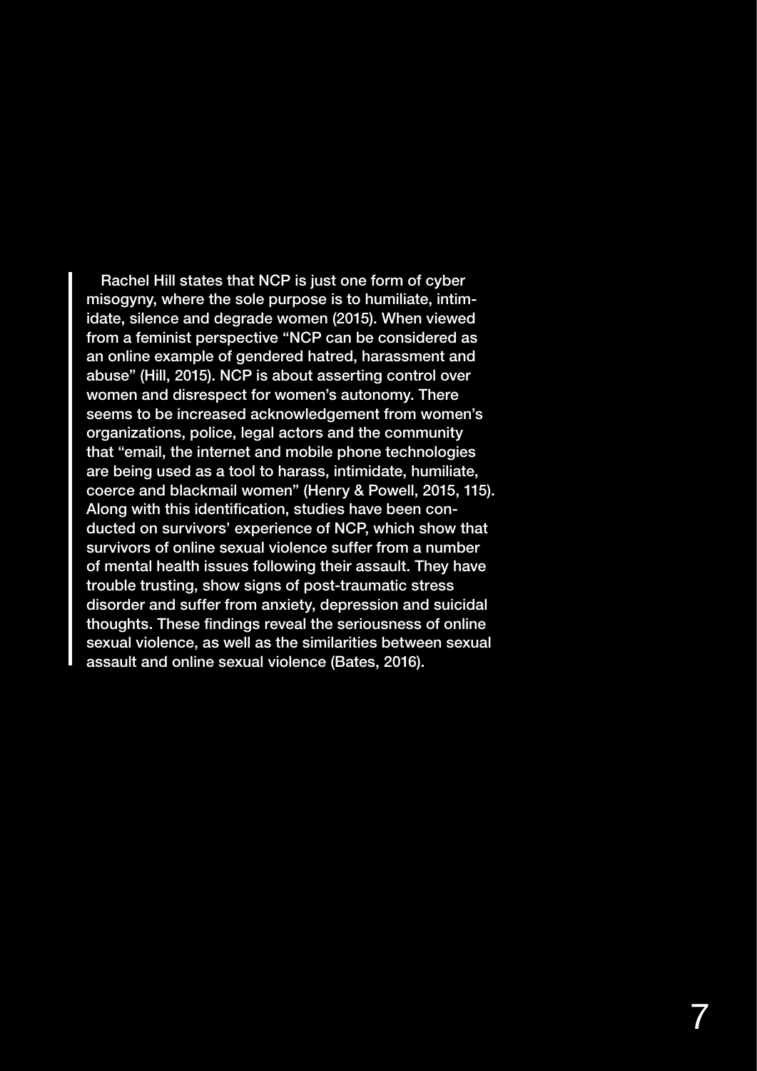Rachel Hill states that NCP is just one form of cyber misogyny, where the sole purpose is to humiliate, intimidate, silence and degrade women (2015). When viewed from a feminist perspective "NCP can be considered as an online example of gendered hatred, harassment and abuse" (Hill, 2015). NCP is about asserting control over women and disrespect for women's autonomy. There seems to be increased acknowledgement from women's organizations, police, legal actors and the community that "email, the internet and mobile phone technologies are being used as a tool to harass, intimidate, humiliate, coerce and blackmail women" (Henry & Powell, 2015, 115). Along with this identification, studies have been conducted on survivors' experience of NCP, which show that survivors of online sexual violence suffer from a number of mental health issues following their assault. They have trouble trusting, show signs of post-traumatic stress disorder and suffer from anxiety, depression and suicidal thoughts. These findings reveal the seriousness of online sexual violence, as well as the similarities between sexual assault and online sexual violence (Bates, 2016).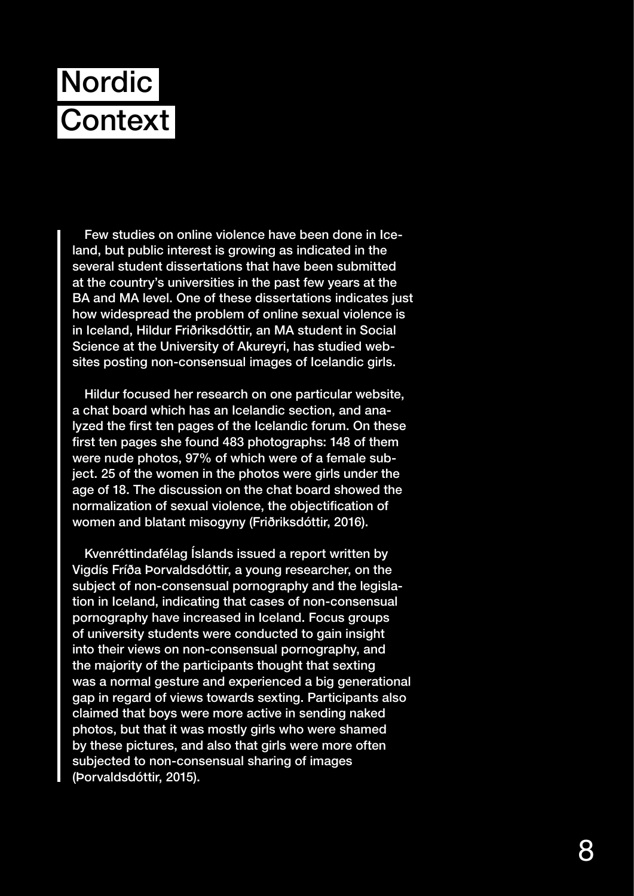# Nordic Context

Few studies on online violence have been done in Iceland, but public interest is growing as indicated in the several student dissertations that have been submitted at the country's universities in the past few years at the BA and MA level. One of these dissertations indicates just how widespread the problem of online sexual violence is in Iceland, Hildur Friðriksdóttir, an MA student in Social Science at the University of Akureyri, has studied websites posting non-consensual images of Icelandic girls.

Hildur focused her research on one particular website, a chat board which has an Icelandic section, and analyzed the first ten pages of the Icelandic forum. On these first ten pages she found 483 photographs: 148 of them were nude photos, 97% of which were of a female subject. 25 of the women in the photos were girls under the age of 18. The discussion on the chat board showed the normalization of sexual violence, the objectification of women and blatant misogyny (Friðriksdóttir, 2016).

Kvenréttindafélag Íslands issued a report written by Vigdís Fríða Þorvaldsdóttir, a young researcher, on the subject of non-consensual pornography and the legislation in Iceland, indicating that cases of non-consensual pornography have increased in Iceland. Focus groups of university students were conducted to gain insight into their views on non-consensual pornography, and the majority of the participants thought that sexting was a normal gesture and experienced a big generational gap in regard of views towards sexting. Participants also claimed that boys were more active in sending naked photos, but that it was mostly girls who were shamed by these pictures, and also that girls were more often subjected to non-consensual sharing of images (Þorvaldsdóttir, 2015).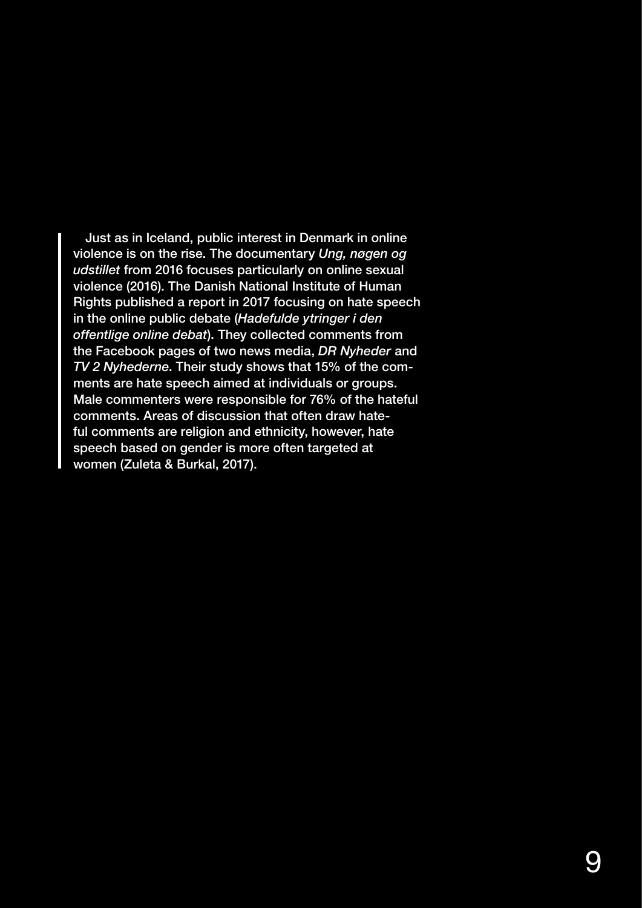Just as in Iceland, public interest in Denmark in online violence is on the rise. The documentary *Ung, nøgen og udstillet* from 2016 focuses particularly on online sexual violence (2016). The Danish National Institute of Human Rights published a report in 2017 focusing on hate speech in the online public debate (*Hadefulde ytringer i den offentlige online debat*). They collected comments from the Facebook pages of two news media, *DR Nyheder* and *TV 2 Nyhederne*. Their study shows that 15% of the comments are hate speech aimed at individuals or groups. Male commenters were responsible for 76% of the hateful comments. Areas of discussion that often draw hateful comments are religion and ethnicity, however, hate speech based on gender is more often targeted at women (Zuleta & Burkal, 2017).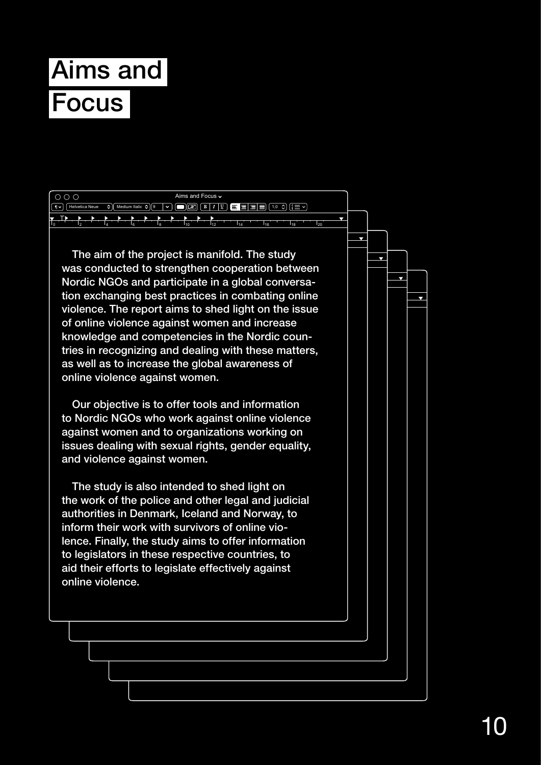# Aims and Focus

The aim of the project is manifold. The study was conducted to strengthen cooperation between Nordic NGOs and participate in a global conversation exchanging best practices in combating online violence. The report aims to shed light on the issue of online violence against women and increase knowledge and competencies in the Nordic countries in recognizing and dealing with these matters, as well as to increase the global awareness of online violence against women.

Our objective is to offer tools and information to Nordic NGOs who work against online violence against women and to organizations working on issues dealing with sexual rights, gender equality, and violence against women.

The study is also intended to shed light on the work of the police and other legal and judicial authorities in Denmark, Iceland and Norway, to inform their work with survivors of online violence. Finally, the study aims to offer information to legislators in these respective countries, to aid their efforts to legislate effectively against online violence.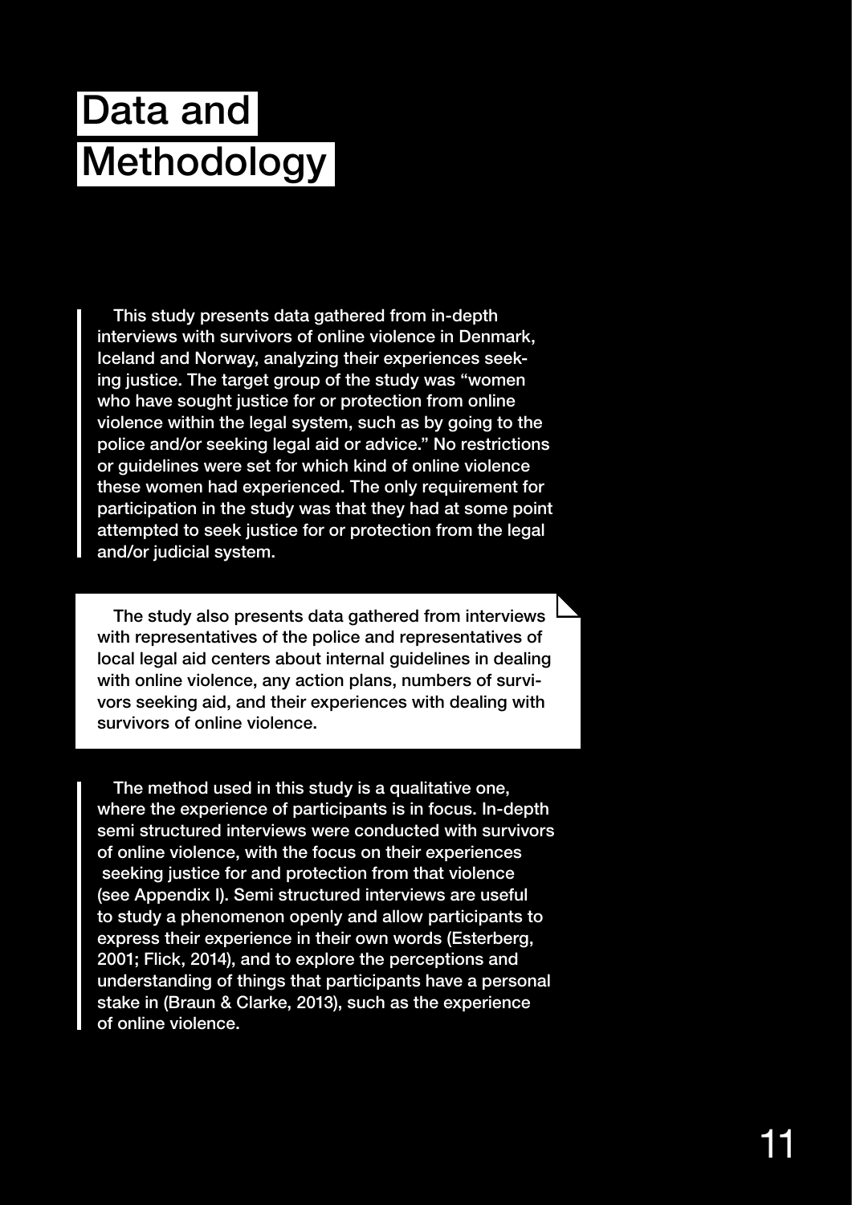# Data and Methodology

This study presents data gathered from in-depth interviews with survivors of online violence in Denmark, Iceland and Norway, analyzing their experiences seeking justice. The target group of the study was "women who have sought justice for or protection from online violence within the legal system, such as by going to the police and/or seeking legal aid or advice." No restrictions or guidelines were set for which kind of online violence these women had experienced. The only requirement for participation in the study was that they had at some point attempted to seek justice for or protection from the legal and/or judicial system.

The study also presents data gathered from interviews with representatives of the police and representatives of local legal aid centers about internal guidelines in dealing with online violence, any action plans, numbers of survivors seeking aid, and their experiences with dealing with survivors of online violence.

The method used in this study is a qualitative one, where the experience of participants is in focus. In-depth semi structured interviews were conducted with survivors of online violence, with the focus on their experiences seeking justice for and protection from that violence (see Appendix I). Semi structured interviews are useful to study a phenomenon openly and allow participants to express their experience in their own words (Esterberg, 2001; Flick, 2014), and to explore the perceptions and understanding of things that participants have a personal stake in (Braun & Clarke, 2013), such as the experience of online violence.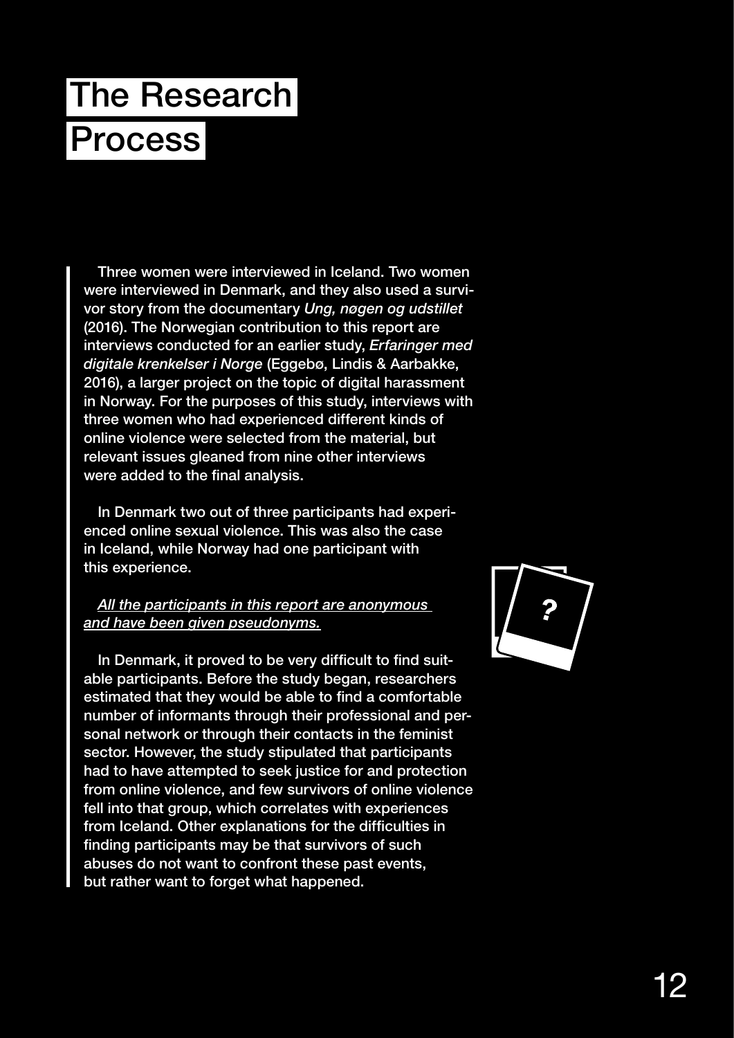# The Research Process

Three women were interviewed in Iceland. Two women were interviewed in Denmark, and they also used a survivor story from the documentary *Ung, nøgen og udstillet* (2016). The Norwegian contribution to this report are interviews conducted for an earlier study, *Erfaringer med digitale krenkelser i Norge* (Eggebø, Lindis & Aarbakke, 2016), a larger project on the topic of digital harassment in Norway. For the purposes of this study, interviews with three women who had experienced different kinds of online violence were selected from the material, but relevant issues gleaned from nine other interviews were added to the final analysis.

In Denmark two out of three participants had experienced online sexual violence. This was also the case in Iceland, while Norway had one participant with this experience.

*All the participants in this report are anonymous and have been given pseudonyms.*

In Denmark, it proved to be very difficult to find suitable participants. Before the study began, researchers estimated that they would be able to find a comfortable number of informants through their professional and personal network or through their contacts in the feminist sector. However, the study stipulated that participants had to have attempted to seek justice for and protection from online violence, and few survivors of online violence fell into that group, which correlates with experiences from Iceland. Other explanations for the difficulties in finding participants may be that survivors of such abuses do not want to confront these past events, but rather want to forget what happened.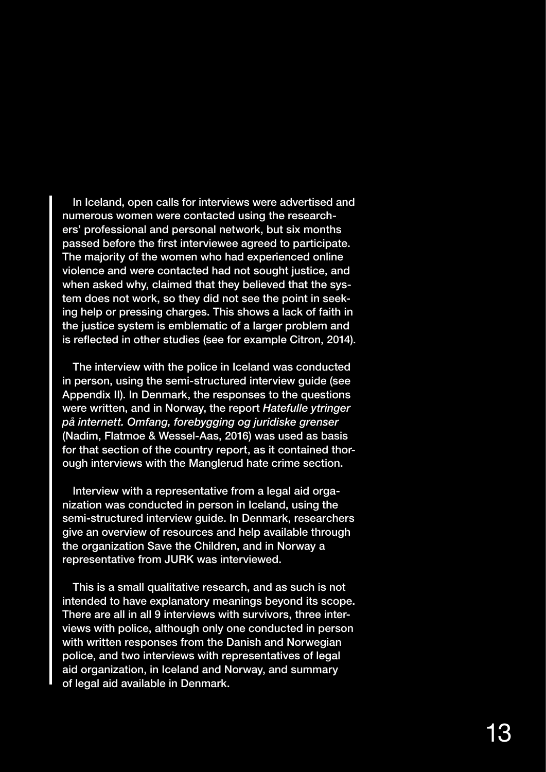In Iceland, open calls for interviews were advertised and numerous women were contacted using the researchers' professional and personal network, but six months passed before the first interviewee agreed to participate. The majority of the women who had experienced online violence and were contacted had not sought justice, and when asked why, claimed that they believed that the system does not work, so they did not see the point in seeking help or pressing charges. This shows a lack of faith in the justice system is emblematic of a larger problem and is reflected in other studies (see for example Citron, 2014).

The interview with the police in Iceland was conducted in person, using the semi-structured interview guide (see Appendix II). In Denmark, the responses to the questions were written, and in Norway, the report *Hatefulle ytringer på internett. Omfang, forebygging og juridiske grenser* (Nadim, Flatmoe & Wessel-Aas, 2016) was used as basis for that section of the country report, as it contained thorough interviews with the Manglerud hate crime section.

Interview with a representative from a legal aid organization was conducted in person in Iceland, using the semi-structured interview guide. In Denmark, researchers give an overview of resources and help available through the organization Save the Children, and in Norway a representative from JURK was interviewed.

This is a small qualitative research, and as such is not intended to have explanatory meanings beyond its scope. There are all in all 9 interviews with survivors, three interviews with police, although only one conducted in person with written responses from the Danish and Norwegian police, and two interviews with representatives of legal aid organization, in Iceland and Norway, and summary of legal aid available in Denmark.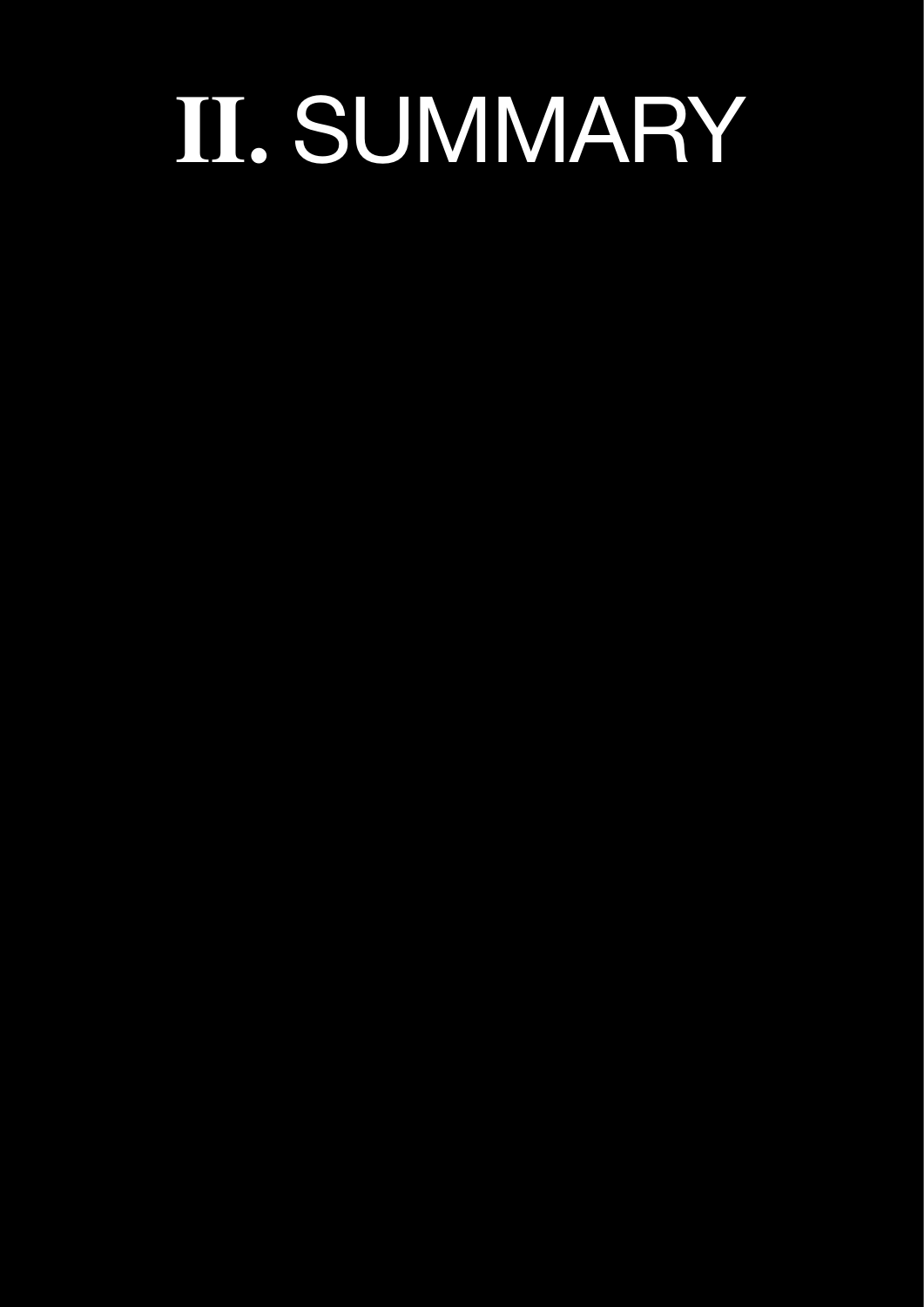# II. SUMMARY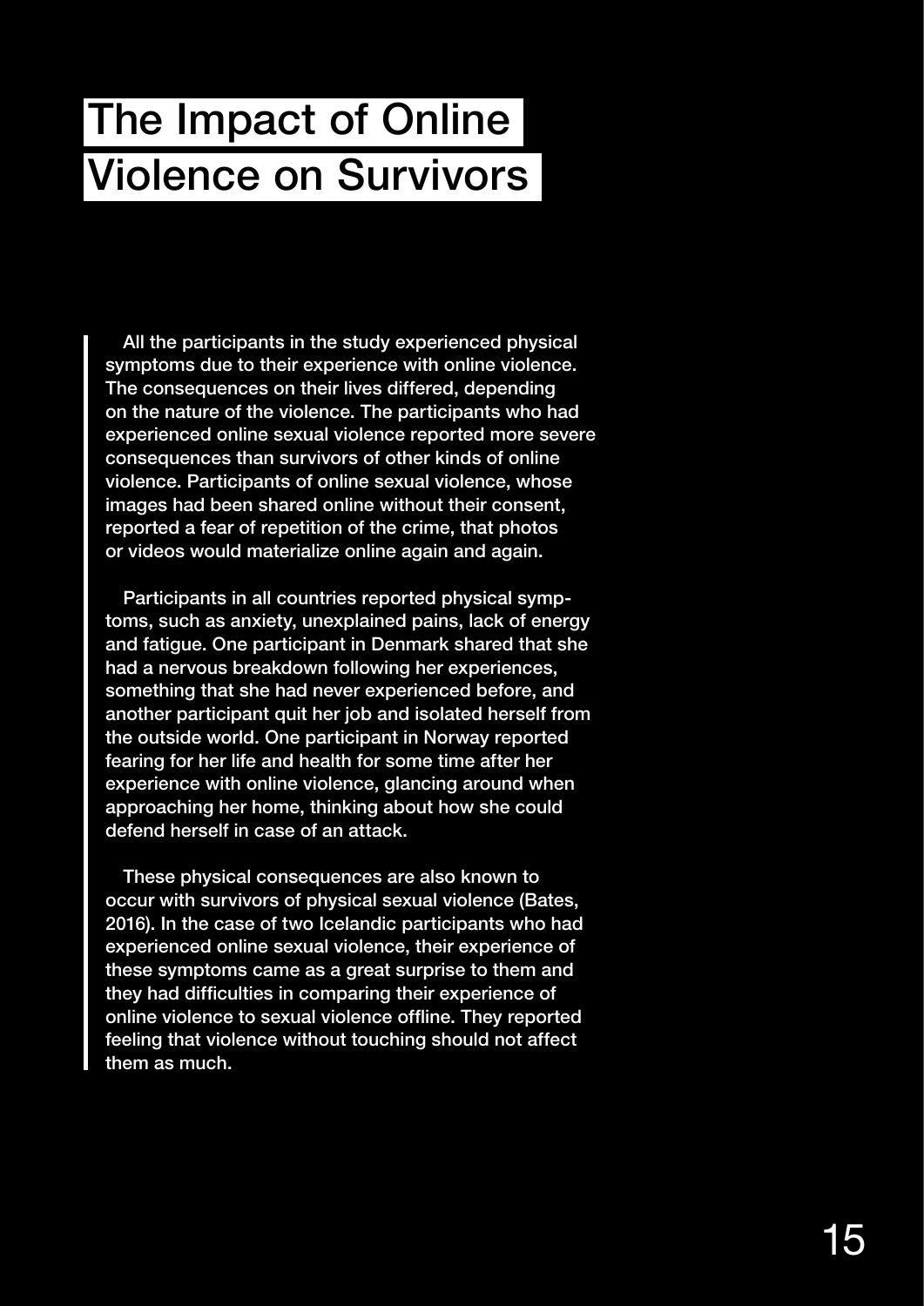# The Impact of Online Violence on Survivors

All the participants in the study experienced physical symptoms due to their experience with online violence. The consequences on their lives differed, depending on the nature of the violence. The participants who had experienced online sexual violence reported more severe consequences than survivors of other kinds of online violence. Participants of online sexual violence, whose images had been shared online without their consent, reported a fear of repetition of the crime, that photos or videos would materialize online again and again.

Participants in all countries reported physical symptoms, such as anxiety, unexplained pains, lack of energy and fatigue. One participant in Denmark shared that she had a nervous breakdown following her experiences, something that she had never experienced before, and another participant quit her job and isolated herself from the outside world. One participant in Norway reported fearing for her life and health for some time after her experience with online violence, glancing around when approaching her home, thinking about how she could defend herself in case of an attack.

These physical consequences are also known to occur with survivors of physical sexual violence (Bates, 2016). In the case of two Icelandic participants who had experienced online sexual violence, their experience of these symptoms came as a great surprise to them and they had difficulties in comparing their experience of online violence to sexual violence offline. They reported feeling that violence without touching should not affect them as much.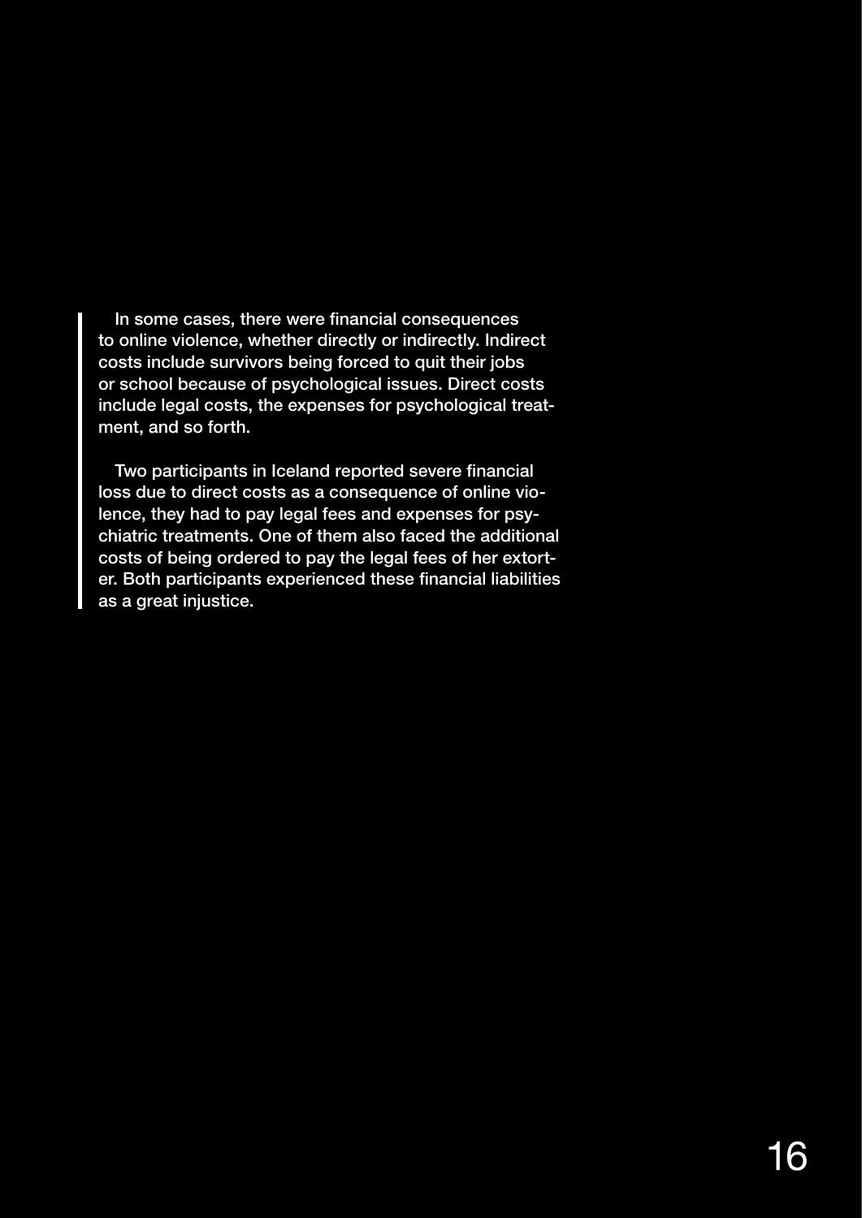In some cases, there were financial consequences to online violence, whether directly or indirectly. Indirect costs include survivors being forced to quit their jobs or school because of psychological issues. Direct costs include legal costs, the expenses for psychological treatment, and so forth.

Two participants in Iceland reported severe financial loss due to direct costs as a consequence of online violence, they had to pay legal fees and expenses for psychiatric treatments. One of them also faced the additional costs of being ordered to pay the legal fees of her extorter. Both participants experienced these financial liabilities as a great injustice.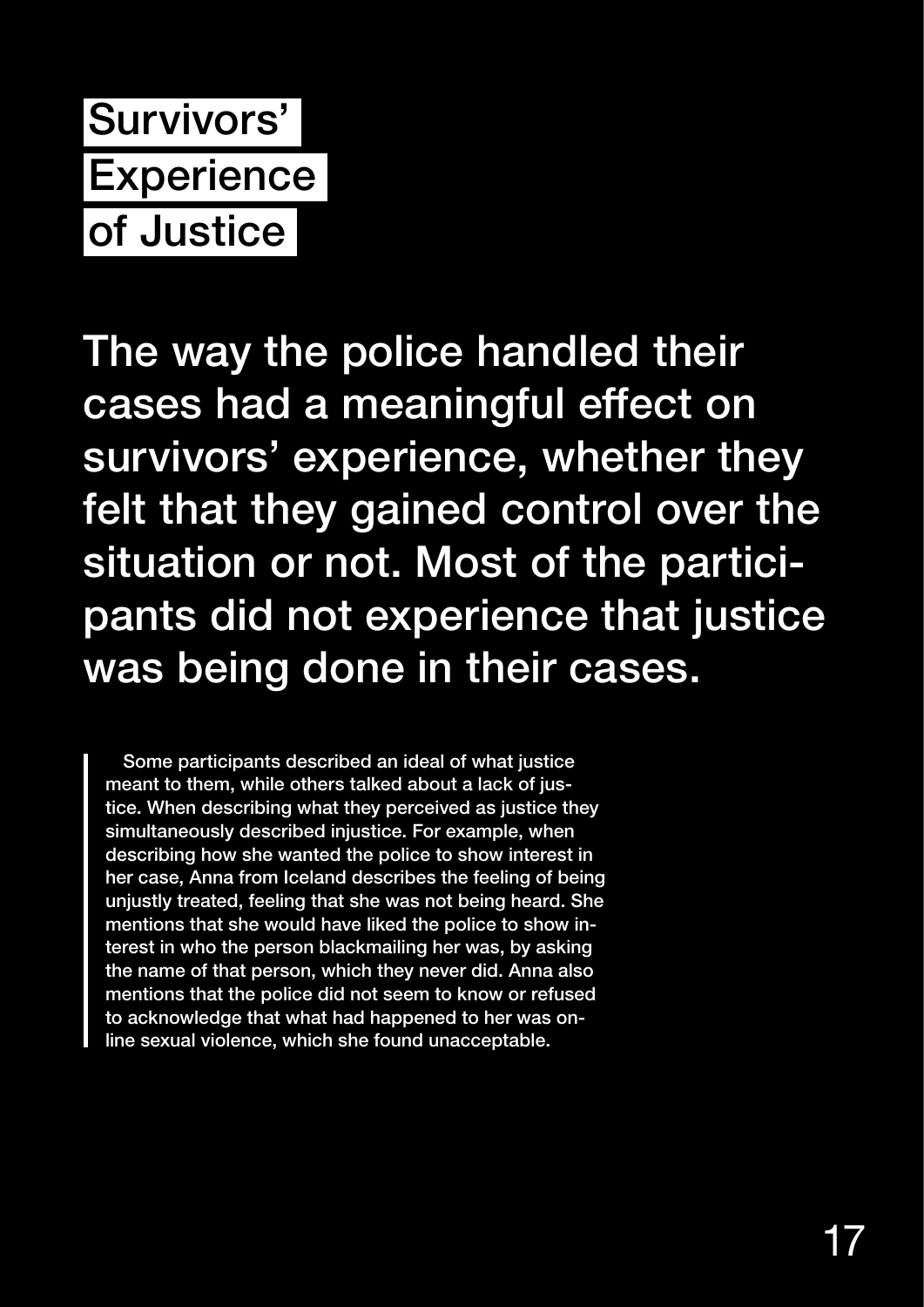# Survivors' Experience of Justice

## The way the police handled their cases had a meaningful effect on survivors' experience, whether they felt that they gained control over the situation or not. Most of the participants did not experience that justice was being done in their cases.

Some participants described an ideal of what justice meant to them, while others talked about a lack of justice. When describing what they perceived as justice they simultaneously described injustice. For example, when describing how she wanted the police to show interest in her case, Anna from Iceland describes the feeling of being unjustly treated, feeling that she was not being heard. She mentions that she would have liked the police to show interest in who the person blackmailing her was, by asking the name of that person, which they never did. Anna also mentions that the police did not seem to know or refused to acknowledge that what had happened to her was online sexual violence, which she found unacceptable.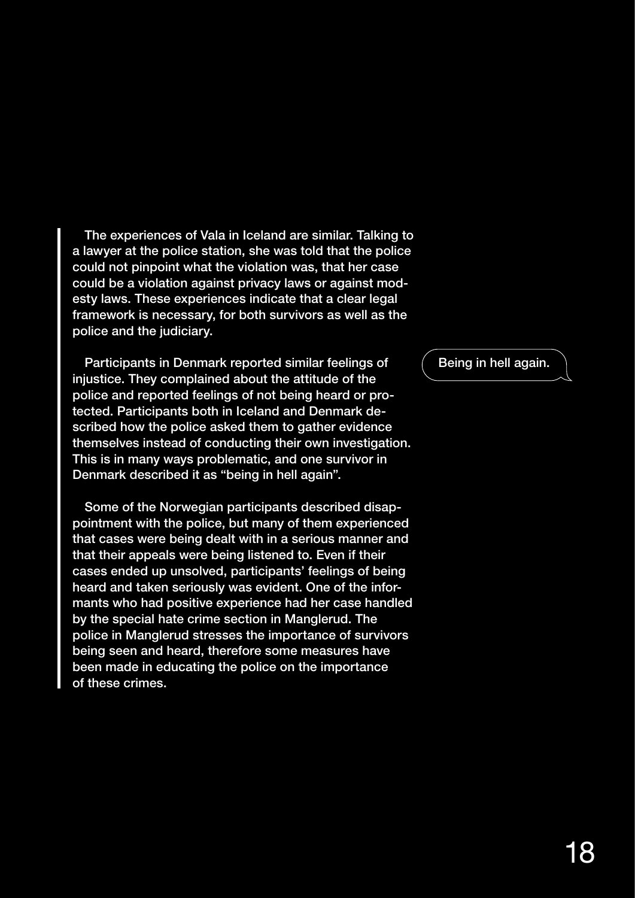The experiences of Vala in Iceland are similar. Talking to a lawyer at the police station, she was told that the police could not pinpoint what the violation was, that her case could be a violation against privacy laws or against modesty laws. These experiences indicate that a clear legal framework is necessary, for both survivors as well as the police and the judiciary.

Participants in Denmark reported similar feelings of injustice. They complained about the attitude of the police and reported feelings of not being heard or protected. Participants both in Iceland and Denmark described how the police asked them to gather evidence themselves instead of conducting their own investigation. This is in many ways problematic, and one survivor in Denmark described it as "being in hell again".

Being in hell again.

Some of the Norwegian participants described disappointment with the police, but many of them experienced that cases were being dealt with in a serious manner and that their appeals were being listened to. Even if their cases ended up unsolved, participants' feelings of being heard and taken seriously was evident. One of the informants who had positive experience had her case handled by the special hate crime section in Manglerud. The police in Manglerud stresses the importance of survivors being seen and heard, therefore some measures have been made in educating the police on the importance of these crimes.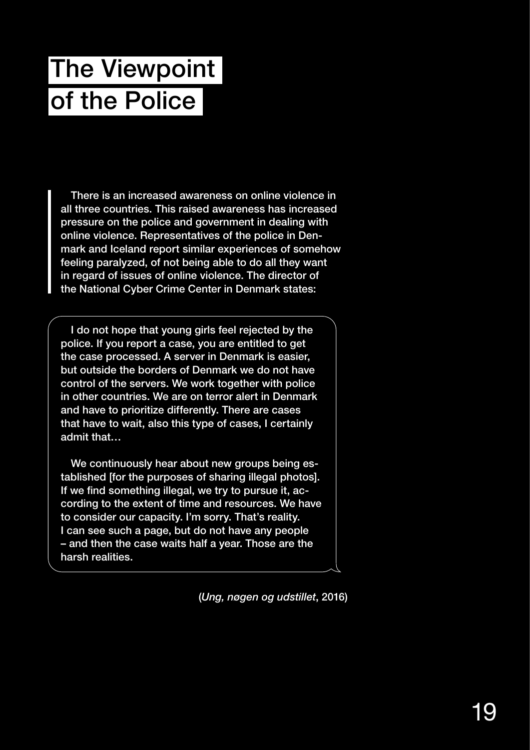# The Viewpoint of the Police

There is an increased awareness on online violence in all three countries. This raised awareness has increased pressure on the police and government in dealing with online violence. Representatives of the police in Denmark and Iceland report similar experiences of somehow feeling paralyzed, of not being able to do all they want in regard of issues of online violence. The director of the National Cyber Crime Center in Denmark states:

> I do not hope that young girls feel rejected by the police. If you report a case, you are entitled to get the case processed. A server in Denmark is easier, but outside the borders of Denmark we do not have control of the servers. We work together with police in other countries. We are on terror alert in Denmark and have to prioritize differently. There are cases that have to wait, also this type of cases, I certainly admit that…
>
> We continuously hear about new groups being established [for the purposes of sharing illegal photos]. If we find something illegal, we try to pursue it, according to the extent of time and resources. We have to consider our capacity. I'm sorry. That's reality. I can see such a page, but do not have any people – and then the case waits half a year. Those are the harsh realities.

(*Ung, nøgen og udstillet*, 2016)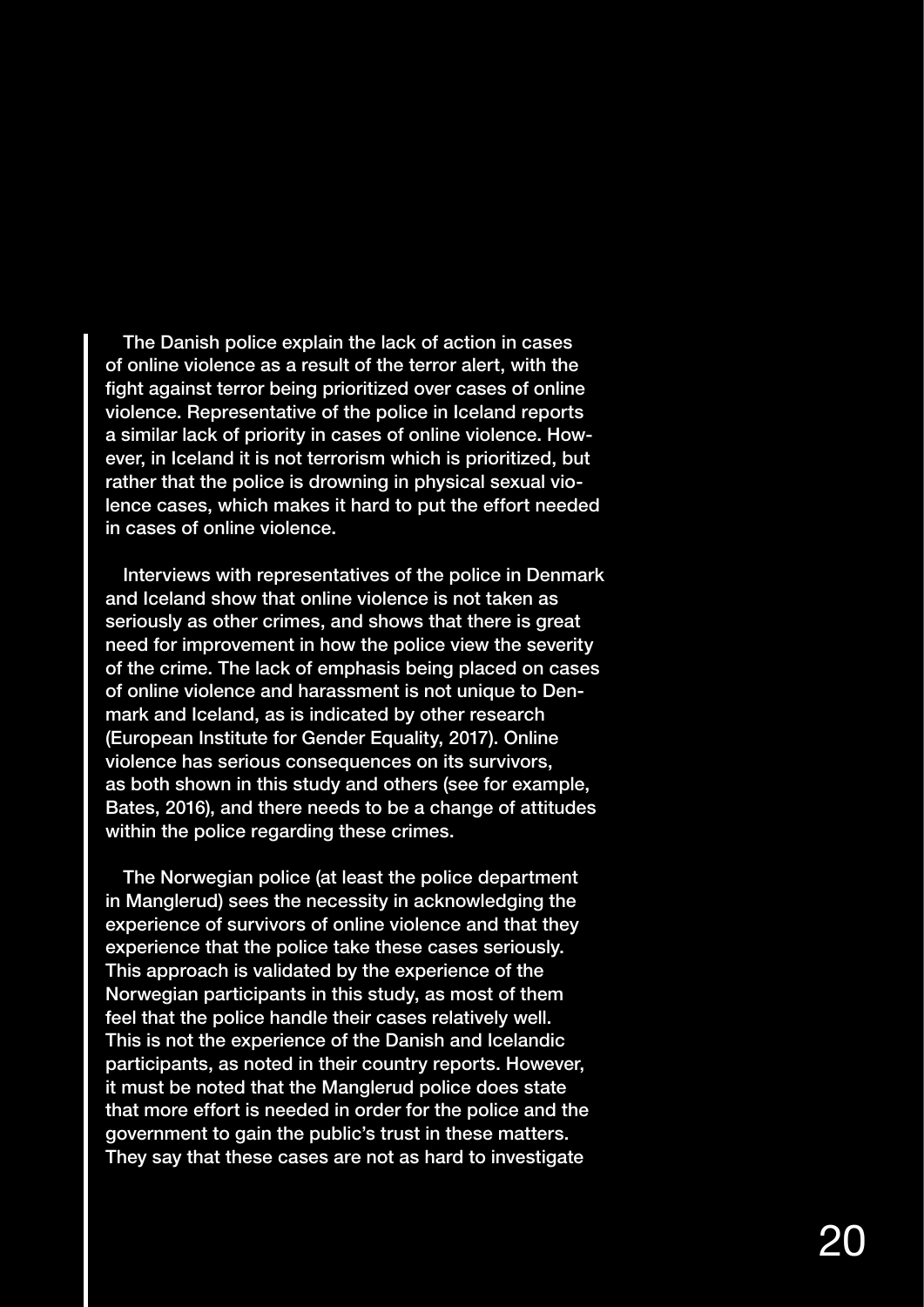The Danish police explain the lack of action in cases of online violence as a result of the terror alert, with the fight against terror being prioritized over cases of online violence. Representative of the police in Iceland reports a similar lack of priority in cases of online violence. However, in Iceland it is not terrorism which is prioritized, but rather that the police is drowning in physical sexual violence cases, which makes it hard to put the effort needed in cases of online violence.

Interviews with representatives of the police in Denmark and Iceland show that online violence is not taken as seriously as other crimes, and shows that there is great need for improvement in how the police view the severity of the crime. The lack of emphasis being placed on cases of online violence and harassment is not unique to Denmark and Iceland, as is indicated by other research (European Institute for Gender Equality, 2017). Online violence has serious consequences on its survivors, as both shown in this study and others (see for example, Bates, 2016), and there needs to be a change of attitudes within the police regarding these crimes.

The Norwegian police (at least the police department in Manglerud) sees the necessity in acknowledging the experience of survivors of online violence and that they experience that the police take these cases seriously. This approach is validated by the experience of the Norwegian participants in this study, as most of them feel that the police handle their cases relatively well. This is not the experience of the Danish and Icelandic participants, as noted in their country reports. However, it must be noted that the Manglerud police does state that more effort is needed in order for the police and the government to gain the public's trust in these matters. They say that these cases are not as hard to investigate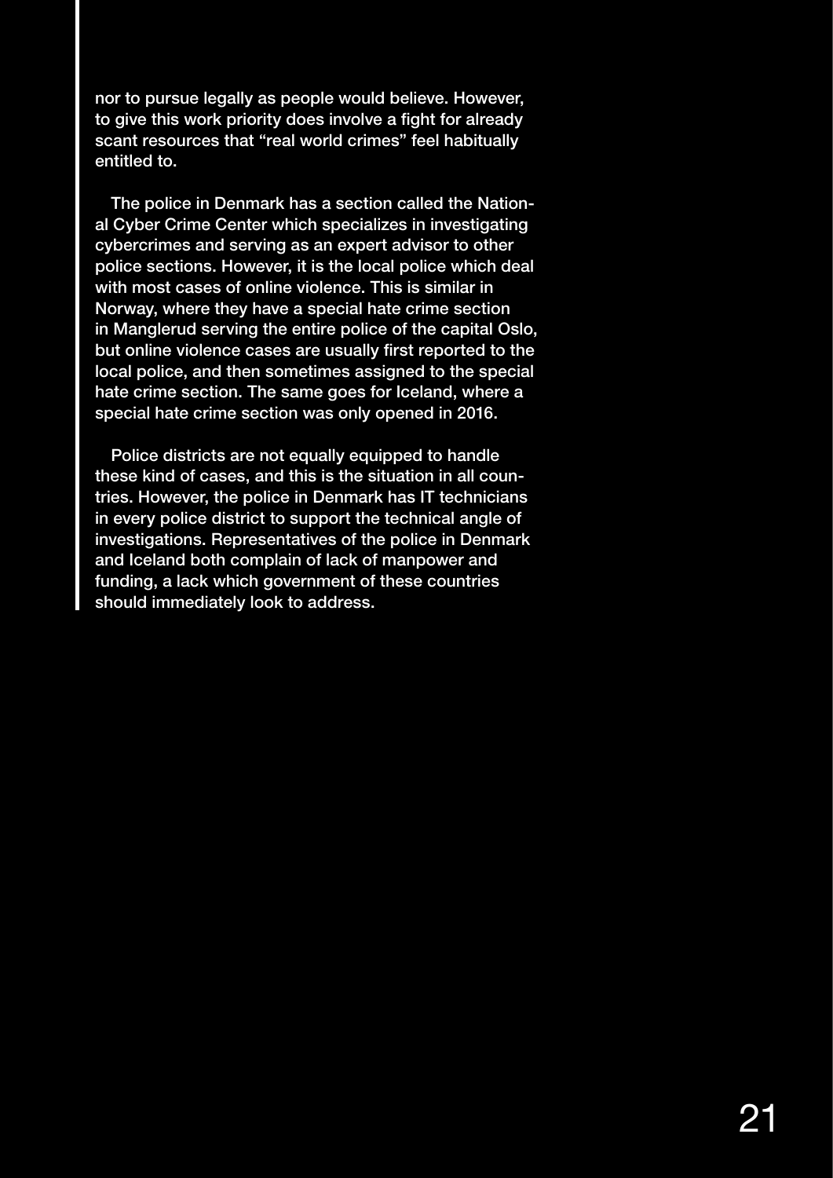nor to pursue legally as people would believe. However, to give this work priority does involve a fight for already scant resources that "real world crimes" feel habitually entitled to.

The police in Denmark has a section called the National Cyber Crime Center which specializes in investigating cybercrimes and serving as an expert advisor to other police sections. However, it is the local police which deal with most cases of online violence. This is similar in Norway, where they have a special hate crime section in Manglerud serving the entire police of the capital Oslo, but online violence cases are usually first reported to the local police, and then sometimes assigned to the special hate crime section. The same goes for Iceland, where a special hate crime section was only opened in 2016.

Police districts are not equally equipped to handle these kind of cases, and this is the situation in all countries. However, the police in Denmark has IT technicians in every police district to support the technical angle of investigations. Representatives of the police in Denmark and Iceland both complain of lack of manpower and funding, a lack which government of these countries should immediately look to address.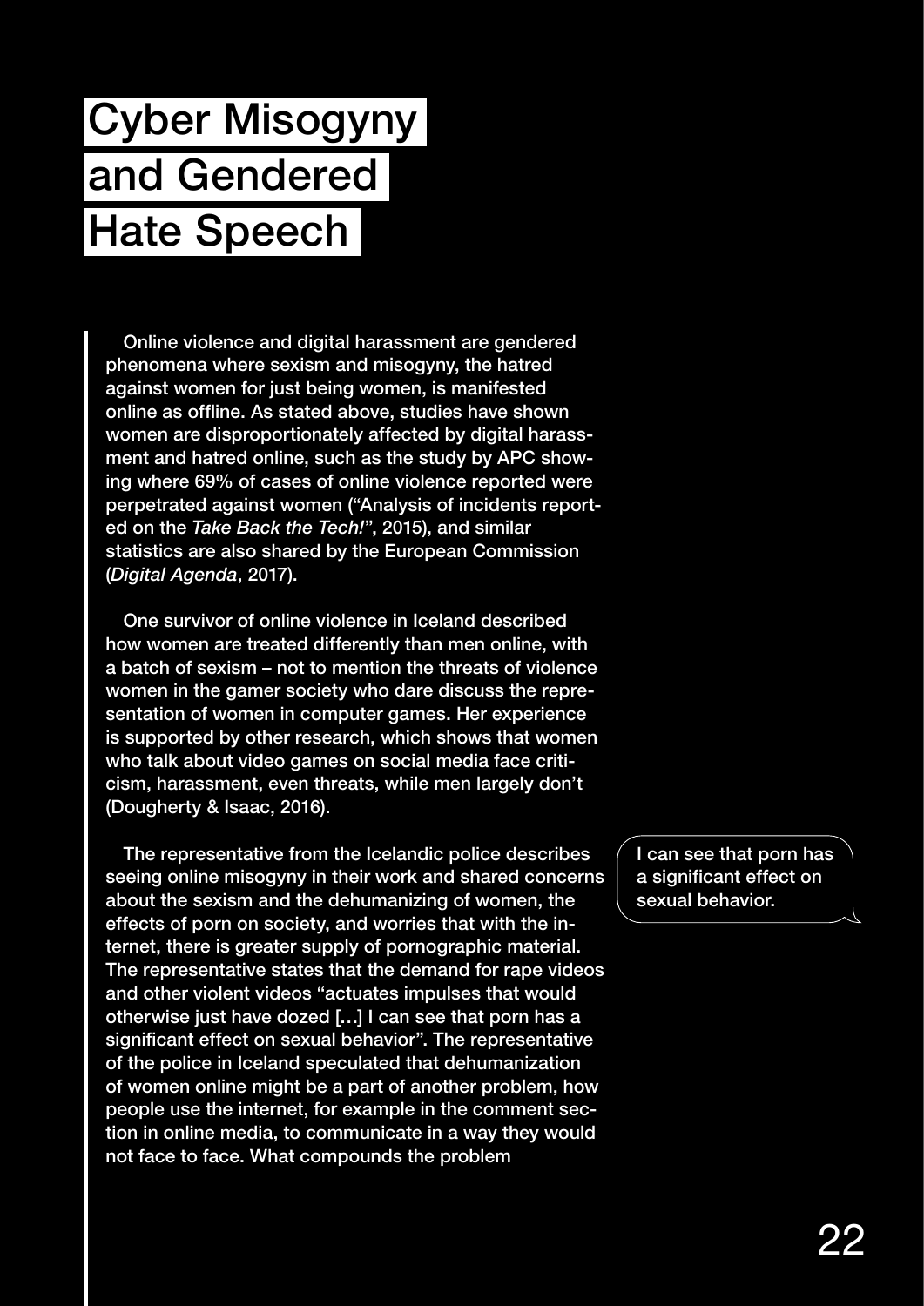# Cyber Misogyny and Gendered Hate Speech

Online violence and digital harassment are gendered phenomena where sexism and misogyny, the hatred against women for just being women, is manifested online as offline. As stated above, studies have shown women are disproportionately affected by digital harassment and hatred online, such as the study by APC showing where 69% of cases of online violence reported were perpetrated against women ("Analysis of incidents reported on the *Take Back the Tech!*", 2015), and similar statistics are also shared by the European Commission (*Digital Agenda*, 2017).

One survivor of online violence in Iceland described how women are treated differently than men online, with a batch of sexism – not to mention the threats of violence women in the gamer society who dare discuss the representation of women in computer games. Her experience is supported by other research, which shows that women who talk about video games on social media face criticism, harassment, even threats, while men largely don't (Dougherty & Isaac, 2016).

The representative from the Icelandic police describes seeing online misogyny in their work and shared concerns about the sexism and the dehumanizing of women, the effects of porn on society, and worries that with the internet, there is greater supply of pornographic material. The representative states that the demand for rape videos and other violent videos "actuates impulses that would otherwise just have dozed […] I can see that porn has a significant effect on sexual behavior". The representative of the police in Iceland speculated that dehumanization of women online might be a part of another problem, how people use the internet, for example in the comment section in online media, to communicate in a way they would not face to face. What compounds the problem

> I can see that porn has a significant effect on sexual behavior.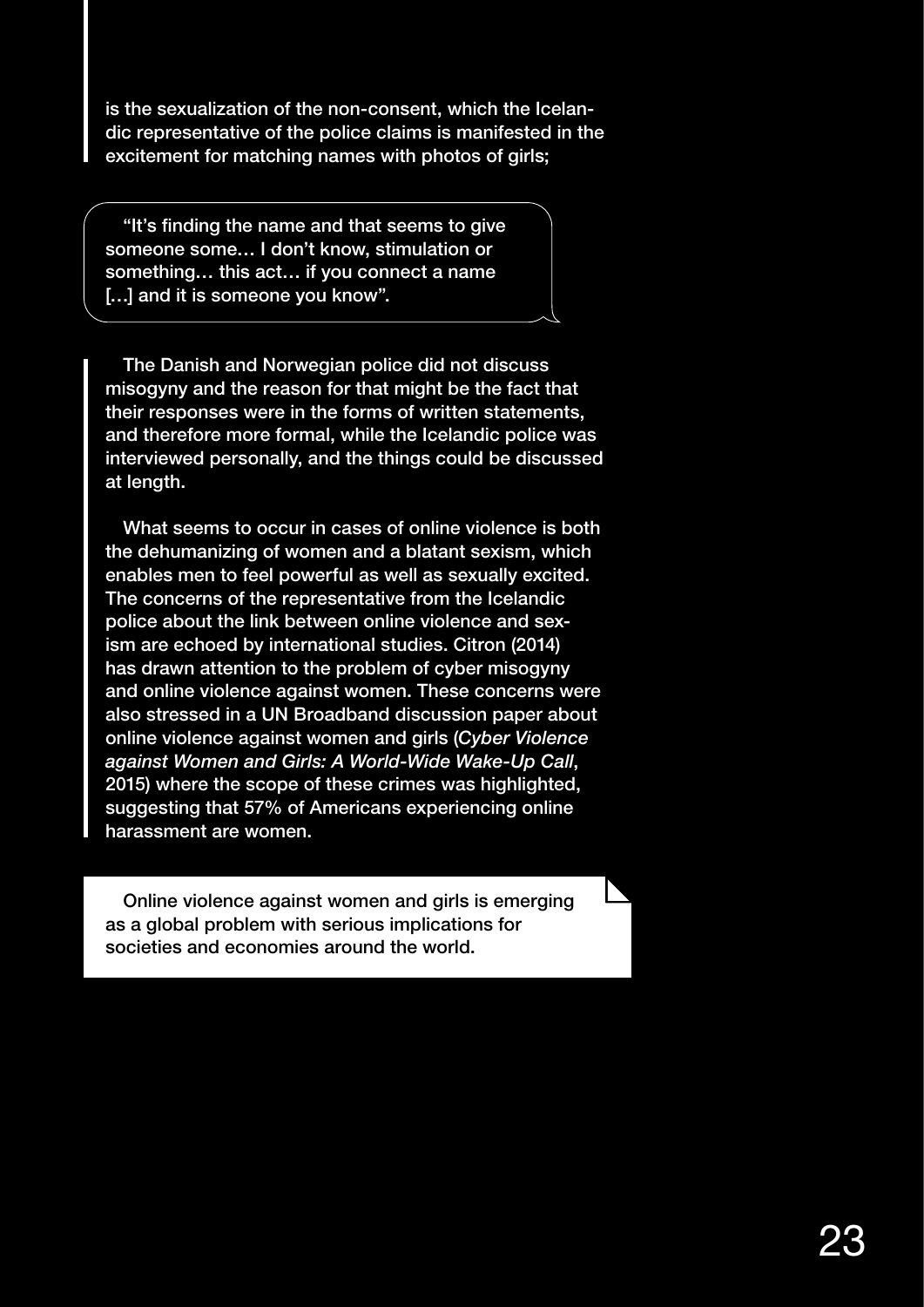is the sexualization of the non-consent, which the Icelandic representative of the police claims is manifested in the excitement for matching names with photos of girls;

> "It's finding the name and that seems to give someone some… I don't know, stimulation or something… this act… if you connect a name […] and it is someone you know".

The Danish and Norwegian police did not discuss misogyny and the reason for that might be the fact that their responses were in the forms of written statements, and therefore more formal, while the Icelandic police was interviewed personally, and the things could be discussed at length.

What seems to occur in cases of online violence is both the dehumanizing of women and a blatant sexism, which enables men to feel powerful as well as sexually excited. The concerns of the representative from the Icelandic police about the link between online violence and sexism are echoed by international studies. Citron (2014) has drawn attention to the problem of cyber misogyny and online violence against women. These concerns were also stressed in a UN Broadband discussion paper about online violence against women and girls (*Cyber Violence against Women and Girls: A World-Wide Wake-Up Call*, 2015) where the scope of these crimes was highlighted, suggesting that 57% of Americans experiencing online harassment are women.

Online violence against women and girls is emerging as a global problem with serious implications for societies and economies around the world.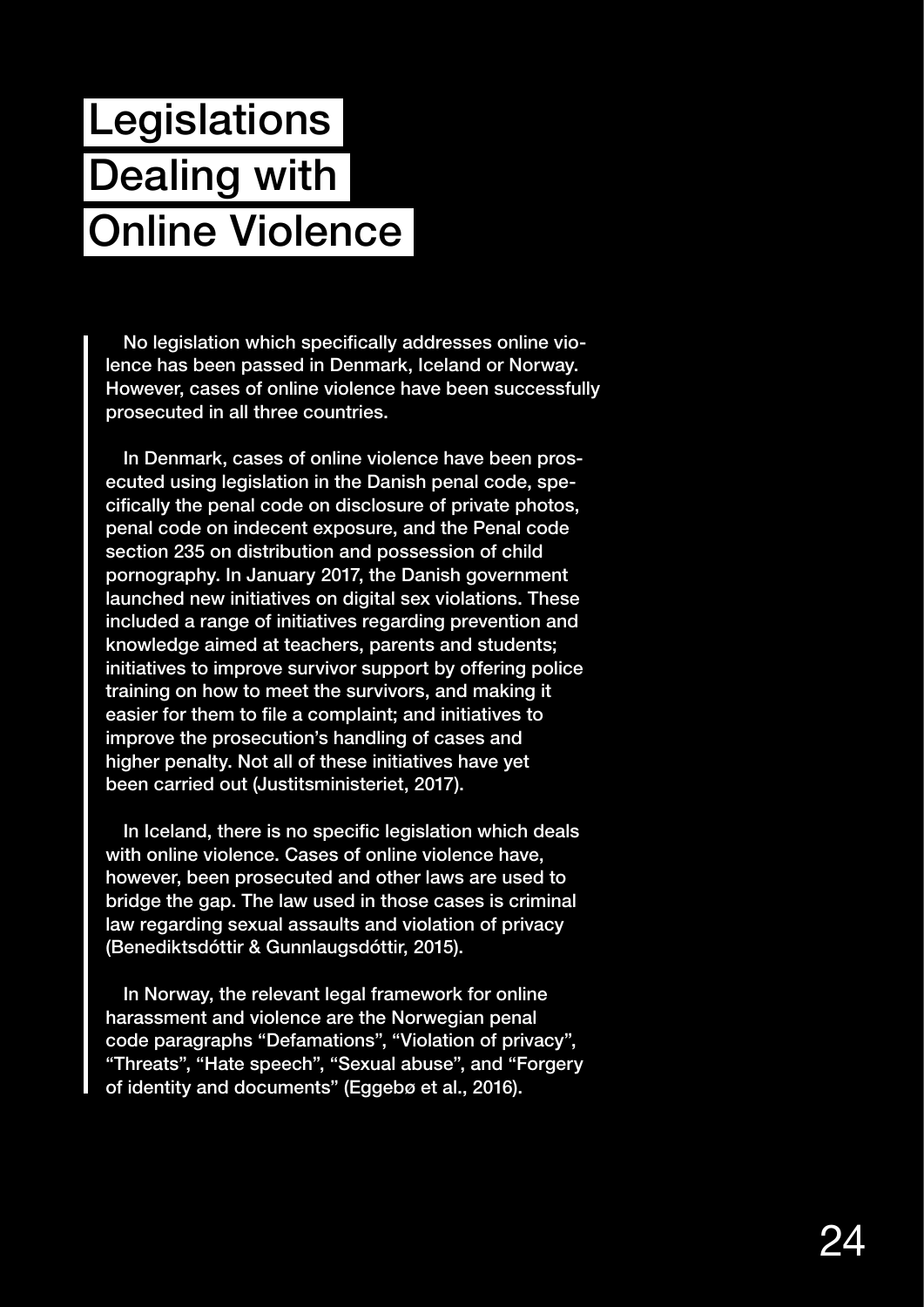# Legislations Dealing with Online Violence

No legislation which specifically addresses online violence has been passed in Denmark, Iceland or Norway. However, cases of online violence have been successfully prosecuted in all three countries.

In Denmark, cases of online violence have been prosecuted using legislation in the Danish penal code, specifically the penal code on disclosure of private photos, penal code on indecent exposure, and the Penal code section 235 on distribution and possession of child pornography. In January 2017, the Danish government launched new initiatives on digital sex violations. These included a range of initiatives regarding prevention and knowledge aimed at teachers, parents and students; initiatives to improve survivor support by offering police training on how to meet the survivors, and making it easier for them to file a complaint; and initiatives to improve the prosecution's handling of cases and higher penalty. Not all of these initiatives have yet been carried out (Justitsministeriet, 2017).

In Iceland, there is no specific legislation which deals with online violence. Cases of online violence have, however, been prosecuted and other laws are used to bridge the gap. The law used in those cases is criminal law regarding sexual assaults and violation of privacy (Benediktsdóttir & Gunnlaugsdóttir, 2015).

In Norway, the relevant legal framework for online harassment and violence are the Norwegian penal code paragraphs "Defamations", "Violation of privacy", "Threats", "Hate speech", "Sexual abuse", and "Forgery of identity and documents" (Eggebø et al., 2016).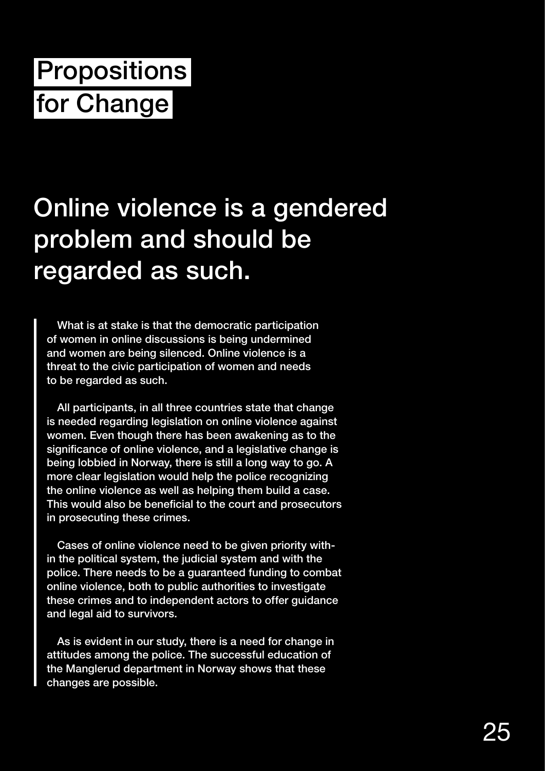# Propositions for Change

## Online violence is a gendered problem and should be regarded as such.

What is at stake is that the democratic participation of women in online discussions is being undermined and women are being silenced. Online violence is a threat to the civic participation of women and needs to be regarded as such.

All participants, in all three countries state that change is needed regarding legislation on online violence against women. Even though there has been awakening as to the significance of online violence, and a legislative change is being lobbied in Norway, there is still a long way to go. A more clear legislation would help the police recognizing the online violence as well as helping them build a case. This would also be beneficial to the court and prosecutors in prosecuting these crimes.

Cases of online violence need to be given priority within the political system, the judicial system and with the police. There needs to be a guaranteed funding to combat online violence, both to public authorities to investigate these crimes and to independent actors to offer guidance and legal aid to survivors.

As is evident in our study, there is a need for change in attitudes among the police. The successful education of the Manglerud department in Norway shows that these changes are possible.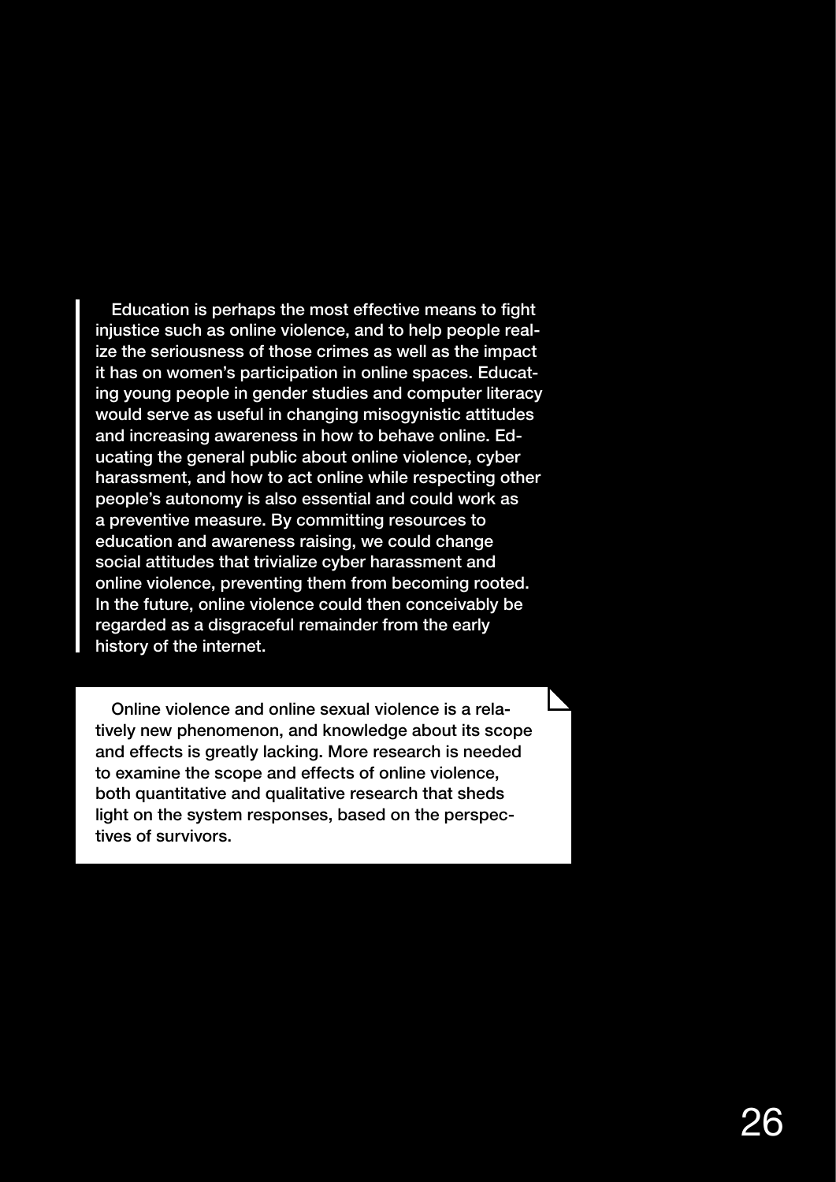Education is perhaps the most effective means to fight injustice such as online violence, and to help people realize the seriousness of those crimes as well as the impact it has on women's participation in online spaces. Educating young people in gender studies and computer literacy would serve as useful in changing misogynistic attitudes and increasing awareness in how to behave online. Educating the general public about online violence, cyber harassment, and how to act online while respecting other people's autonomy is also essential and could work as a preventive measure. By committing resources to education and awareness raising, we could change social attitudes that trivialize cyber harassment and online violence, preventing them from becoming rooted. In the future, online violence could then conceivably be regarded as a disgraceful remainder from the early history of the internet.

Online violence and online sexual violence is a relatively new phenomenon, and knowledge about its scope and effects is greatly lacking. More research is needed to examine the scope and effects of online violence, both quantitative and qualitative research that sheds light on the system responses, based on the perspectives of survivors.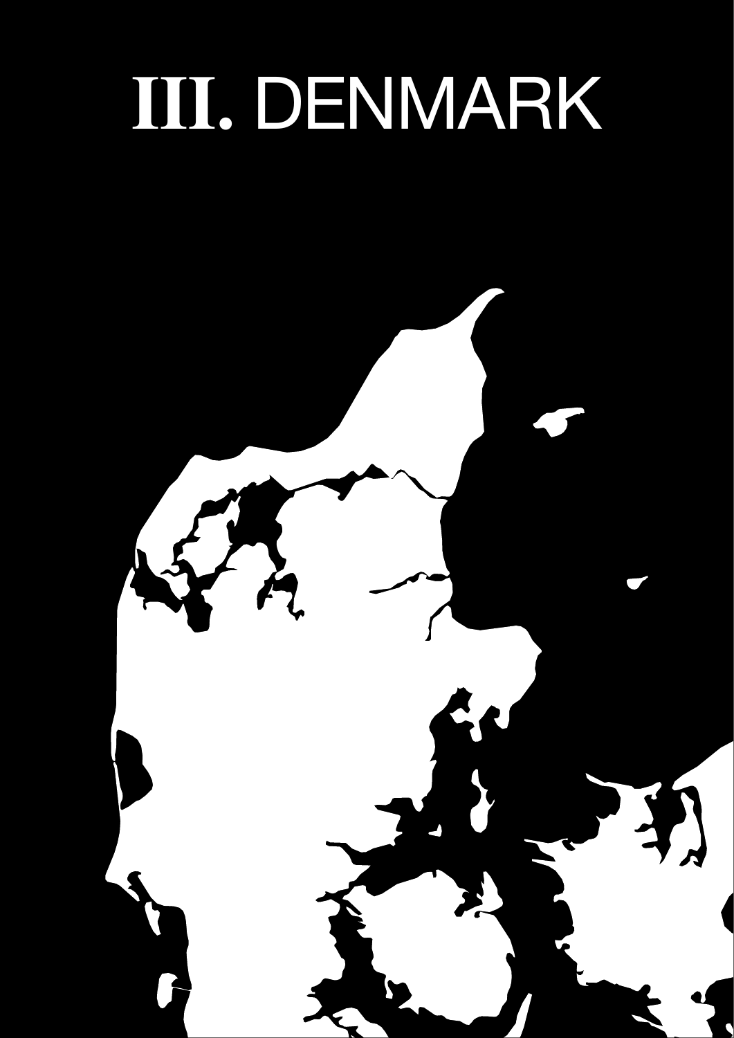# III. DENMARK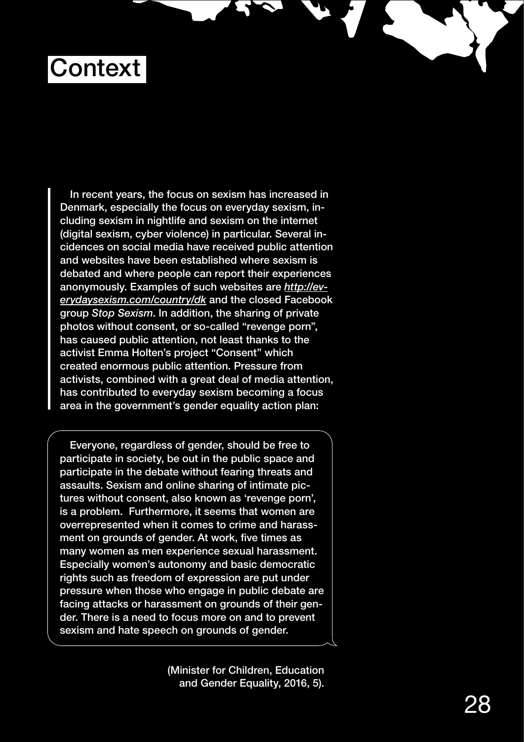# Context

In recent years, the focus on sexism has increased in Denmark, especially the focus on everyday sexism, including sexism in nightlife and sexism on the internet (digital sexism, cyber violence) in particular. Several incidences on social media have received public attention and websites have been established where sexism is debated and where people can report their experiences anonymously. Examples of such websites are *http://everydaysexism.com/country/dk* and the closed Facebook group *Stop Sexism*. In addition, the sharing of private photos without consent, or so-called "revenge porn", has caused public attention, not least thanks to the activist Emma Holten's project "Consent" which created enormous public attention. Pressure from activists, combined with a great deal of media attention, has contributed to everyday sexism becoming a focus area in the government's gender equality action plan:

> Everyone, regardless of gender, should be free to participate in society, be out in the public space and participate in the debate without fearing threats and assaults. Sexism and online sharing of intimate pictures without consent, also known as 'revenge porn', is a problem. Furthermore, it seems that women are overrepresented when it comes to crime and harassment on grounds of gender. At work, five times as many women as men experience sexual harassment. Especially women's autonomy and basic democratic rights such as freedom of expression are put under pressure when those who engage in public debate are facing attacks or harassment on grounds of their gender. There is a need to focus more on and to prevent sexism and hate speech on grounds of gender.

(Minister for Children, Education and Gender Equality, 2016, 5).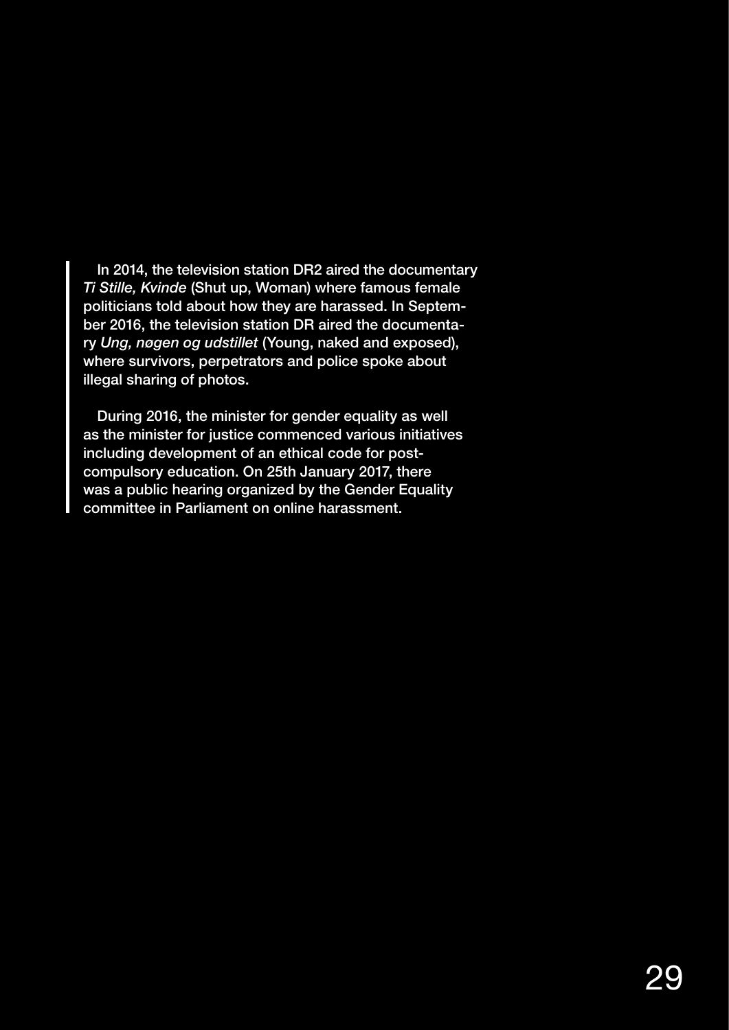In 2014, the television station DR2 aired the documentary *Ti Stille, Kvinde* (Shut up, Woman) where famous female politicians told about how they are harassed. In September 2016, the television station DR aired the documentary *Ung, nøgen og udstillet* (Young, naked and exposed), where survivors, perpetrators and police spoke about illegal sharing of photos.

During 2016, the minister for gender equality as well as the minister for justice commenced various initiatives including development of an ethical code for post-compulsory education. On 25th January 2017, there was a public hearing organized by the Gender Equality committee in Parliament on online harassment.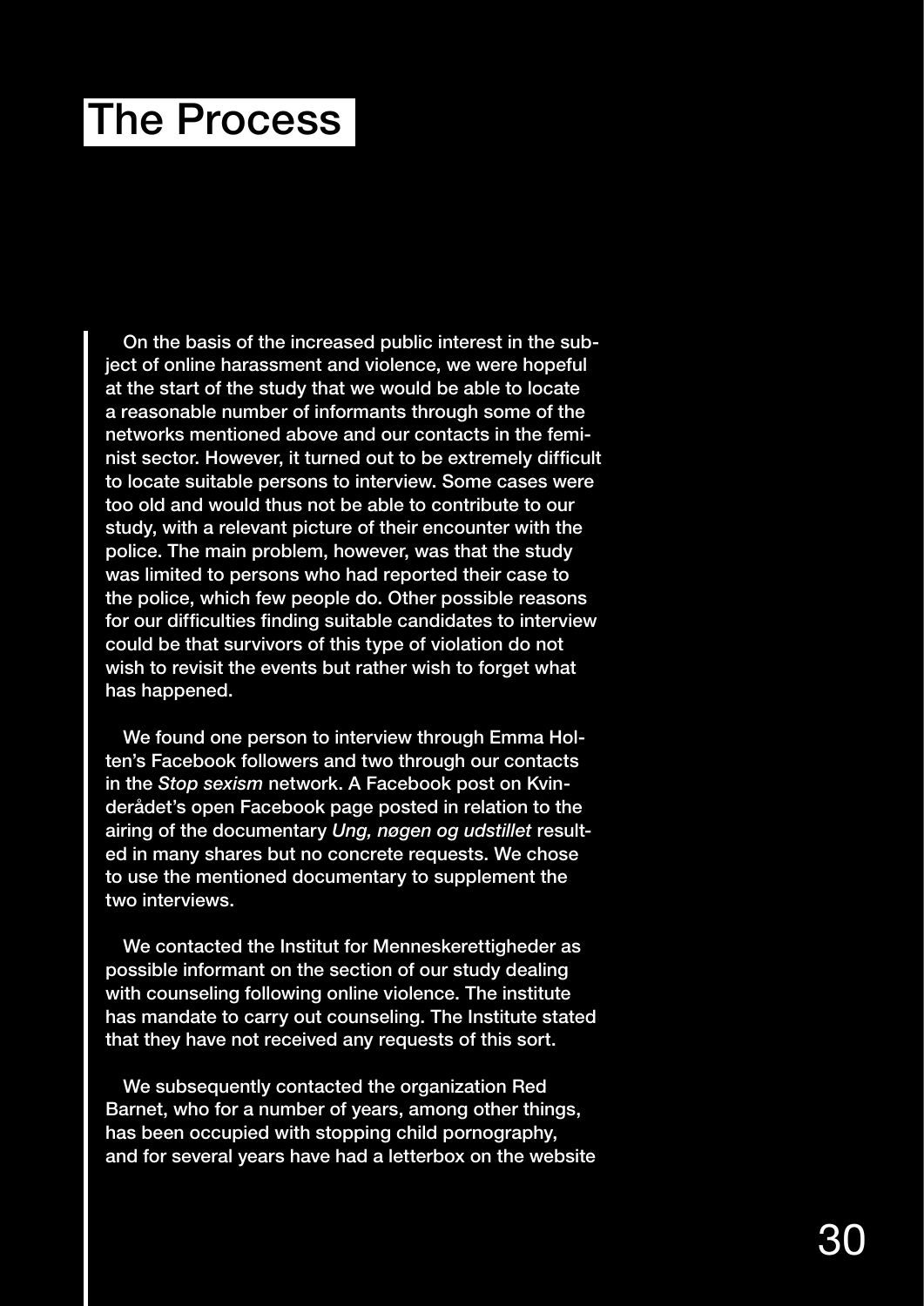# The Process

On the basis of the increased public interest in the subject of online harassment and violence, we were hopeful at the start of the study that we would be able to locate a reasonable number of informants through some of the networks mentioned above and our contacts in the feminist sector. However, it turned out to be extremely difficult to locate suitable persons to interview. Some cases were too old and would thus not be able to contribute to our study, with a relevant picture of their encounter with the police. The main problem, however, was that the study was limited to persons who had reported their case to the police, which few people do. Other possible reasons for our difficulties finding suitable candidates to interview could be that survivors of this type of violation do not wish to revisit the events but rather wish to forget what has happened.

We found one person to interview through Emma Holten's Facebook followers and two through our contacts in the *Stop sexism* network. A Facebook post on Kvinderådet's open Facebook page posted in relation to the airing of the documentary *Ung, nøgen og udstillet* resulted in many shares but no concrete requests. We chose to use the mentioned documentary to supplement the two interviews.

We contacted the Institut for Menneskerettigheder as possible informant on the section of our study dealing with counseling following online violence. The institute has mandate to carry out counseling. The Institute stated that they have not received any requests of this sort.

We subsequently contacted the organization Red Barnet, who for a number of years, among other things, has been occupied with stopping child pornography, and for several years have had a letterbox on the website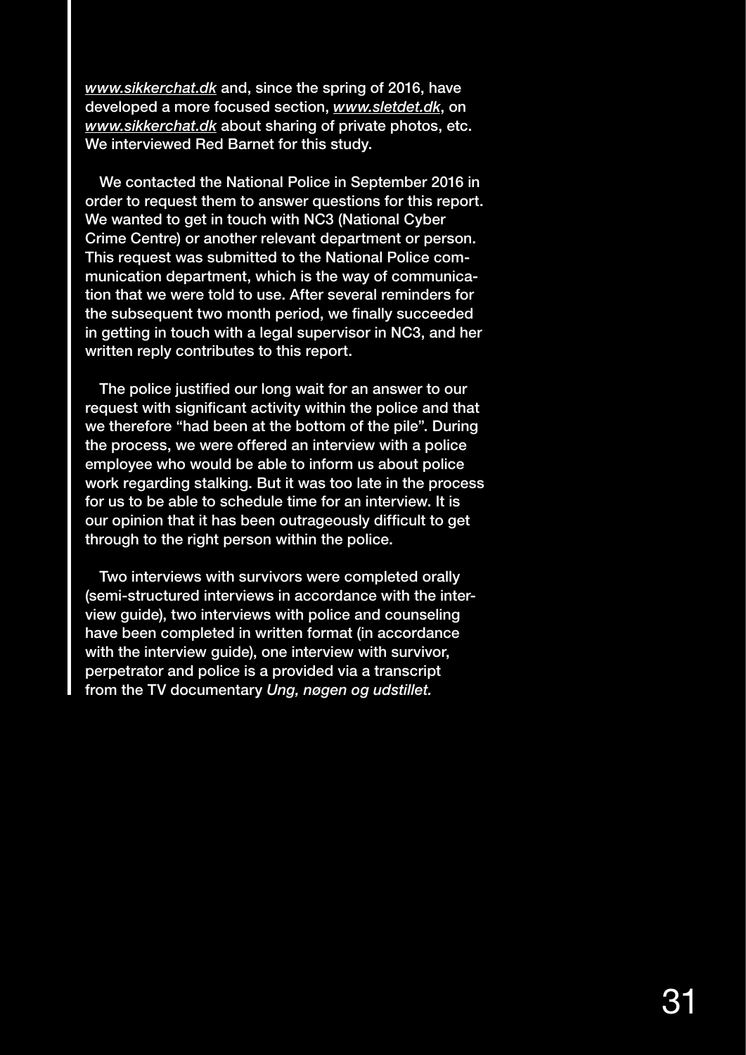*www.sikkerchat.dk* and, since the spring of 2016, have developed a more focused section, *www.sletdet.dk*, on *www.sikkerchat.dk* about sharing of private photos, etc. We interviewed Red Barnet for this study.

We contacted the National Police in September 2016 in order to request them to answer questions for this report. We wanted to get in touch with NC3 (National Cyber Crime Centre) or another relevant department or person. This request was submitted to the National Police communication department, which is the way of communication that we were told to use. After several reminders for the subsequent two month period, we finally succeeded in getting in touch with a legal supervisor in NC3, and her written reply contributes to this report.

The police justified our long wait for an answer to our request with significant activity within the police and that we therefore "had been at the bottom of the pile". During the process, we were offered an interview with a police employee who would be able to inform us about police work regarding stalking. But it was too late in the process for us to be able to schedule time for an interview. It is our opinion that it has been outrageously difficult to get through to the right person within the police.

Two interviews with survivors were completed orally (semi-structured interviews in accordance with the interview guide), two interviews with police and counseling have been completed in written format (in accordance with the interview guide), one interview with survivor, perpetrator and police is a provided via a transcript from the TV documentary *Ung, nøgen og udstillet.*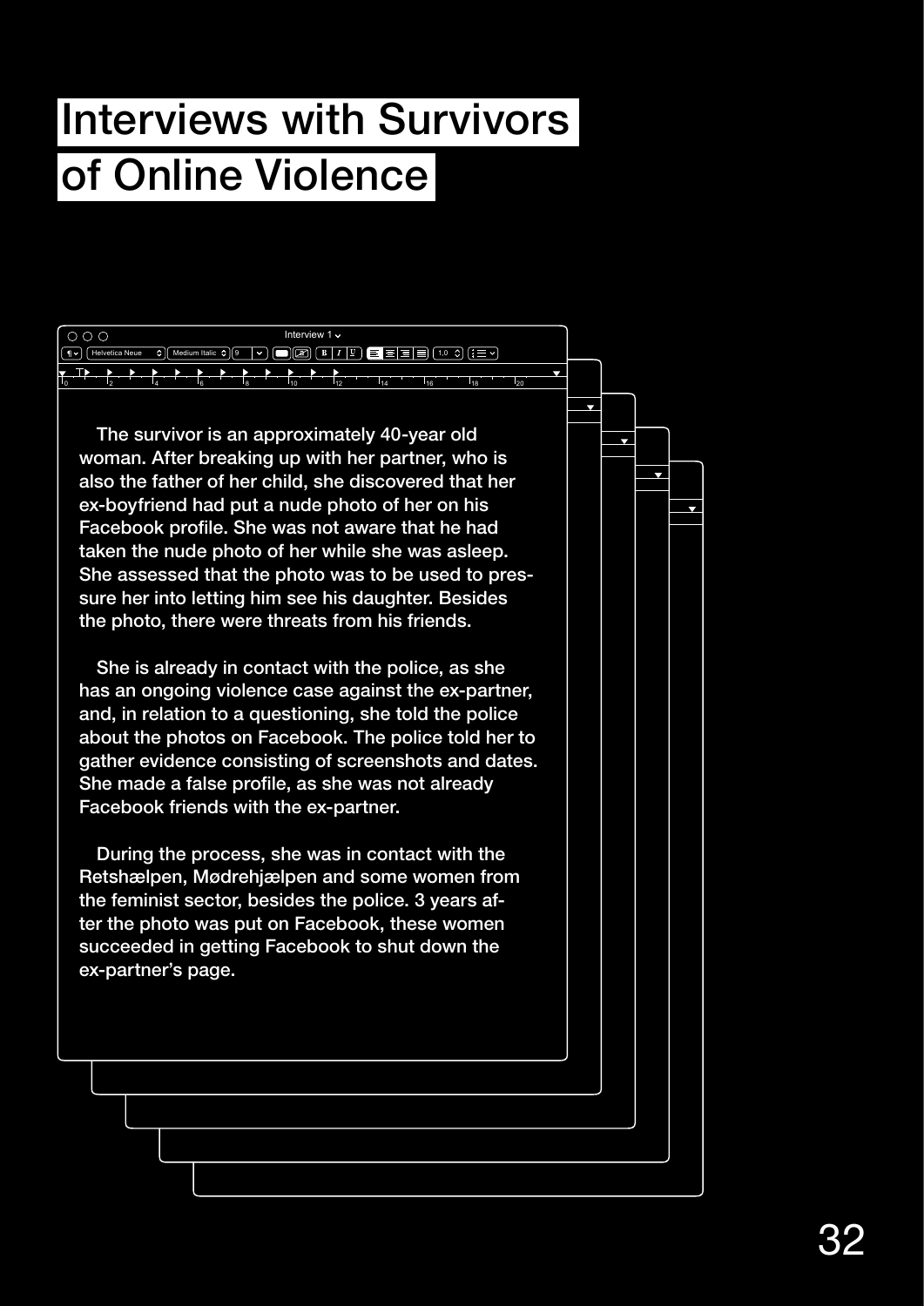# Interviews with Survivors of Online Violence

Interview 1

The survivor is an approximately 40-year old woman. After breaking up with her partner, who is also the father of her child, she discovered that her ex-boyfriend had put a nude photo of her on his Facebook profile. She was not aware that he had taken the nude photo of her while she was asleep. She assessed that the photo was to be used to pressure her into letting him see his daughter. Besides the photo, there were threats from his friends.

She is already in contact with the police, as she has an ongoing violence case against the ex-partner, and, in relation to a questioning, she told the police about the photos on Facebook. The police told her to gather evidence consisting of screenshots and dates. She made a false profile, as she was not already Facebook friends with the ex-partner.

During the process, she was in contact with the Retshælpen, Mødrehjælpen and some women from the feminist sector, besides the police. 3 years after the photo was put on Facebook, these women succeeded in getting Facebook to shut down the ex-partner's page.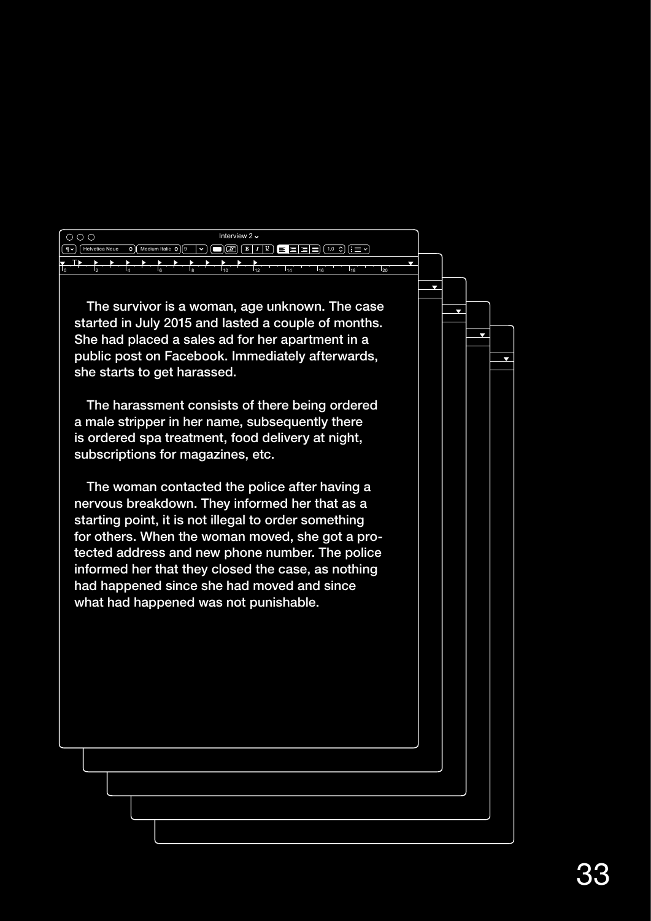Interview 2

The survivor is a woman, age unknown. The case started in July 2015 and lasted a couple of months. She had placed a sales ad for her apartment in a public post on Facebook. Immediately afterwards, she starts to get harassed.

The harassment consists of there being ordered a male stripper in her name, subsequently there is ordered spa treatment, food delivery at night, subscriptions for magazines, etc.

The woman contacted the police after having a nervous breakdown. They informed her that as a starting point, it is not illegal to order something for others. When the woman moved, she got a protected address and new phone number. The police informed her that they closed the case, as nothing had happened since she had moved and since what had happened was not punishable.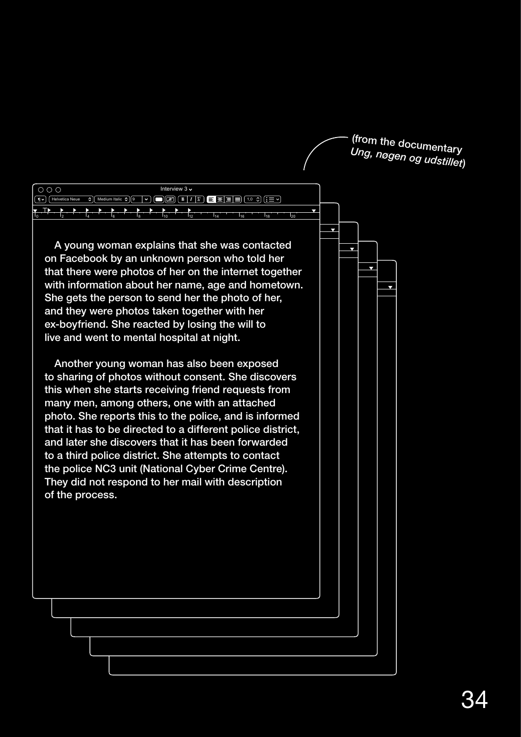(from the documentary *Ung, nøgen og udstillet*)

Interview 3

A young woman explains that she was contacted on Facebook by an unknown person who told her that there were photos of her on the internet together with information about her name, age and hometown. She gets the person to send her the photo of her, and they were photos taken together with her ex-boyfriend. She reacted by losing the will to live and went to mental hospital at night.

Another young woman has also been exposed to sharing of photos without consent. She discovers this when she starts receiving friend requests from many men, among others, one with an attached photo. She reports this to the police, and is informed that it has to be directed to a different police district, and later she discovers that it has been forwarded to a third police district. She attempts to contact the police NC3 unit (National Cyber Crime Centre). They did not respond to her mail with description of the process.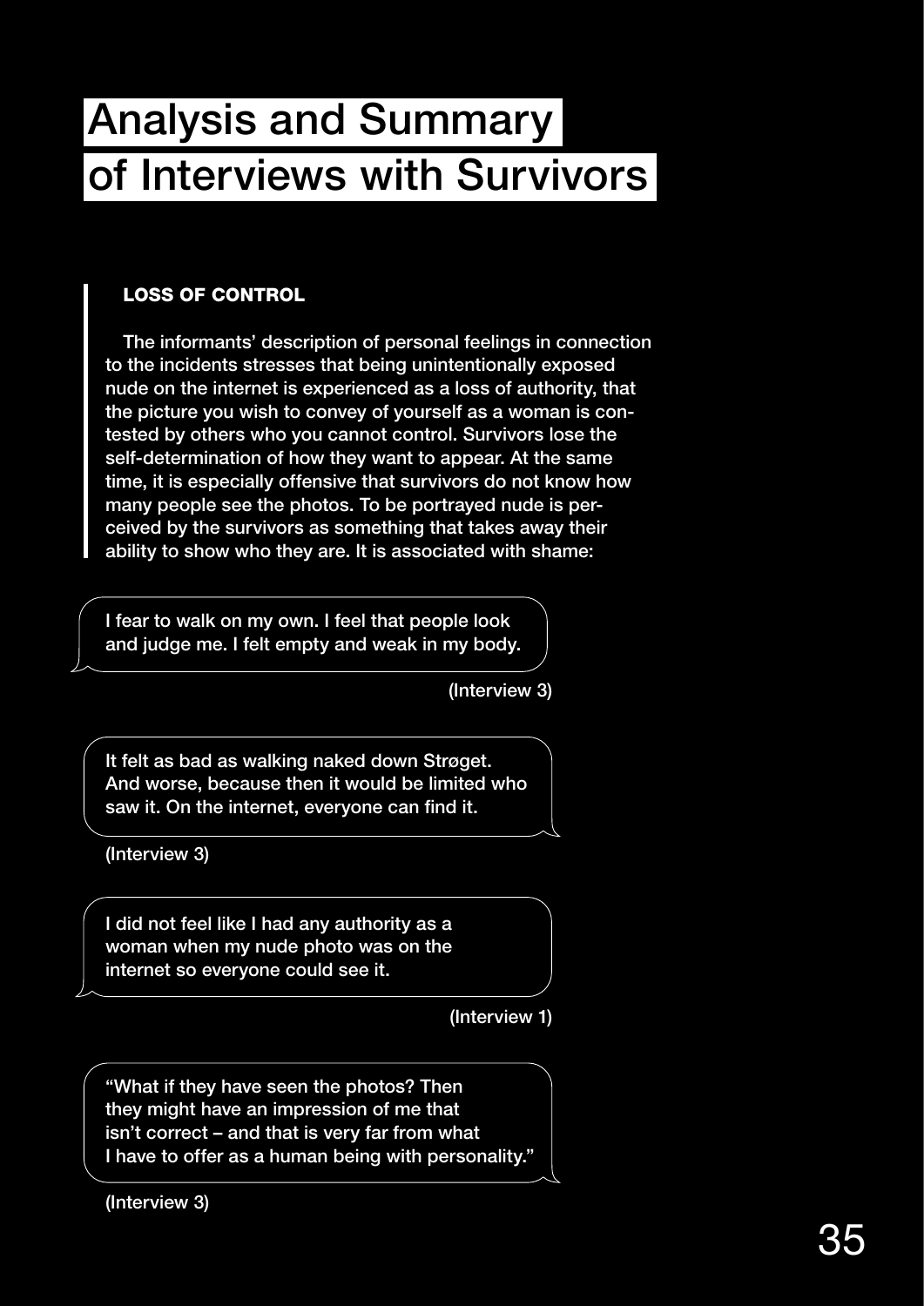# Analysis and Summary of Interviews with Survivors

### LOSS OF CONTROL

The informants' description of personal feelings in connection to the incidents stresses that being unintentionally exposed nude on the internet is experienced as a loss of authority, that the picture you wish to convey of yourself as a woman is contested by others who you cannot control. Survivors lose the self-determination of how they want to appear. At the same time, it is especially offensive that survivors do not know how many people see the photos. To be portrayed nude is perceived by the survivors as something that takes away their ability to show who they are. It is associated with shame:

> I fear to walk on my own. I feel that people look and judge me. I felt empty and weak in my body.

(Interview 3)

> It felt as bad as walking naked down Strøget. And worse, because then it would be limited who saw it. On the internet, everyone can find it.

(Interview 3)

> I did not feel like I had any authority as a woman when my nude photo was on the internet so everyone could see it.

(Interview 1)

> "What if they have seen the photos? Then they might have an impression of me that isn't correct – and that is very far from what I have to offer as a human being with personality."

(Interview 3)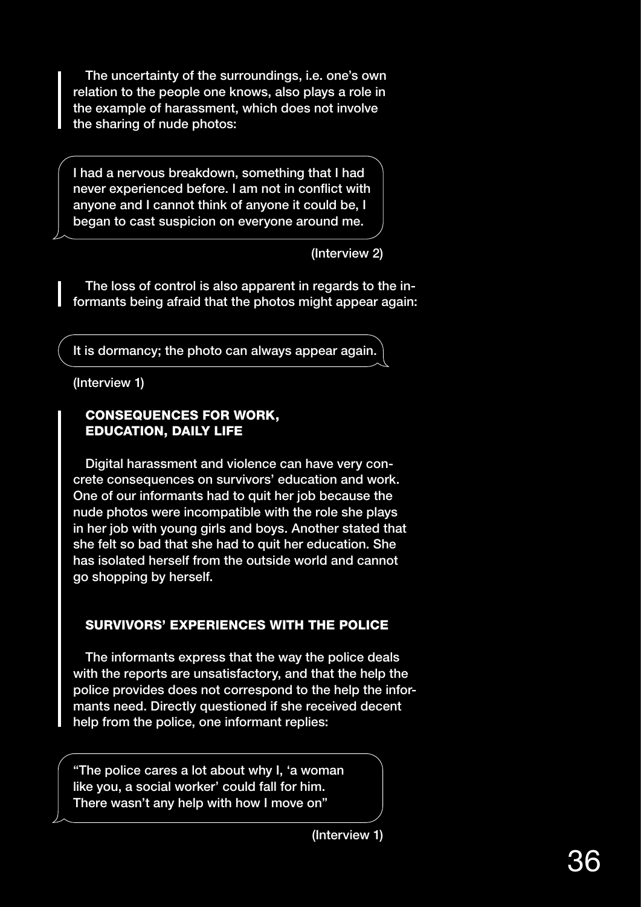The uncertainty of the surroundings, i.e. one's own relation to the people one knows, also plays a role in the example of harassment, which does not involve the sharing of nude photos:

> I had a nervous breakdown, something that I had never experienced before. I am not in conflict with anyone and I cannot think of anyone it could be, I began to cast suspicion on everyone around me.

(Interview 2)

The loss of control is also apparent in regards to the informants being afraid that the photos might appear again:

> It is dormancy; the photo can always appear again.

(Interview 1)

### CONSEQUENCES FOR WORK, EDUCATION, DAILY LIFE

Digital harassment and violence can have very concrete consequences on survivors' education and work. One of our informants had to quit her job because the nude photos were incompatible with the role she plays in her job with young girls and boys. Another stated that she felt so bad that she had to quit her education. She has isolated herself from the outside world and cannot go shopping by herself.

### SURVIVORS' EXPERIENCES WITH THE POLICE

The informants express that the way the police deals with the reports are unsatisfactory, and that the help the police provides does not correspond to the help the informants need. Directly questioned if she received decent help from the police, one informant replies:

> "The police cares a lot about why I, 'a woman like you, a social worker' could fall for him. There wasn't any help with how I move on"

(Interview 1)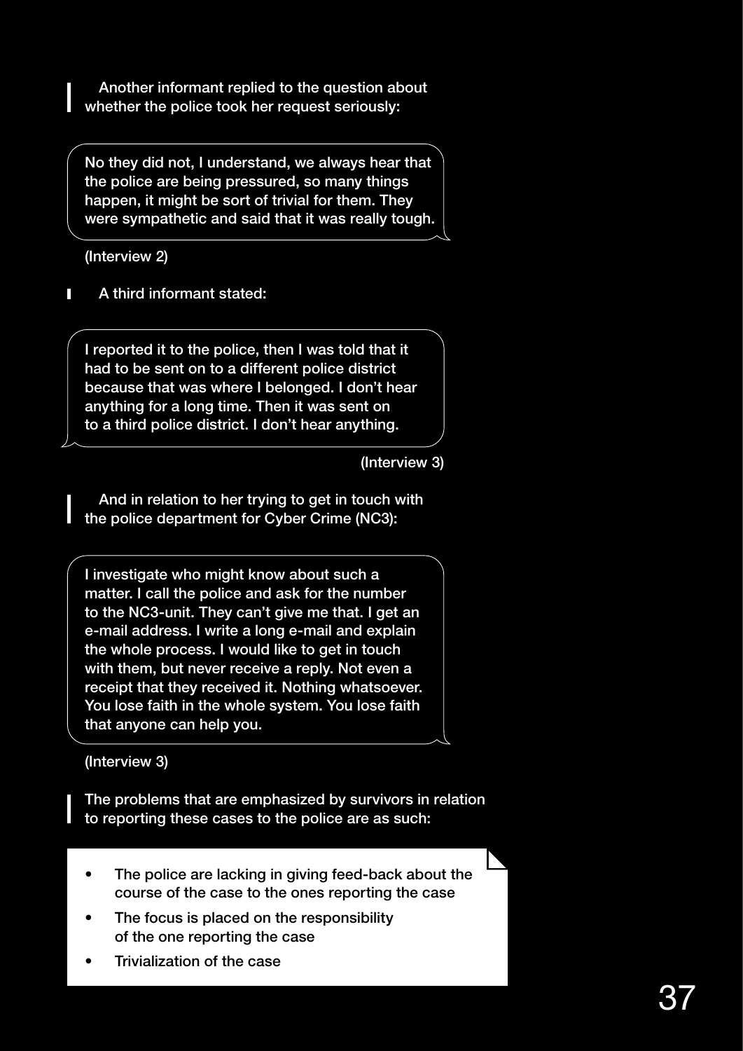Another informant replied to the question about whether the police took her request seriously:

> No they did not, I understand, we always hear that the police are being pressured, so many things happen, it might be sort of trivial for them. They were sympathetic and said that it was really tough.

(Interview 2)

A third informant stated:

> I reported it to the police, then I was told that it had to be sent on to a different police district because that was where I belonged. I don't hear anything for a long time. Then it was sent on to a third police district. I don't hear anything.

(Interview 3)

And in relation to her trying to get in touch with the police department for Cyber Crime (NC3):

> I investigate who might know about such a matter. I call the police and ask for the number to the NC3-unit. They can't give me that. I get an e-mail address. I write a long e-mail and explain the whole process. I would like to get in touch with them, but never receive a reply. Not even a receipt that they received it. Nothing whatsoever. You lose faith in the whole system. You lose faith that anyone can help you.

(Interview 3)

The problems that are emphasized by survivors in relation to reporting these cases to the police are as such:

- The police are lacking in giving feed-back about the course of the case to the ones reporting the case
- The focus is placed on the responsibility of the one reporting the case
- Trivialization of the case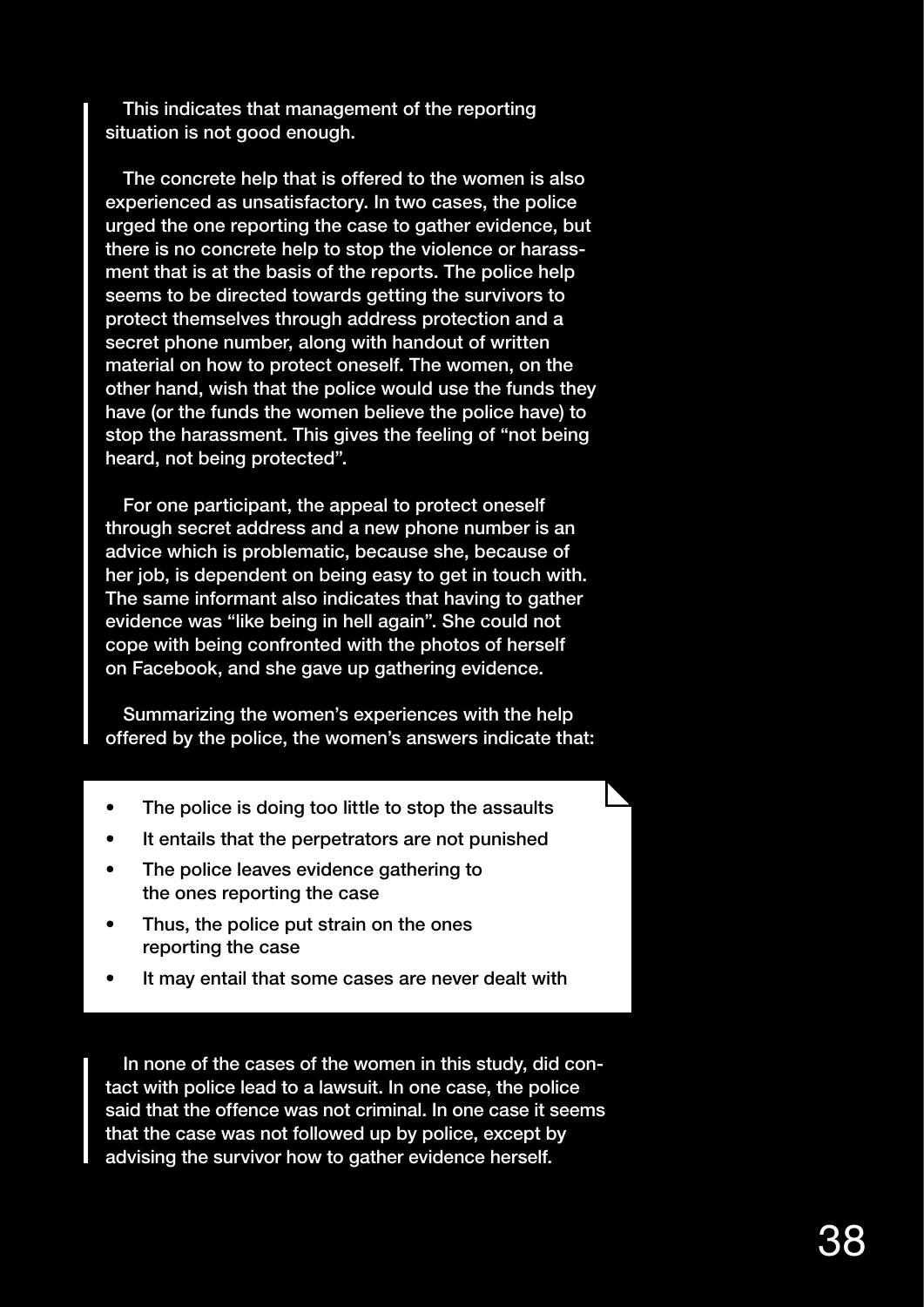This indicates that management of the reporting situation is not good enough.

The concrete help that is offered to the women is also experienced as unsatisfactory. In two cases, the police urged the one reporting the case to gather evidence, but there is no concrete help to stop the violence or harassment that is at the basis of the reports. The police help seems to be directed towards getting the survivors to protect themselves through address protection and a secret phone number, along with handout of written material on how to protect oneself. The women, on the other hand, wish that the police would use the funds they have (or the funds the women believe the police have) to stop the harassment. This gives the feeling of "not being heard, not being protected".

For one participant, the appeal to protect oneself through secret address and a new phone number is an advice which is problematic, because she, because of her job, is dependent on being easy to get in touch with. The same informant also indicates that having to gather evidence was "like being in hell again". She could not cope with being confronted with the photos of herself on Facebook, and she gave up gathering evidence.

Summarizing the women's experiences with the help offered by the police, the women's answers indicate that:

- The police is doing too little to stop the assaults
- It entails that the perpetrators are not punished
- The police leaves evidence gathering to the ones reporting the case
- Thus, the police put strain on the ones reporting the case
- It may entail that some cases are never dealt with

In none of the cases of the women in this study, did contact with police lead to a lawsuit. In one case, the police said that the offence was not criminal. In one case it seems that the case was not followed up by police, except by advising the survivor how to gather evidence herself.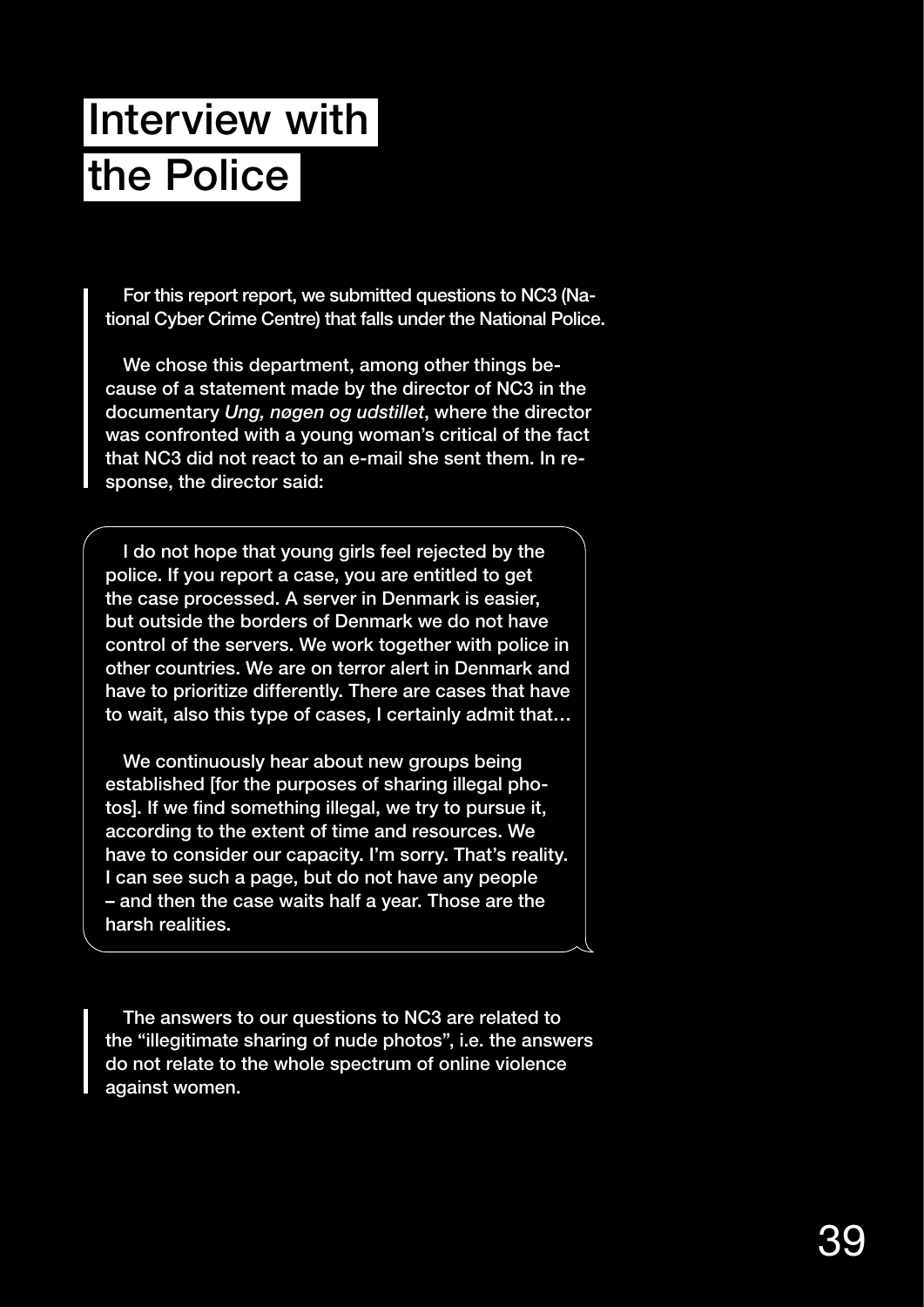# Interview with the Police

For this report report, we submitted questions to NC3 (National Cyber Crime Centre) that falls under the National Police.

We chose this department, among other things because of a statement made by the director of NC3 in the documentary *Ung, nøgen og udstillet*, where the director was confronted with a young woman's critical of the fact that NC3 did not react to an e-mail she sent them. In response, the director said:

> I do not hope that young girls feel rejected by the police. If you report a case, you are entitled to get the case processed. A server in Denmark is easier, but outside the borders of Denmark we do not have control of the servers. We work together with police in other countries. We are on terror alert in Denmark and have to prioritize differently. There are cases that have to wait, also this type of cases, I certainly admit that…
>
> We continuously hear about new groups being established [for the purposes of sharing illegal photos]. If we find something illegal, we try to pursue it, according to the extent of time and resources. We have to consider our capacity. I'm sorry. That's reality. I can see such a page, but do not have any people – and then the case waits half a year. Those are the harsh realities.

The answers to our questions to NC3 are related to the "illegitimate sharing of nude photos", i.e. the answers do not relate to the whole spectrum of online violence against women.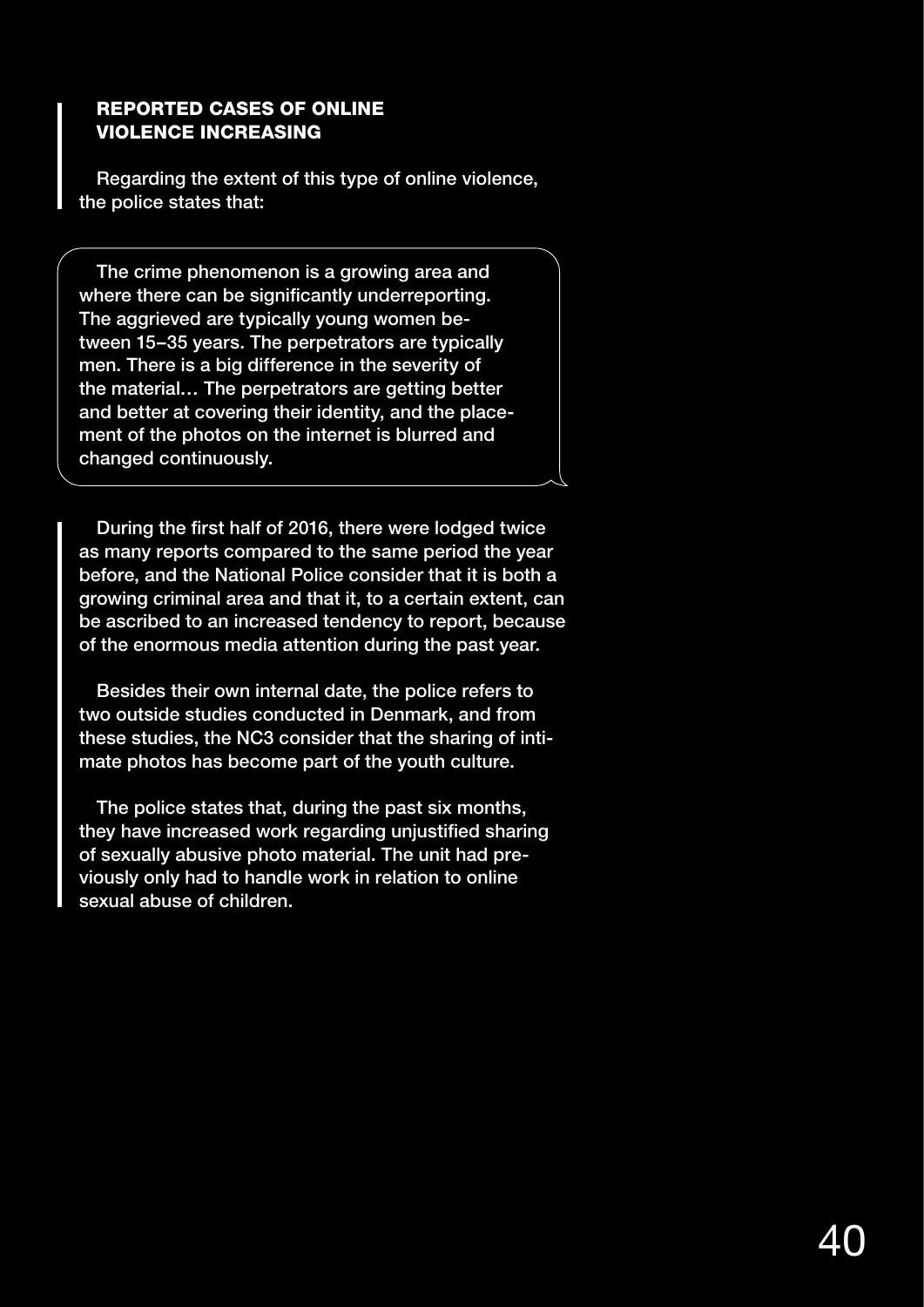## REPORTED CASES OF ONLINE VIOLENCE INCREASING

Regarding the extent of this type of online violence, the police states that:

> The crime phenomenon is a growing area and where there can be significantly underreporting. The aggrieved are typically young women between 15–35 years. The perpetrators are typically men. There is a big difference in the severity of the material… The perpetrators are getting better and better at covering their identity, and the placement of the photos on the internet is blurred and changed continuously.

During the first half of 2016, there were lodged twice as many reports compared to the same period the year before, and the National Police consider that it is both a growing criminal area and that it, to a certain extent, can be ascribed to an increased tendency to report, because of the enormous media attention during the past year.

Besides their own internal date, the police refers to two outside studies conducted in Denmark, and from these studies, the NC3 consider that the sharing of intimate photos has become part of the youth culture.

The police states that, during the past six months, they have increased work regarding unjustified sharing of sexually abusive photo material. The unit had previously only had to handle work in relation to online sexual abuse of children.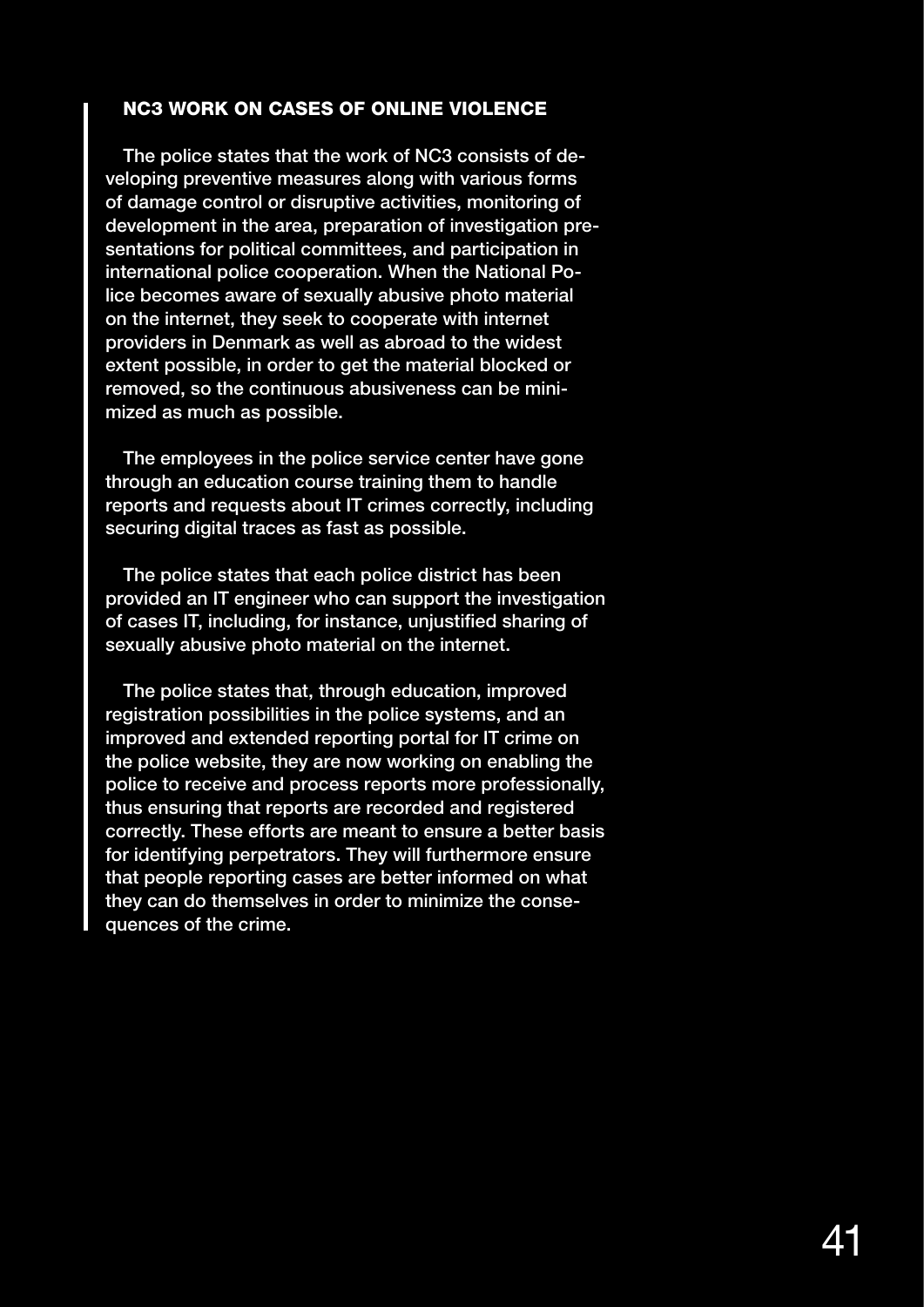### NC3 WORK ON CASES OF ONLINE VIOLENCE

The police states that the work of NC3 consists of developing preventive measures along with various forms of damage control or disruptive activities, monitoring of development in the area, preparation of investigation presentations for political committees, and participation in international police cooperation. When the National Police becomes aware of sexually abusive photo material on the internet, they seek to cooperate with internet providers in Denmark as well as abroad to the widest extent possible, in order to get the material blocked or removed, so the continuous abusiveness can be minimized as much as possible.

The employees in the police service center have gone through an education course training them to handle reports and requests about IT crimes correctly, including securing digital traces as fast as possible.

The police states that each police district has been provided an IT engineer who can support the investigation of cases IT, including, for instance, unjustified sharing of sexually abusive photo material on the internet.

The police states that, through education, improved registration possibilities in the police systems, and an improved and extended reporting portal for IT crime on the police website, they are now working on enabling the police to receive and process reports more professionally, thus ensuring that reports are recorded and registered correctly. These efforts are meant to ensure a better basis for identifying perpetrators. They will furthermore ensure that people reporting cases are better informed on what they can do themselves in order to minimize the consequences of the crime.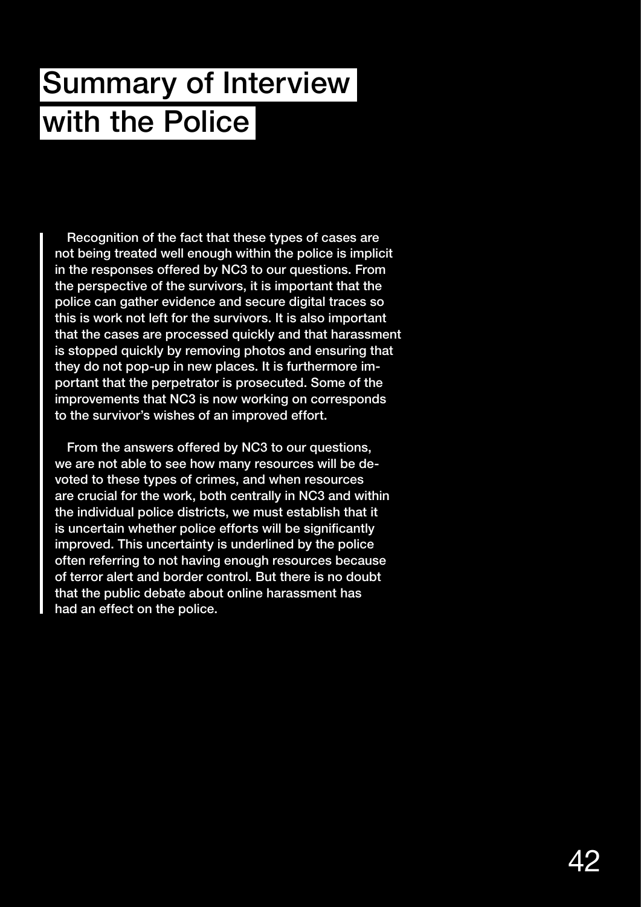# Summary of Interview with the Police

Recognition of the fact that these types of cases are not being treated well enough within the police is implicit in the responses offered by NC3 to our questions. From the perspective of the survivors, it is important that the police can gather evidence and secure digital traces so this is work not left for the survivors. It is also important that the cases are processed quickly and that harassment is stopped quickly by removing photos and ensuring that they do not pop-up in new places. It is furthermore important that the perpetrator is prosecuted. Some of the improvements that NC3 is now working on corresponds to the survivor's wishes of an improved effort.

From the answers offered by NC3 to our questions, we are not able to see how many resources will be devoted to these types of crimes, and when resources are crucial for the work, both centrally in NC3 and within the individual police districts, we must establish that it is uncertain whether police efforts will be significantly improved. This uncertainty is underlined by the police often referring to not having enough resources because of terror alert and border control. But there is no doubt that the public debate about online harassment has had an effect on the police.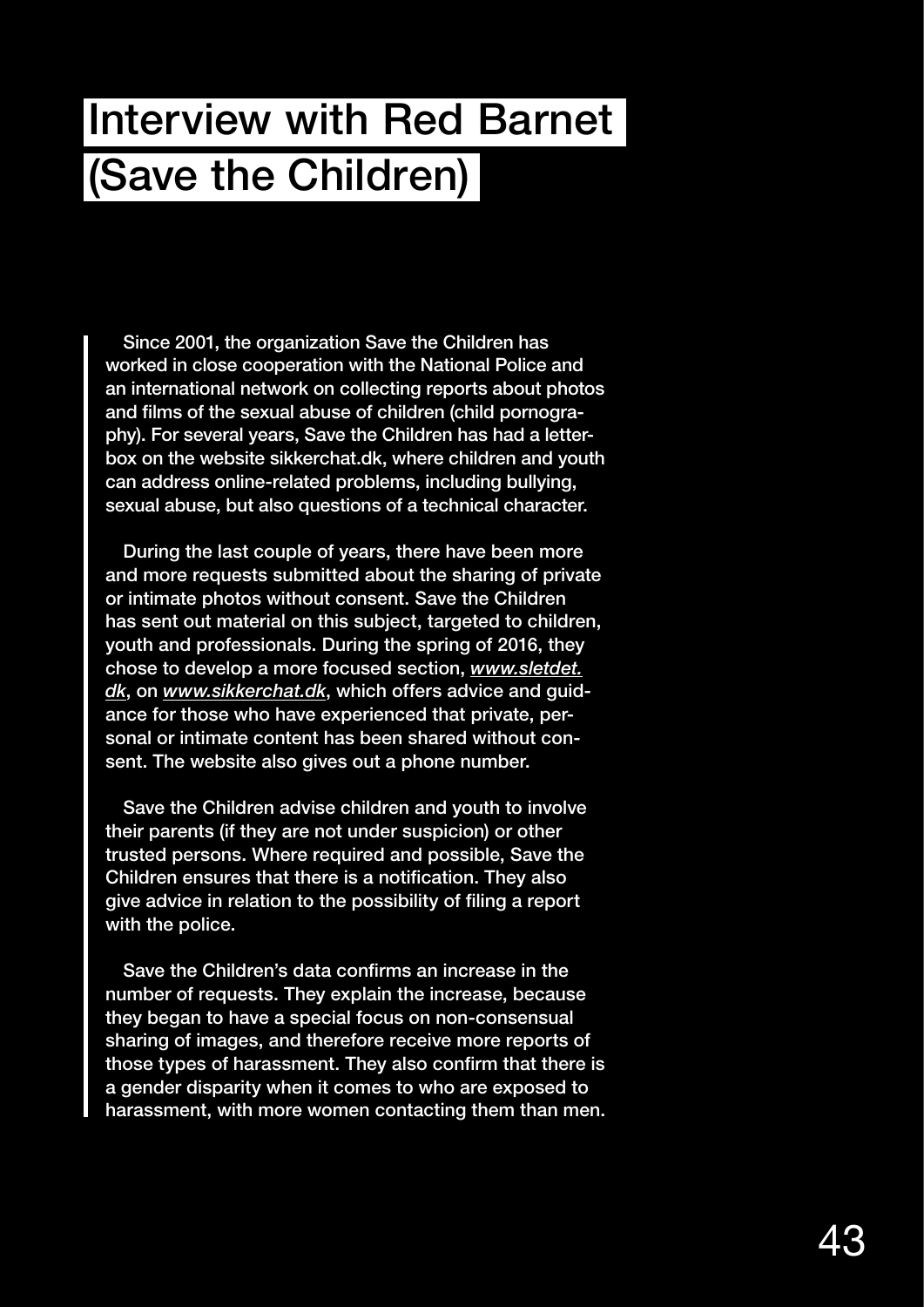# Interview with Red Barnet (Save the Children)

Since 2001, the organization Save the Children has worked in close cooperation with the National Police and an international network on collecting reports about photos and films of the sexual abuse of children (child pornography). For several years, Save the Children has had a letterbox on the website sikkerchat.dk, where children and youth can address online-related problems, including bullying, sexual abuse, but also questions of a technical character.

During the last couple of years, there have been more and more requests submitted about the sharing of private or intimate photos without consent. Save the Children has sent out material on this subject, targeted to children, youth and professionals. During the spring of 2016, they chose to develop a more focused section, ***www.sletdet.dk***, on ***www.sikkerchat.dk***, which offers advice and guidance for those who have experienced that private, personal or intimate content has been shared without consent. The website also gives out a phone number.

Save the Children advise children and youth to involve their parents (if they are not under suspicion) or other trusted persons. Where required and possible, Save the Children ensures that there is a notification. They also give advice in relation to the possibility of filing a report with the police.

Save the Children's data confirms an increase in the number of requests. They explain the increase, because they began to have a special focus on non-consensual sharing of images, and therefore receive more reports of those types of harassment. They also confirm that there is a gender disparity when it comes to who are exposed to harassment, with more women contacting them than men.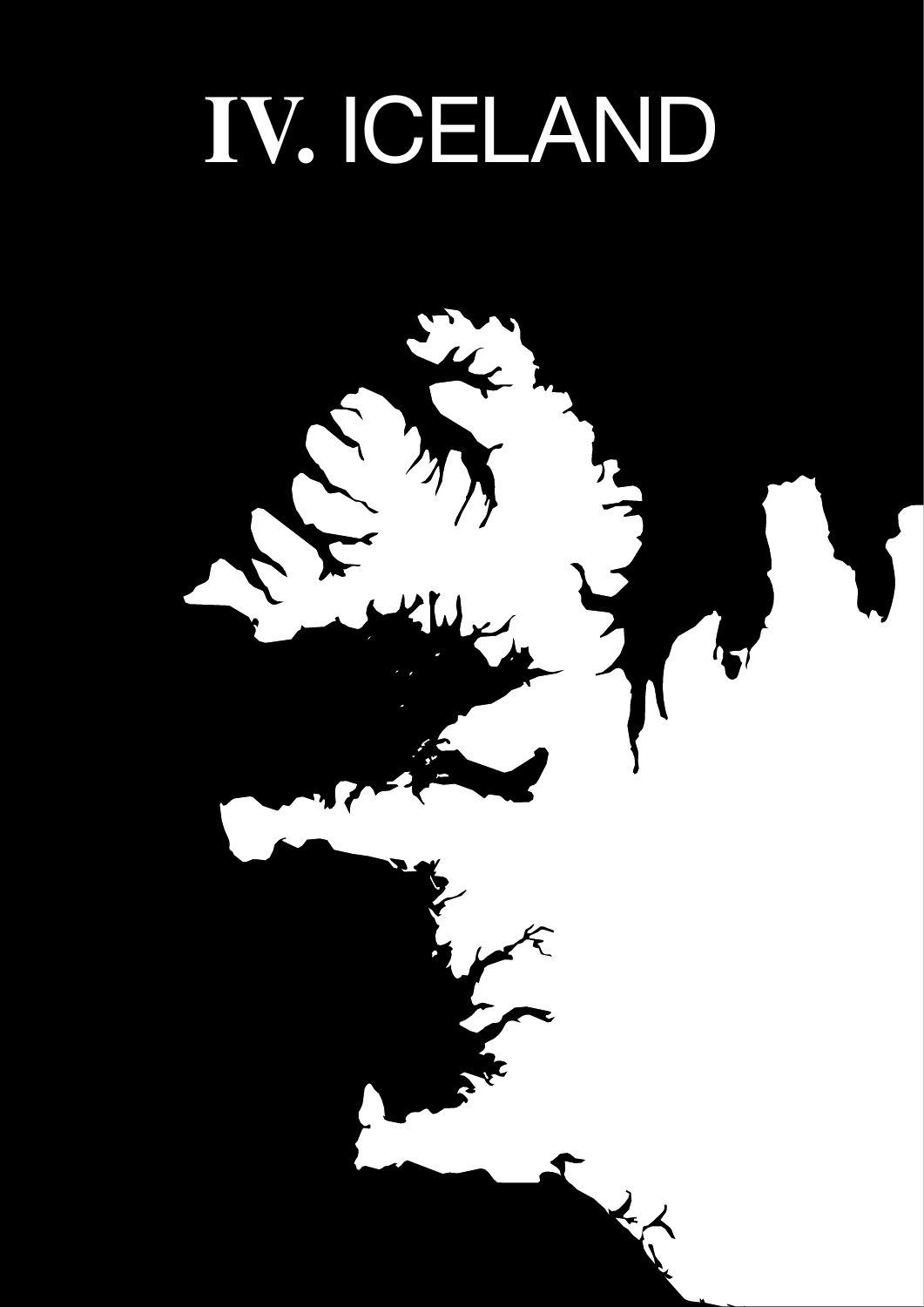# IV. ICELAND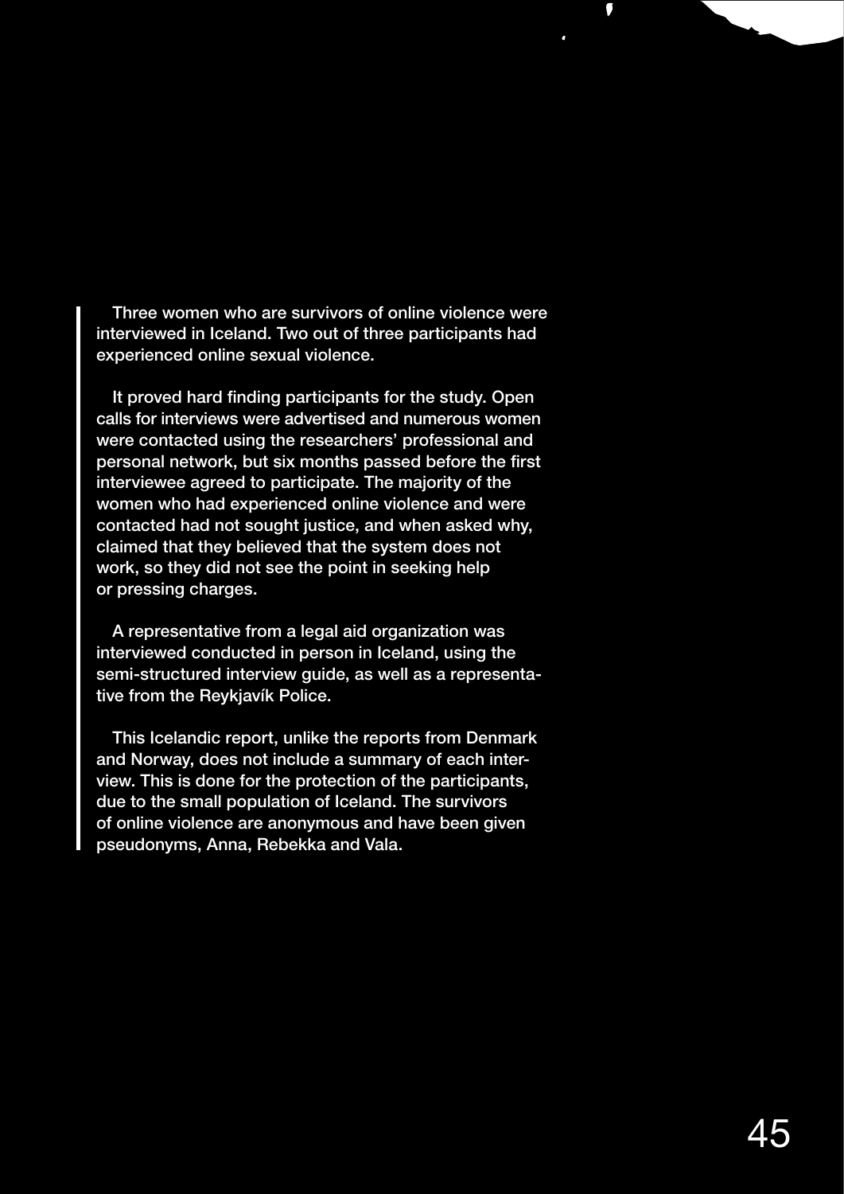Three women who are survivors of online violence were interviewed in Iceland. Two out of three participants had experienced online sexual violence.

It proved hard finding participants for the study. Open calls for interviews were advertised and numerous women were contacted using the researchers' professional and personal network, but six months passed before the first interviewee agreed to participate. The majority of the women who had experienced online violence and were contacted had not sought justice, and when asked why, claimed that they believed that the system does not work, so they did not see the point in seeking help or pressing charges.

A representative from a legal aid organization was interviewed conducted in person in Iceland, using the semi-structured interview guide, as well as a representative from the Reykjavík Police.

This Icelandic report, unlike the reports from Denmark and Norway, does not include a summary of each interview. This is done for the protection of the participants, due to the small population of Iceland. The survivors of online violence are anonymous and have been given pseudonyms, Anna, Rebekka and Vala.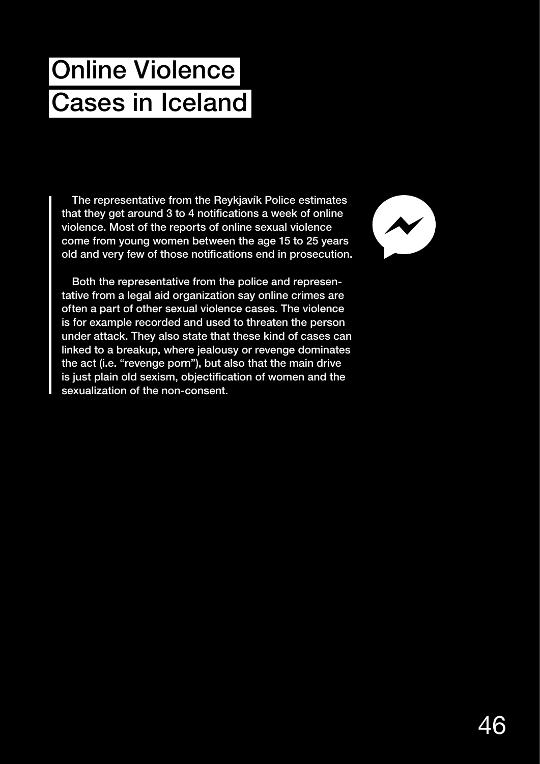# Online Violence Cases in Iceland

The representative from the Reykjavík Police estimates that they get around 3 to 4 notifications a week of online violence. Most of the reports of online sexual violence come from young women between the age 15 to 25 years old and very few of those notifications end in prosecution.

Both the representative from the police and representative from a legal aid organization say online crimes are often a part of other sexual violence cases. The violence is for example recorded and used to threaten the person under attack. They also state that these kind of cases can linked to a breakup, where jealousy or revenge dominates the act (i.e. "revenge porn"), but also that the main drive is just plain old sexism, objectification of women and the sexualization of the non-consent.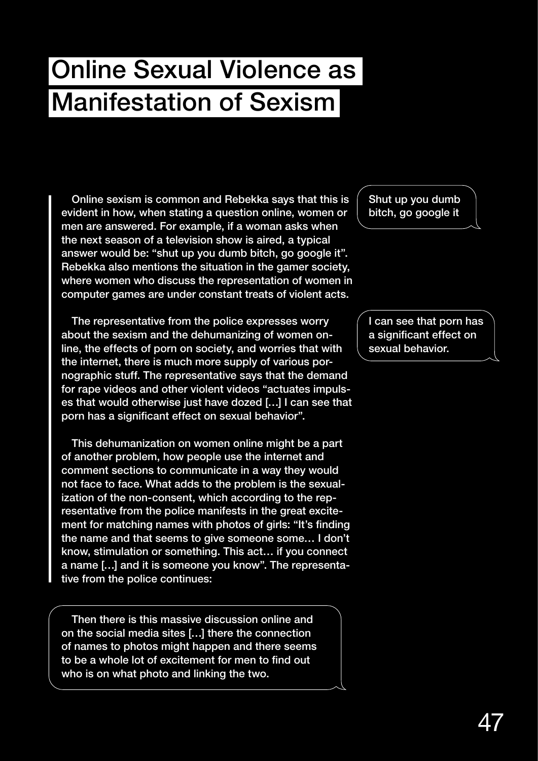# Online Sexual Violence as Manifestation of Sexism

Online sexism is common and Rebekka says that this is evident in how, when stating a question online, women or men are answered. For example, if a woman asks when the next season of a television show is aired, a typical answer would be: “shut up you dumb bitch, go google it”. Rebekka also mentions the situation in the gamer society, where women who discuss the representation of women in computer games are under constant treats of violent acts.

> Shut up you dumb bitch, go google it

The representative from the police expresses worry about the sexism and the dehumanizing of women online, the effects of porn on society, and worries that with the internet, there is much more supply of various pornographic stuff. The representative says that the demand for rape videos and other violent videos “actuates impulses that would otherwise just have dozed […] I can see that porn has a significant effect on sexual behavior”.

> I can see that porn has a significant effect on sexual behavior.

This dehumanization on women online might be a part of another problem, how people use the internet and comment sections to communicate in a way they would not face to face. What adds to the problem is the sexualization of the non-consent, which according to the representative from the police manifests in the great excitement for matching names with photos of girls: “It’s finding the name and that seems to give someone some… I don’t know, stimulation or something. This act… if you connect a name […] and it is someone you know”. The representative from the police continues:

> Then there is this massive discussion online and on the social media sites […] there the connection of names to photos might happen and there seems to be a whole lot of excitement for men to find out who is on what photo and linking the two.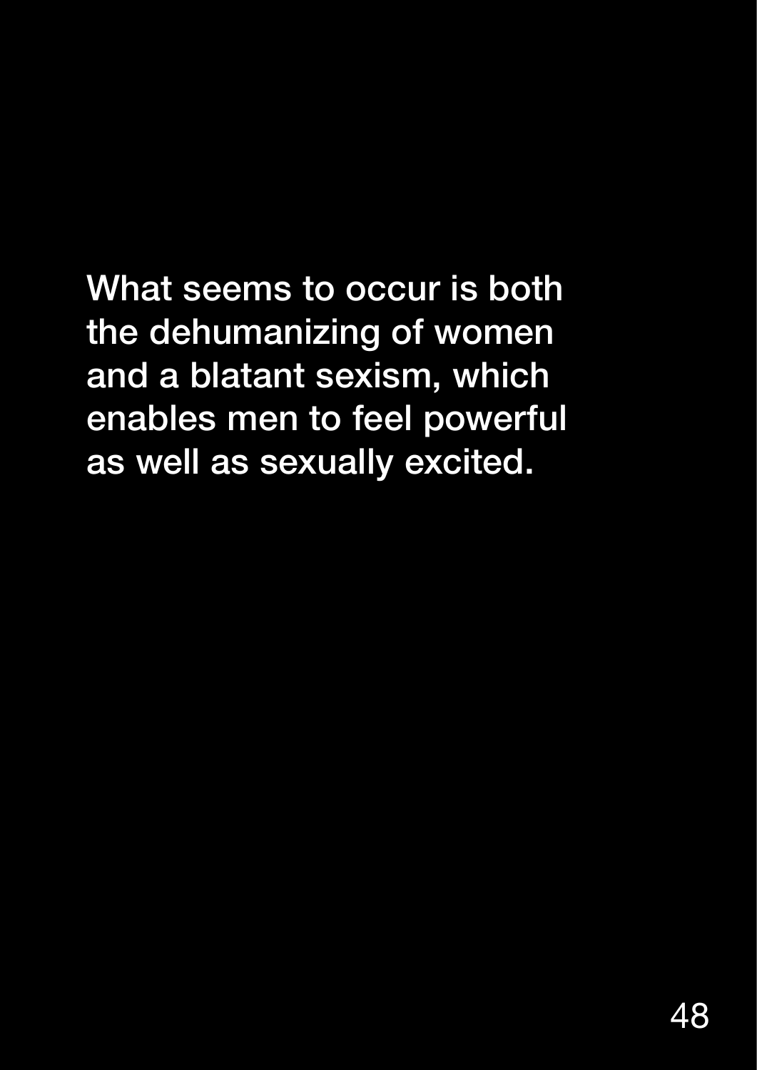**What seems to occur is both the dehumanizing of women and a blatant sexism, which enables men to feel powerful as well as sexually excited.**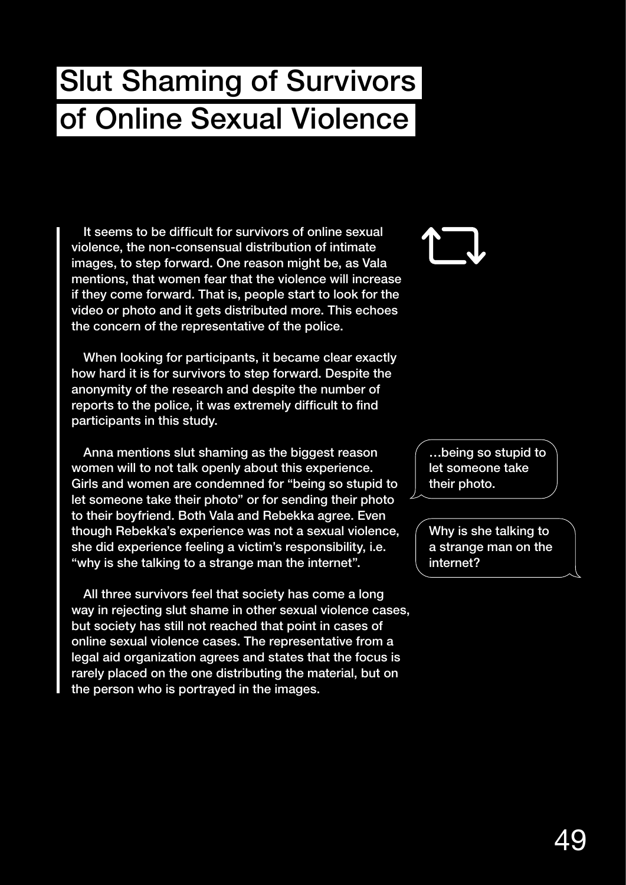# Slut Shaming of Survivors of Online Sexual Violence

It seems to be difficult for survivors of online sexual violence, the non-consensual distribution of intimate images, to step forward. One reason might be, as Vala mentions, that women fear that the violence will increase if they come forward. That is, people start to look for the video or photo and it gets distributed more. This echoes the concern of the representative of the police.

When looking for participants, it became clear exactly how hard it is for survivors to step forward. Despite the anonymity of the research and despite the number of reports to the police, it was extremely difficult to find participants in this study.

Anna mentions slut shaming as the biggest reason women will to not talk openly about this experience. Girls and women are condemned for "being so stupid to let someone take their photo" or for sending their photo to their boyfriend. Both Vala and Rebekka agree. Even though Rebekka's experience was not a sexual violence, she did experience feeling a victim's responsibility, i.e. "why is she talking to a strange man the internet".

> …being so stupid to let someone take their photo.

> Why is she talking to a strange man on the internet?

All three survivors feel that society has come a long way in rejecting slut shame in other sexual violence cases, but society has still not reached that point in cases of online sexual violence cases. The representative from a legal aid organization agrees and states that the focus is rarely placed on the one distributing the material, but on the person who is portrayed in the images.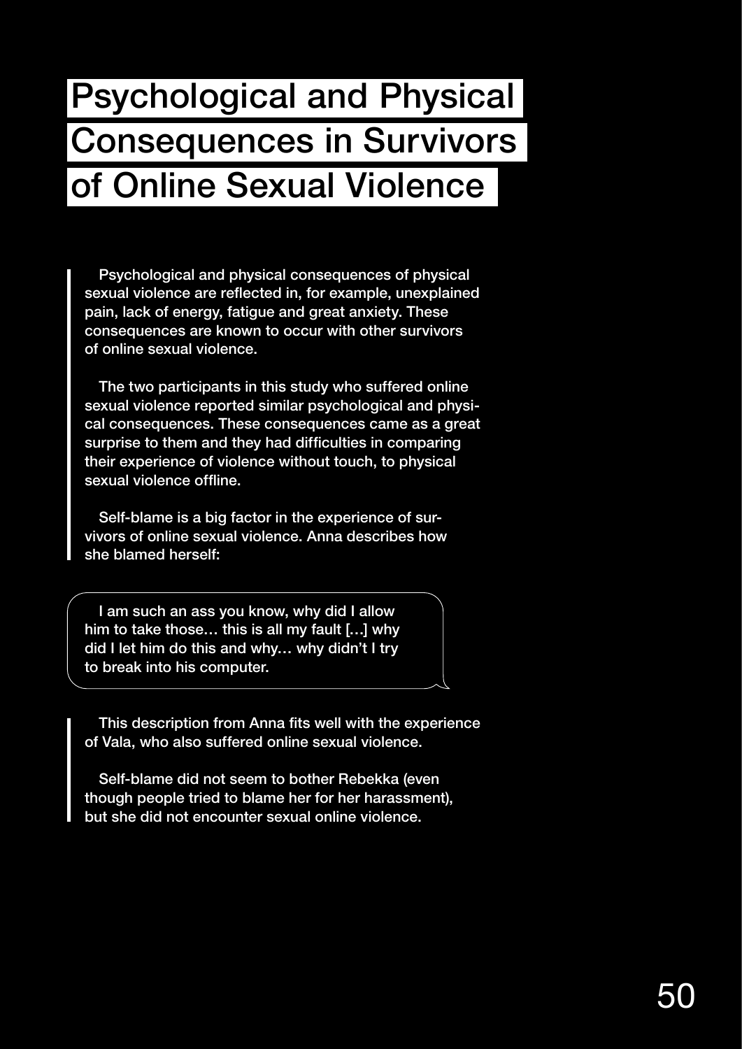# Psychological and Physical Consequences in Survivors of Online Sexual Violence

Psychological and physical consequences of physical sexual violence are reflected in, for example, unexplained pain, lack of energy, fatigue and great anxiety. These consequences are known to occur with other survivors of online sexual violence.

The two participants in this study who suffered online sexual violence reported similar psychological and physical consequences. These consequences came as a great surprise to them and they had difficulties in comparing their experience of violence without touch, to physical sexual violence offline.

Self-blame is a big factor in the experience of survivors of online sexual violence. Anna describes how she blamed herself:

> I am such an ass you know, why did I allow him to take those… this is all my fault […] why did I let him do this and why… why didn't I try to break into his computer.

This description from Anna fits well with the experience of Vala, who also suffered online sexual violence.

Self-blame did not seem to bother Rebekka (even though people tried to blame her for her harassment), but she did not encounter sexual online violence.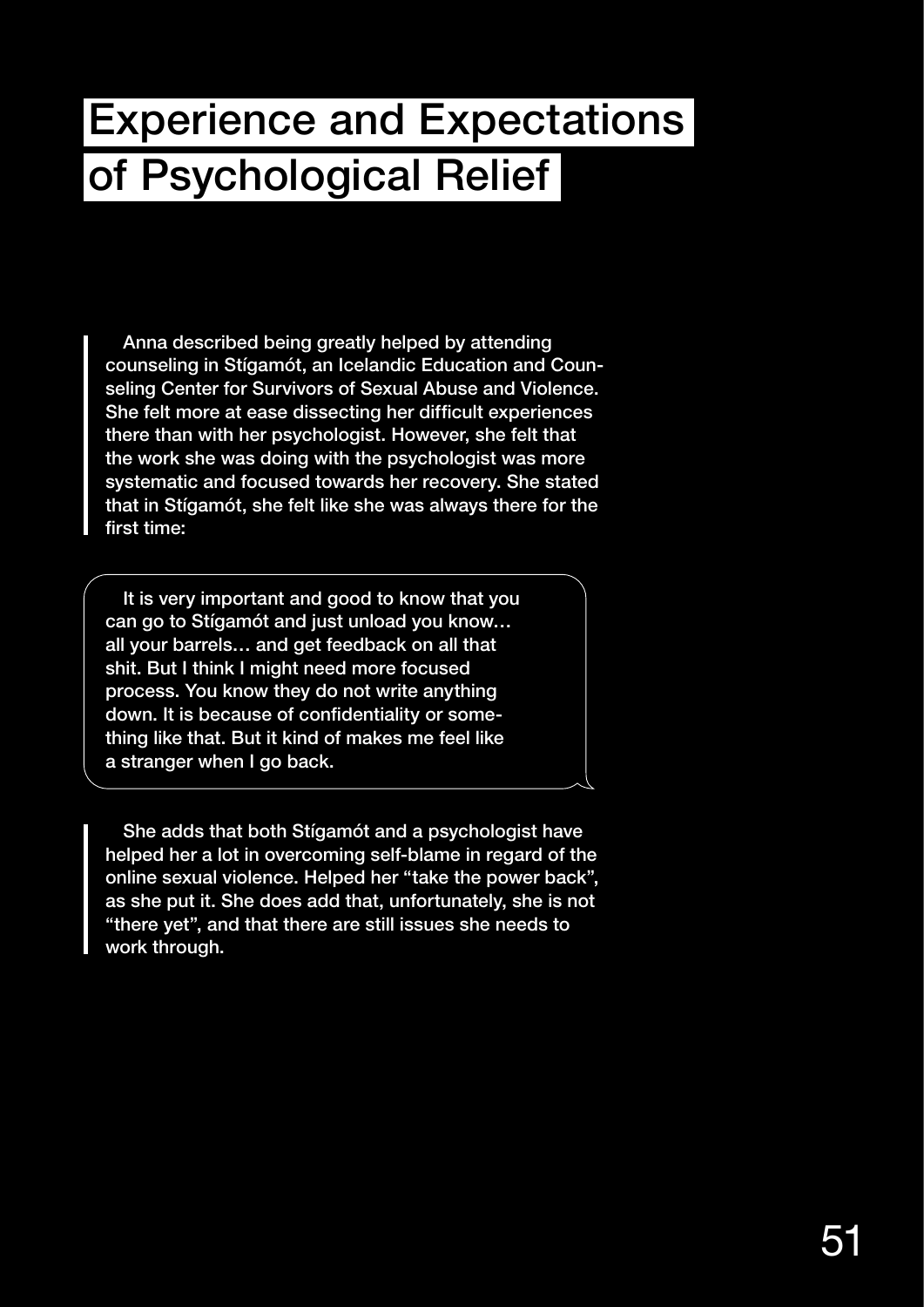# Experience and Expectations of Psychological Relief

Anna described being greatly helped by attending counseling in Stígamót, an Icelandic Education and Counseling Center for Survivors of Sexual Abuse and Violence. She felt more at ease dissecting her difficult experiences there than with her psychologist. However, she felt that the work she was doing with the psychologist was more systematic and focused towards her recovery. She stated that in Stígamót, she felt like she was always there for the first time:

> It is very important and good to know that you can go to Stígamót and just unload you know… all your barrels… and get feedback on all that shit. But I think I might need more focused process. You know they do not write anything down. It is because of confidentiality or something like that. But it kind of makes me feel like a stranger when I go back.

She adds that both Stígamót and a psychologist have helped her a lot in overcoming self-blame in regard of the online sexual violence. Helped her "take the power back", as she put it. She does add that, unfortunately, she is not "there yet", and that there are still issues she needs to work through.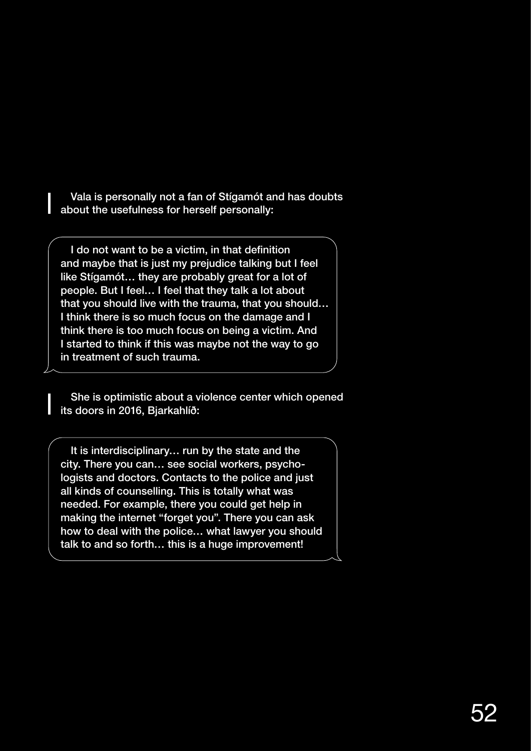Vala is personally not a fan of Stígamót and has doubts about the usefulness for herself personally:

> I do not want to be a victim, in that definition and maybe that is just my prejudice talking but I feel like Stígamót… they are probably great for a lot of people. But I feel… I feel that they talk a lot about that you should live with the trauma, that you should… I think there is so much focus on the damage and I think there is too much focus on being a victim. And I started to think if this was maybe not the way to go in treatment of such trauma.

She is optimistic about a violence center which opened its doors in 2016, Bjarkahlíð:

> It is interdisciplinary… run by the state and the city. There you can… see social workers, psychologists and doctors. Contacts to the police and just all kinds of counselling. This is totally what was needed. For example, there you could get help in making the internet "forget you". There you can ask how to deal with the police… what lawyer you should talk to and so forth… this is a huge improvement!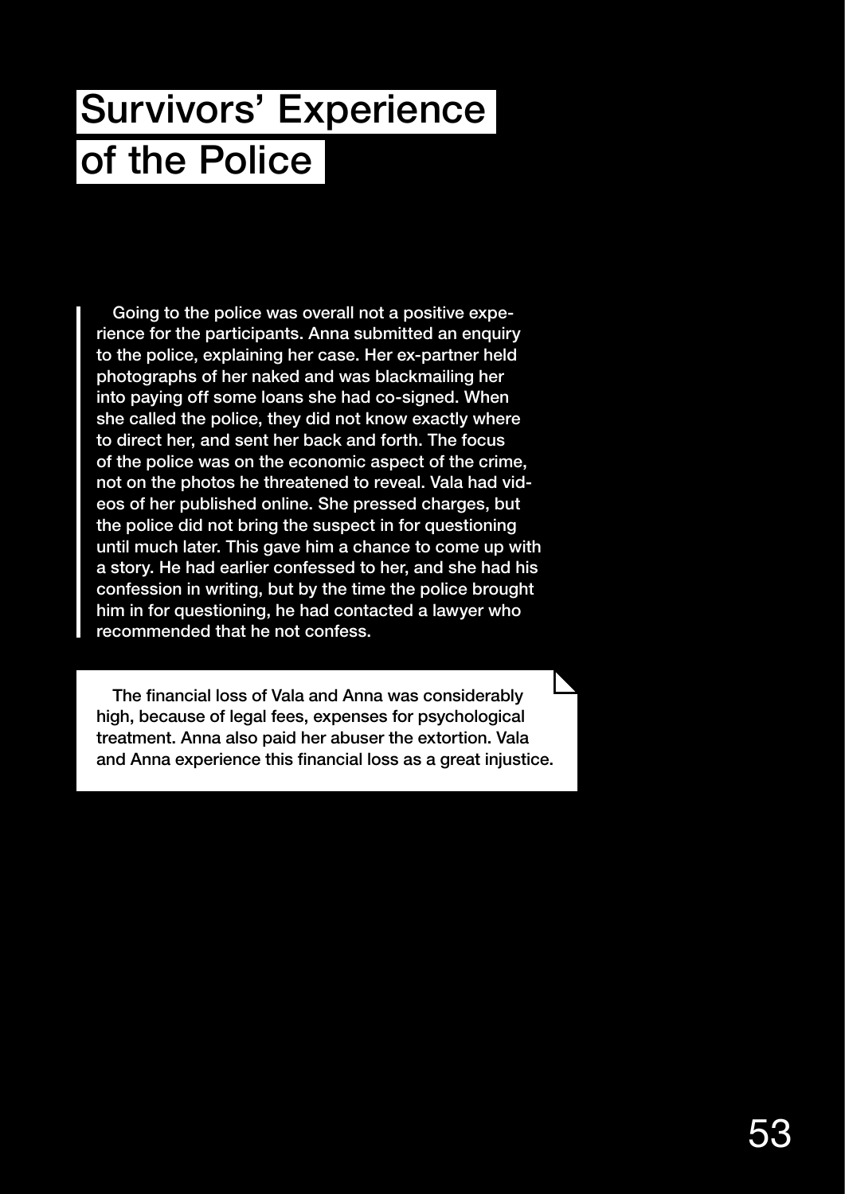# Survivors' Experience of the Police

Going to the police was overall not a positive experience for the participants. Anna submitted an enquiry to the police, explaining her case. Her ex-partner held photographs of her naked and was blackmailing her into paying off some loans she had co-signed. When she called the police, they did not know exactly where to direct her, and sent her back and forth. The focus of the police was on the economic aspect of the crime, not on the photos he threatened to reveal. Vala had videos of her published online. She pressed charges, but the police did not bring the suspect in for questioning until much later. This gave him a chance to come up with a story. He had earlier confessed to her, and she had his confession in writing, but by the time the police brought him in for questioning, he had contacted a lawyer who recommended that he not confess.

The financial loss of Vala and Anna was considerably high, because of legal fees, expenses for psychological treatment. Anna also paid her abuser the extortion. Vala and Anna experience this financial loss as a great injustice.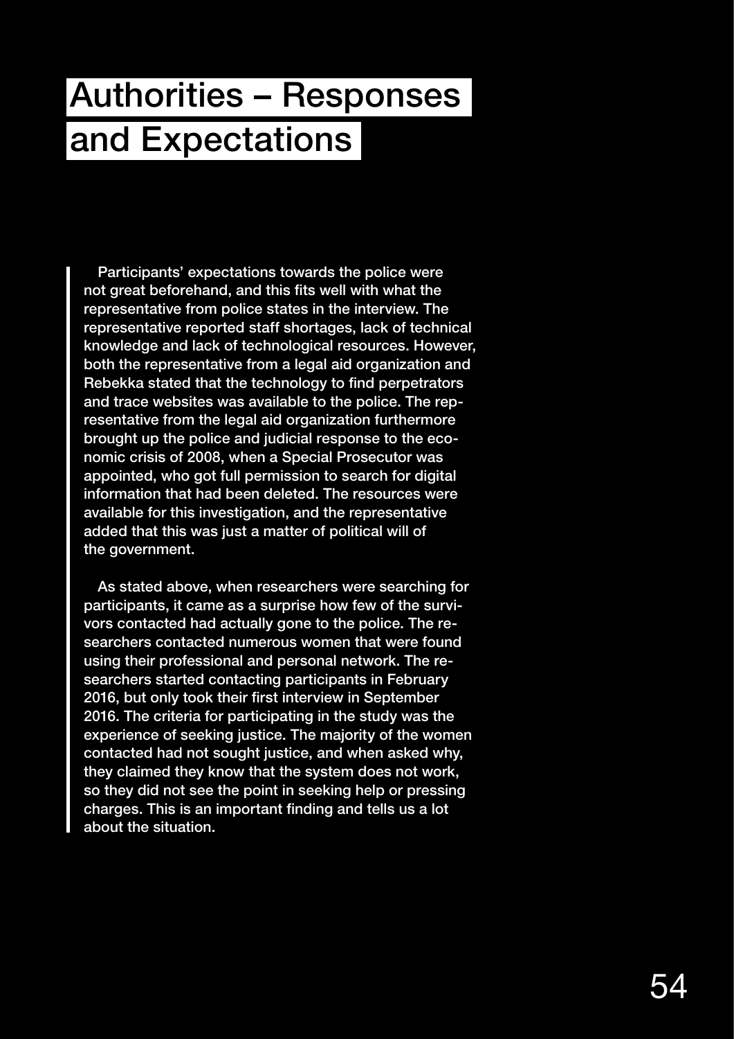# Authorities – Responses and Expectations

Participants' expectations towards the police were not great beforehand, and this fits well with what the representative from police states in the interview. The representative reported staff shortages, lack of technical knowledge and lack of technological resources. However, both the representative from a legal aid organization and Rebekka stated that the technology to find perpetrators and trace websites was available to the police. The representative from the legal aid organization furthermore brought up the police and judicial response to the economic crisis of 2008, when a Special Prosecutor was appointed, who got full permission to search for digital information that had been deleted. The resources were available for this investigation, and the representative added that this was just a matter of political will of the government.

As stated above, when researchers were searching for participants, it came as a surprise how few of the survivors contacted had actually gone to the police. The researchers contacted numerous women that were found using their professional and personal network. The researchers started contacting participants in February 2016, but only took their first interview in September 2016. The criteria for participating in the study was the experience of seeking justice. The majority of the women contacted had not sought justice, and when asked why, they claimed they know that the system does not work, so they did not see the point in seeking help or pressing charges. This is an important finding and tells us a lot about the situation.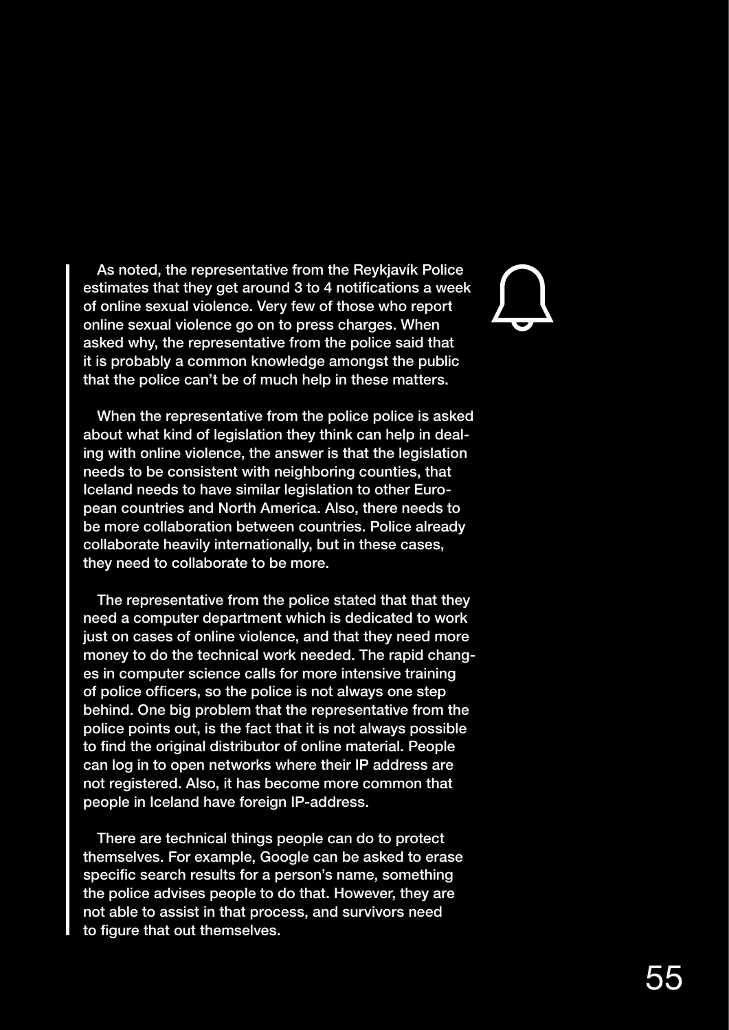As noted, the representative from the Reykjavík Police estimates that they get around 3 to 4 notifications a week of online sexual violence. Very few of those who report online sexual violence go on to press charges. When asked why, the representative from the police said that it is probably a common knowledge amongst the public that the police can't be of much help in these matters.

When the representative from the police police is asked about what kind of legislation they think can help in dealing with online violence, the answer is that the legislation needs to be consistent with neighboring counties, that Iceland needs to have similar legislation to other European countries and North America. Also, there needs to be more collaboration between countries. Police already collaborate heavily internationally, but in these cases, they need to collaborate to be more.

The representative from the police stated that that they need a computer department which is dedicated to work just on cases of online violence, and that they need more money to do the technical work needed. The rapid changes in computer science calls for more intensive training of police officers, so the police is not always one step behind. One big problem that the representative from the police points out, is the fact that it is not always possible to find the original distributor of online material. People can log in to open networks where their IP address are not registered. Also, it has become more common that people in Iceland have foreign IP-address.

There are technical things people can do to protect themselves. For example, Google can be asked to erase specific search results for a person's name, something the police advises people to do that. However, they are not able to assist in that process, and survivors need to figure that out themselves.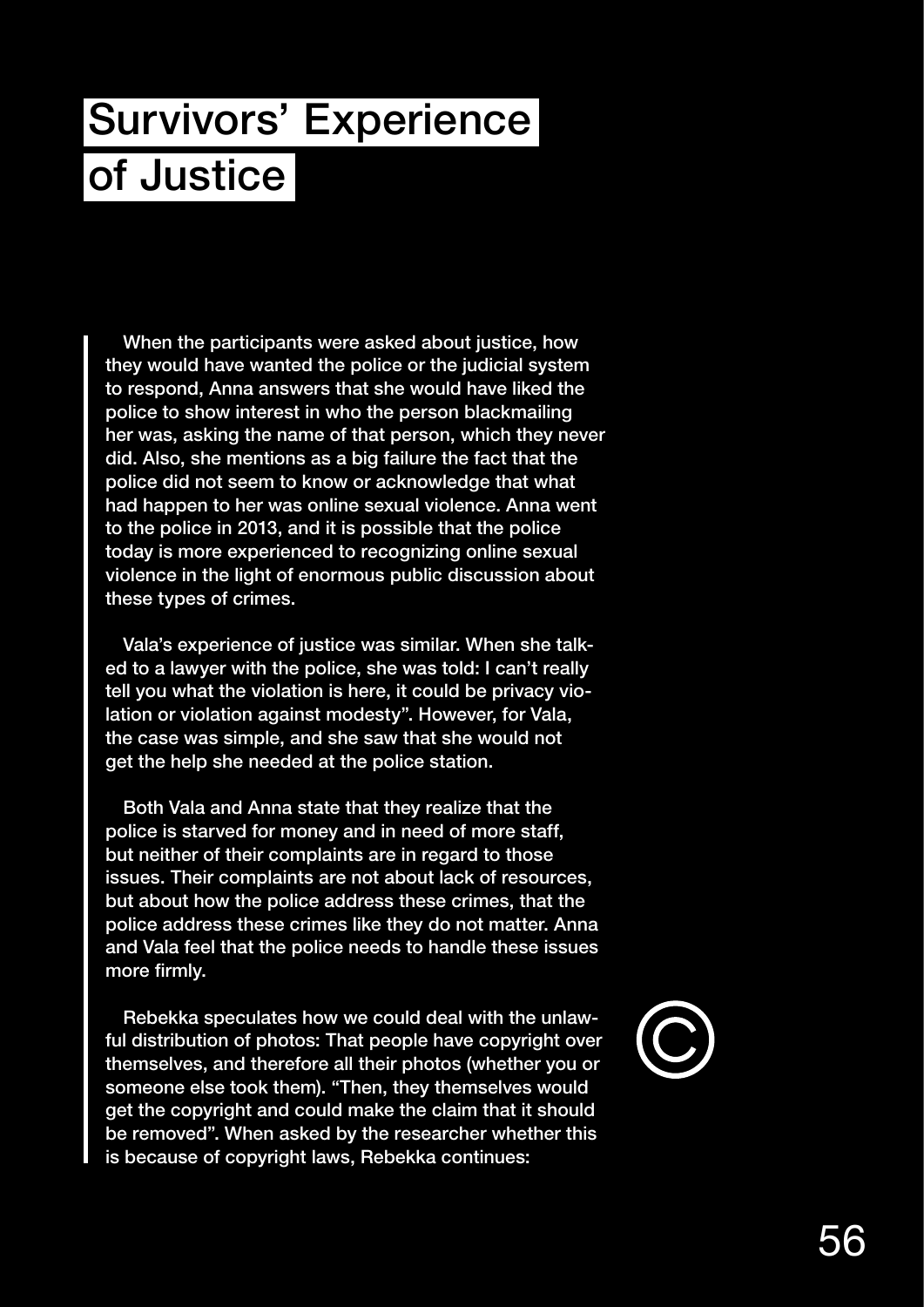# Survivors' Experience of Justice

When the participants were asked about justice, how they would have wanted the police or the judicial system to respond, Anna answers that she would have liked the police to show interest in who the person blackmailing her was, asking the name of that person, which they never did. Also, she mentions as a big failure the fact that the police did not seem to know or acknowledge that what had happen to her was online sexual violence. Anna went to the police in 2013, and it is possible that the police today is more experienced to recognizing online sexual violence in the light of enormous public discussion about these types of crimes.

Vala's experience of justice was similar. When she talked to a lawyer with the police, she was told: I can't really tell you what the violation is here, it could be privacy violation or violation against modesty". However, for Vala, the case was simple, and she saw that she would not get the help she needed at the police station.

Both Vala and Anna state that they realize that the police is starved for money and in need of more staff, but neither of their complaints are in regard to those issues. Their complaints are not about lack of resources, but about how the police address these crimes, that the police address these crimes like they do not matter. Anna and Vala feel that the police needs to handle these issues more firmly.

Rebekka speculates how we could deal with the unlawful distribution of photos: That people have copyright over themselves, and therefore all their photos (whether you or someone else took them). "Then, they themselves would get the copyright and could make the claim that it should be removed". When asked by the researcher whether this is because of copyright laws, Rebekka continues: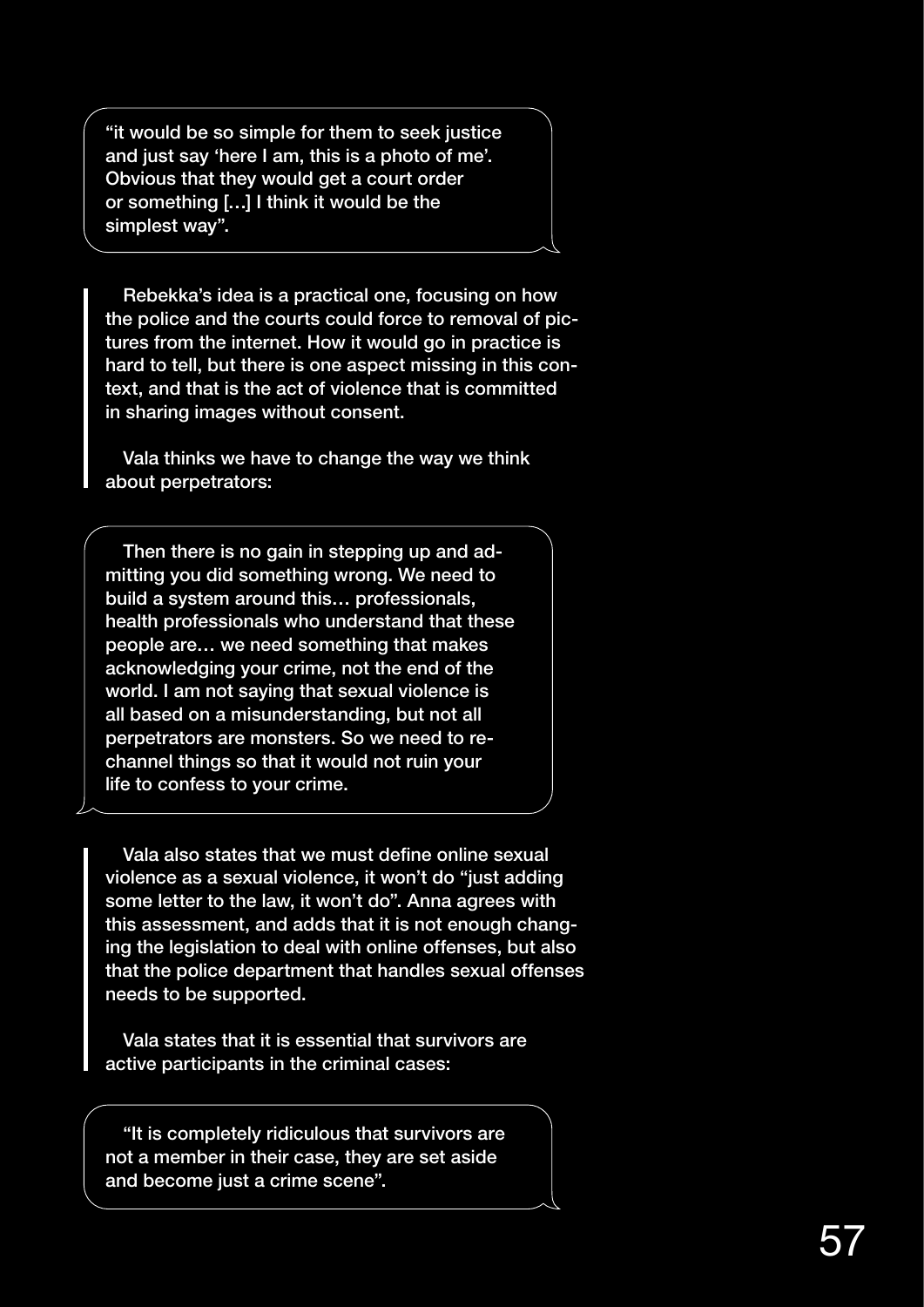> "it would be so simple for them to seek justice and just say 'here I am, this is a photo of me'. Obvious that they would get a court order or something […] I think it would be the simplest way".

Rebekka's idea is a practical one, focusing on how the police and the courts could force to removal of pictures from the internet. How it would go in practice is hard to tell, but there is one aspect missing in this context, and that is the act of violence that is committed in sharing images without consent.

Vala thinks we have to change the way we think about perpetrators:

> Then there is no gain in stepping up and admitting you did something wrong. We need to build a system around this… professionals, health professionals who understand that these people are… we need something that makes acknowledging your crime, not the end of the world. I am not saying that sexual violence is all based on a misunderstanding, but not all perpetrators are monsters. So we need to rechannel things so that it would not ruin your life to confess to your crime.

Vala also states that we must define online sexual violence as a sexual violence, it won't do "just adding some letter to the law, it won't do". Anna agrees with this assessment, and adds that it is not enough changing the legislation to deal with online offenses, but also that the police department that handles sexual offenses needs to be supported.

Vala states that it is essential that survivors are active participants in the criminal cases:

> "It is completely ridiculous that survivors are not a member in their case, they are set aside and become just a crime scene".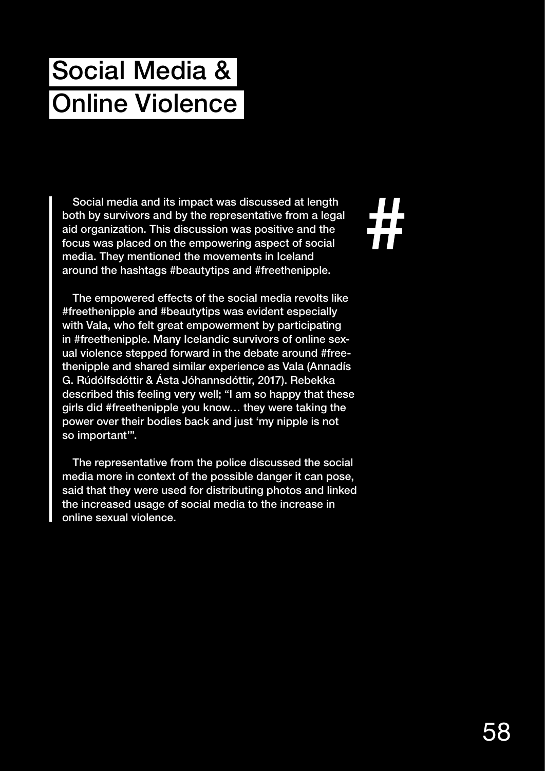# Social Media & Online Violence

Social media and its impact was discussed at length both by survivors and by the representative from a legal aid organization. This discussion was positive and the focus was placed on the empowering aspect of social media. They mentioned the movements in Iceland around the hashtags #beautytips and #freethenipple.

The empowered effects of the social media revolts like #freethenipple and #beautytips was evident especially with Vala, who felt great empowerment by participating in #freethenipple. Many Icelandic survivors of online sexual violence stepped forward in the debate around #freethenipple and shared similar experience as Vala (Annadís G. Rúdólfsdóttir & Ásta Jóhannsdóttir, 2017). Rebekka described this feeling very well; "I am so happy that these girls did #freethenipple you know… they were taking the power over their bodies back and just 'my nipple is not so important'".

The representative from the police discussed the social media more in context of the possible danger it can pose, said that they were used for distributing photos and linked the increased usage of social media to the increase in online sexual violence.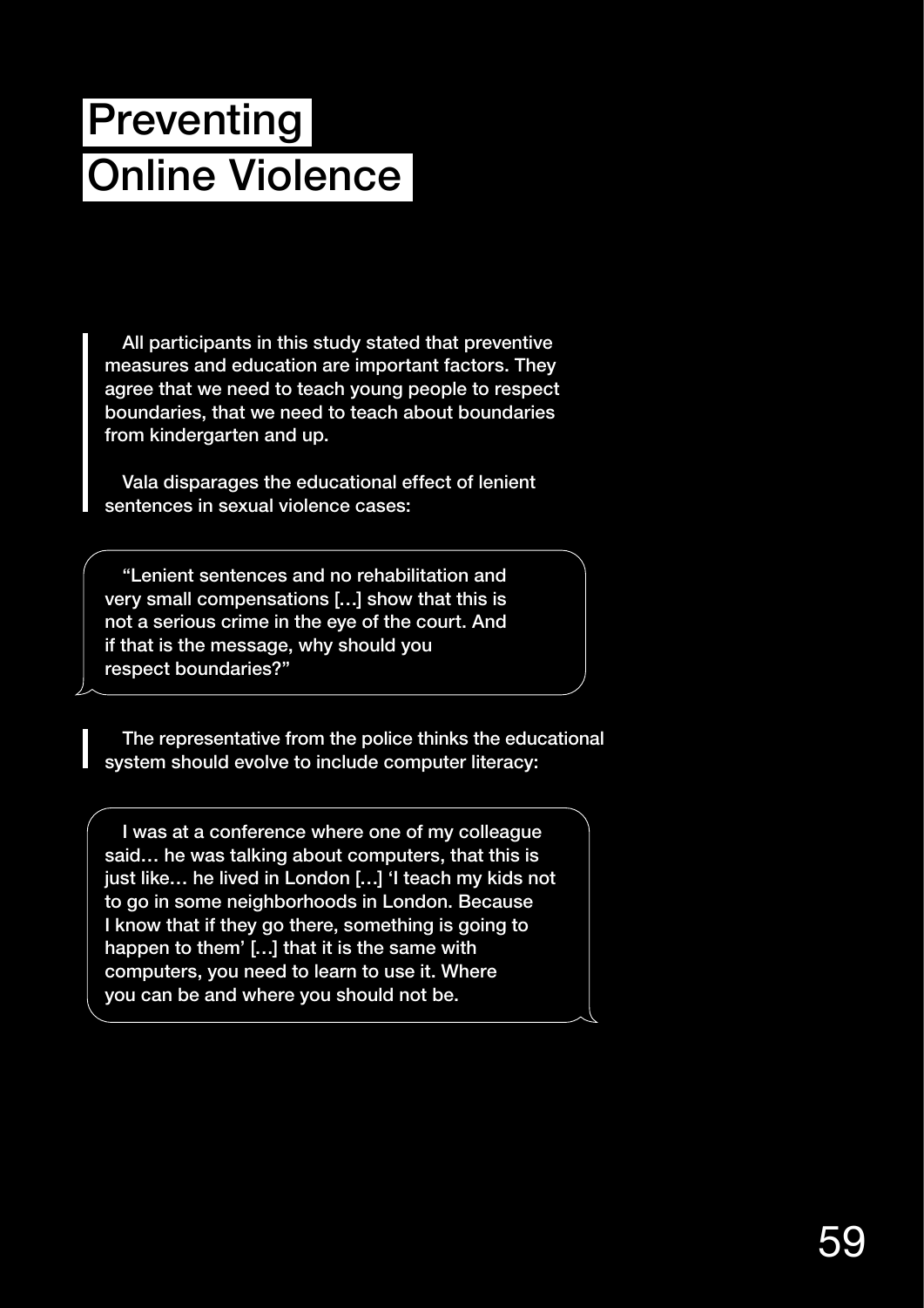# Preventing Online Violence

All participants in this study stated that preventive measures and education are important factors. They agree that we need to teach young people to respect boundaries, that we need to teach about boundaries from kindergarten and up.

Vala disparages the educational effect of lenient sentences in sexual violence cases:

> "Lenient sentences and no rehabilitation and very small compensations […] show that this is not a serious crime in the eye of the court. And if that is the message, why should you respect boundaries?"

The representative from the police thinks the educational system should evolve to include computer literacy:

> I was at a conference where one of my colleague said… he was talking about computers, that this is just like… he lived in London […] 'I teach my kids not to go in some neighborhoods in London. Because I know that if they go there, something is going to happen to them' […] that it is the same with computers, you need to learn to use it. Where you can be and where you should not be.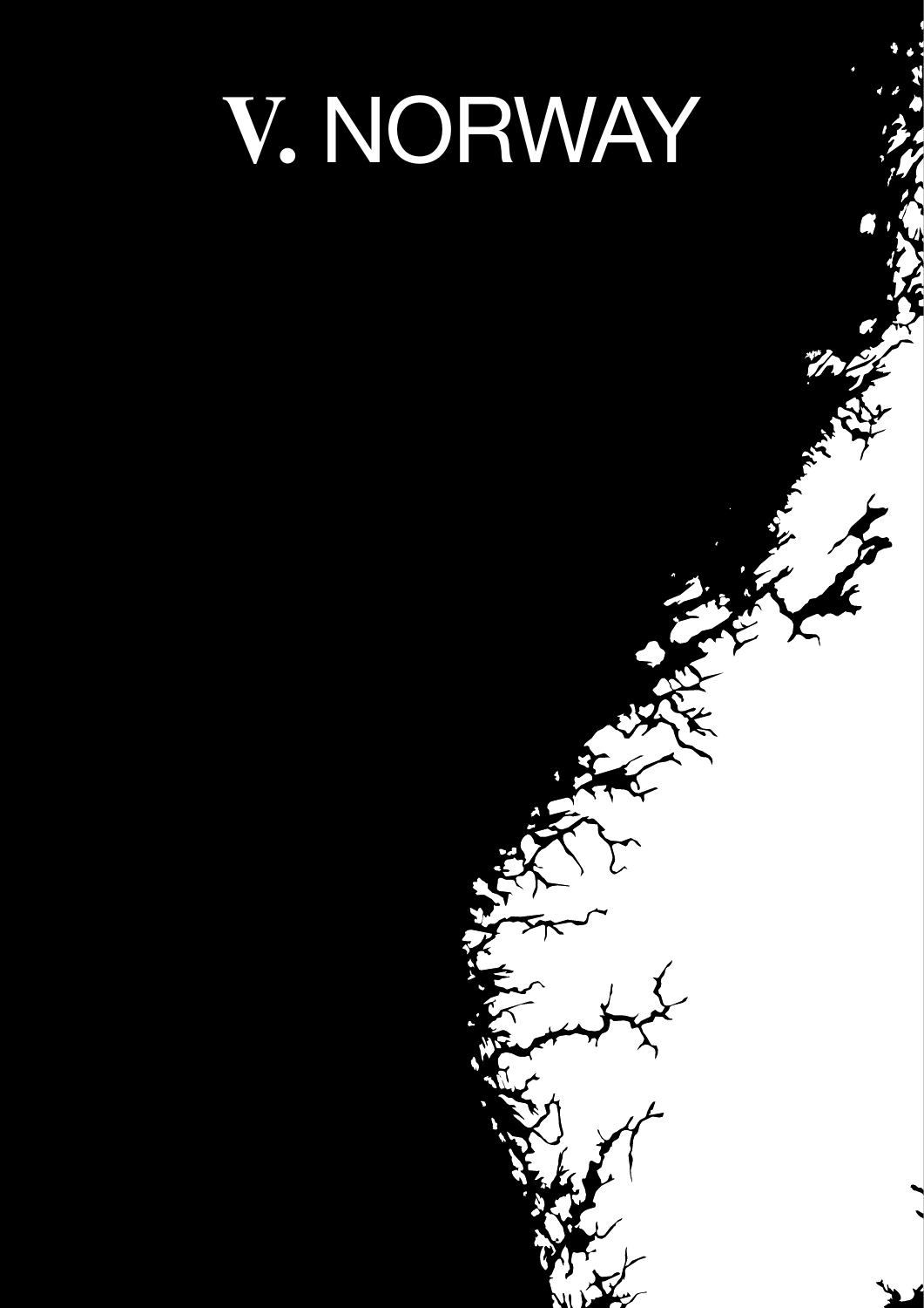# V. NORWAY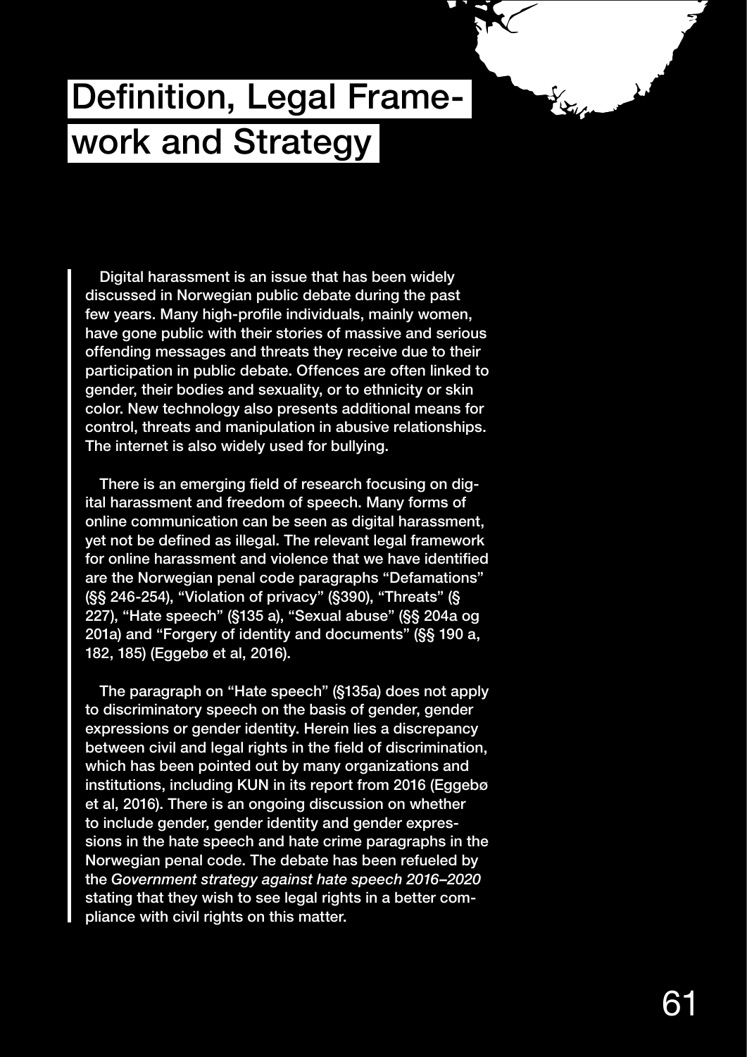# Definition, Legal Framework and Strategy

Digital harassment is an issue that has been widely discussed in Norwegian public debate during the past few years. Many high-profile individuals, mainly women, have gone public with their stories of massive and serious offending messages and threats they receive due to their participation in public debate. Offences are often linked to gender, their bodies and sexuality, or to ethnicity or skin color. New technology also presents additional means for control, threats and manipulation in abusive relationships. The internet is also widely used for bullying.

There is an emerging field of research focusing on digital harassment and freedom of speech. Many forms of online communication can be seen as digital harassment, yet not be defined as illegal. The relevant legal framework for online harassment and violence that we have identified are the Norwegian penal code paragraphs "Defamations" (§§ 246-254), "Violation of privacy" (§390), "Threats" (§ 227), "Hate speech" (§135 a), "Sexual abuse" (§§ 204a og 201a) and "Forgery of identity and documents" (§§ 190 a, 182, 185) (Eggebø et al, 2016).

The paragraph on "Hate speech" (§135a) does not apply to discriminatory speech on the basis of gender, gender expressions or gender identity. Herein lies a discrepancy between civil and legal rights in the field of discrimination, which has been pointed out by many organizations and institutions, including KUN in its report from 2016 (Eggebø et al, 2016). There is an ongoing discussion on whether to include gender, gender identity and gender expressions in the hate speech and hate crime paragraphs in the Norwegian penal code. The debate has been refueled by the *Government strategy against hate speech 2016–2020* stating that they wish to see legal rights in a better compliance with civil rights on this matter.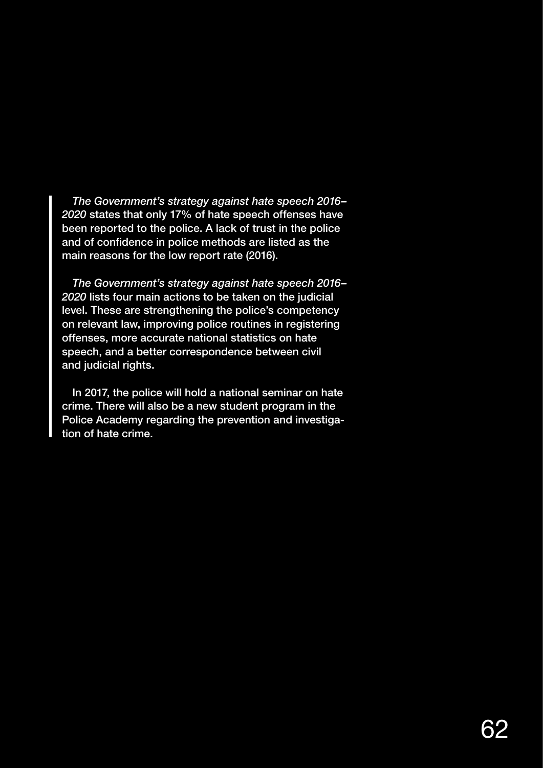*The Government's strategy against hate speech 2016–2020* states that only 17% of hate speech offenses have been reported to the police. A lack of trust in the police and of confidence in police methods are listed as the main reasons for the low report rate (2016).

*The Government's strategy against hate speech 2016–2020* lists four main actions to be taken on the judicial level. These are strengthening the police's competency on relevant law, improving police routines in registering offenses, more accurate national statistics on hate speech, and a better correspondence between civil and judicial rights.

In 2017, the police will hold a national seminar on hate crime. There will also be a new student program in the Police Academy regarding the prevention and investigation of hate crime.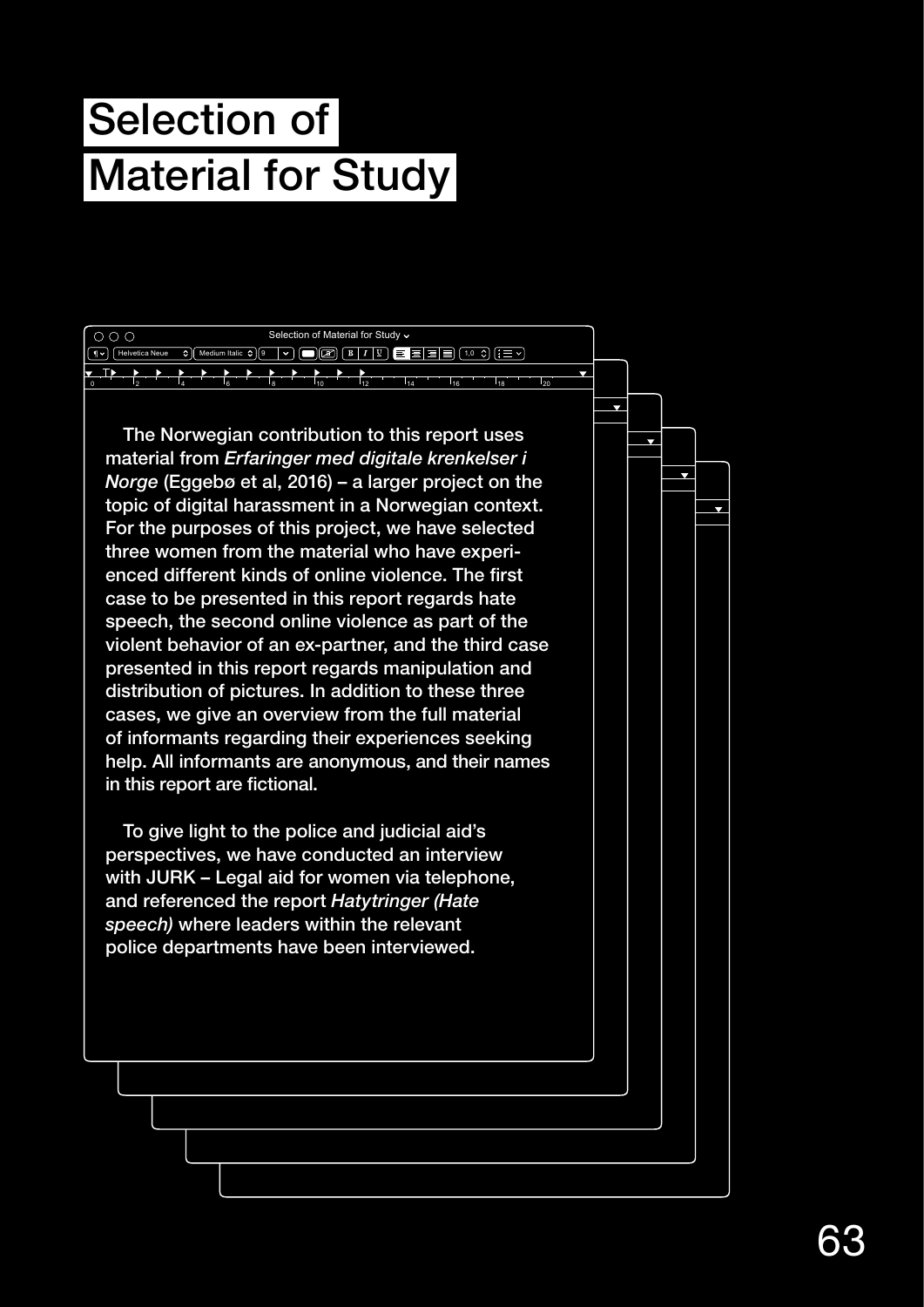# Selection of Material for Study

The Norwegian contribution to this report uses material from *Erfaringer med digitale krenkelser i Norge* (Eggebø et al, 2016) – a larger project on the topic of digital harassment in a Norwegian context. For the purposes of this project, we have selected three women from the material who have experienced different kinds of online violence. The first case to be presented in this report regards hate speech, the second online violence as part of the violent behavior of an ex-partner, and the third case presented in this report regards manipulation and distribution of pictures. In addition to these three cases, we give an overview from the full material of informants regarding their experiences seeking help. All informants are anonymous, and their names in this report are fictional.

To give light to the police and judicial aid's perspectives, we have conducted an interview with JURK – Legal aid for women via telephone, and referenced the report *Hatytringer (Hate speech)* where leaders within the relevant police departments have been interviewed.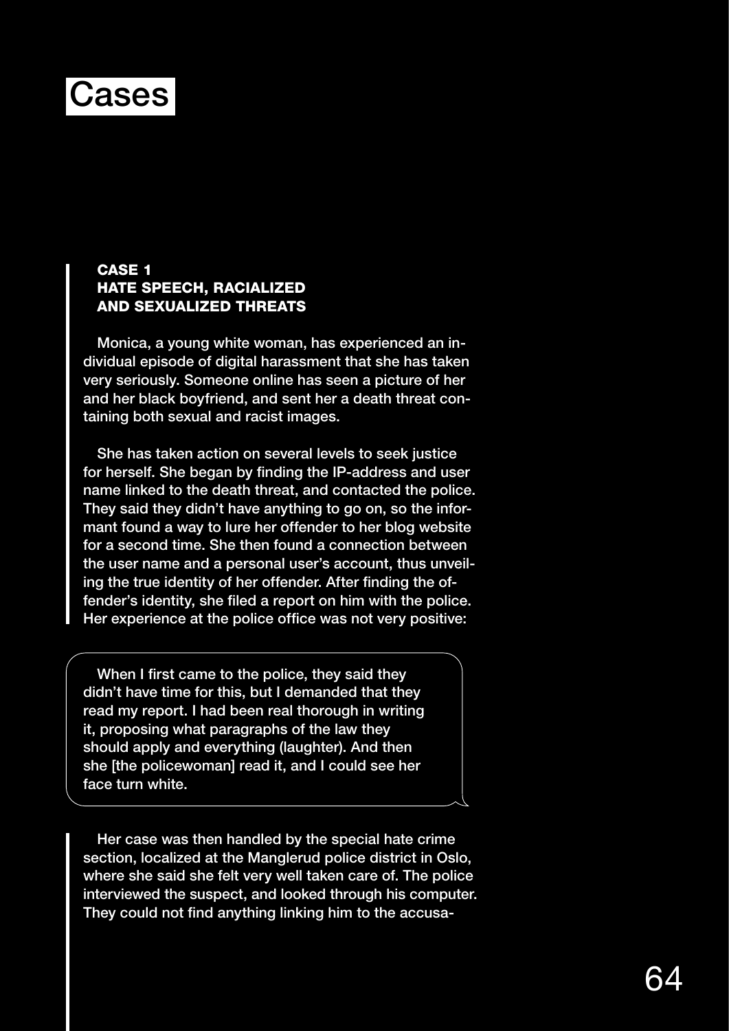# Cases

### CASE 1
### HATE SPEECH, RACIALIZED AND SEXUALIZED THREATS

Monica, a young white woman, has experienced an individual episode of digital harassment that she has taken very seriously. Someone online has seen a picture of her and her black boyfriend, and sent her a death threat containing both sexual and racist images.

She has taken action on several levels to seek justice for herself. She began by finding the IP-address and user name linked to the death threat, and contacted the police. They said they didn't have anything to go on, so the informant found a way to lure her offender to her blog website for a second time. She then found a connection between the user name and a personal user's account, thus unveiling the true identity of her offender. After finding the offender's identity, she filed a report on him with the police. Her experience at the police office was not very positive:

> When I first came to the police, they said they didn't have time for this, but I demanded that they read my report. I had been real thorough in writing it, proposing what paragraphs of the law they should apply and everything (laughter). And then she [the policewoman] read it, and I could see her face turn white.

Her case was then handled by the special hate crime section, localized at the Manglerud police district in Oslo, where she said she felt very well taken care of. The police interviewed the suspect, and looked through his computer. They could not find anything linking him to the accusa-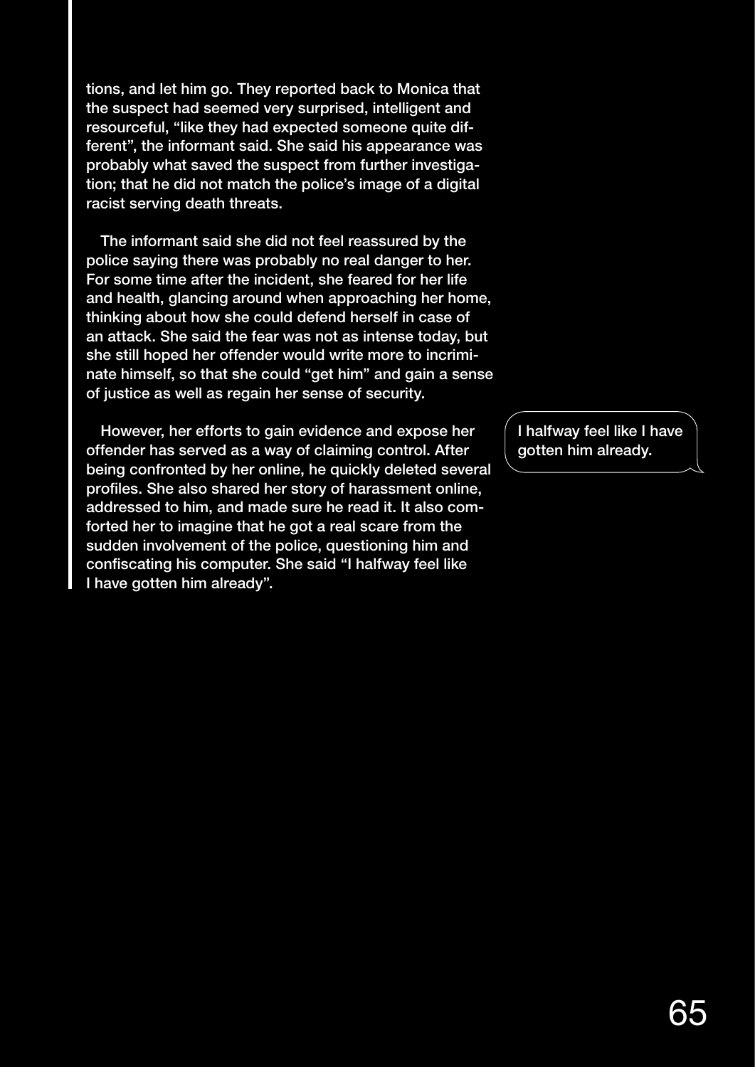tions, and let him go. They reported back to Monica that the suspect had seemed very surprised, intelligent and resourceful, "like they had expected someone quite different", the informant said. She said his appearance was probably what saved the suspect from further investigation; that he did not match the police's image of a digital racist serving death threats.

The informant said she did not feel reassured by the police saying there was probably no real danger to her. For some time after the incident, she feared for her life and health, glancing around when approaching her home, thinking about how she could defend herself in case of an attack. She said the fear was not as intense today, but she still hoped her offender would write more to incriminate himself, so that she could "get him" and gain a sense of justice as well as regain her sense of security.

However, her efforts to gain evidence and expose her offender has served as a way of claiming control. After being confronted by her online, he quickly deleted several profiles. She also shared her story of harassment online, addressed to him, and made sure he read it. It also comforted her to imagine that he got a real scare from the sudden involvement of the police, questioning him and confiscating his computer. She said "I halfway feel like I have gotten him already".

> I halfway feel like I have gotten him already.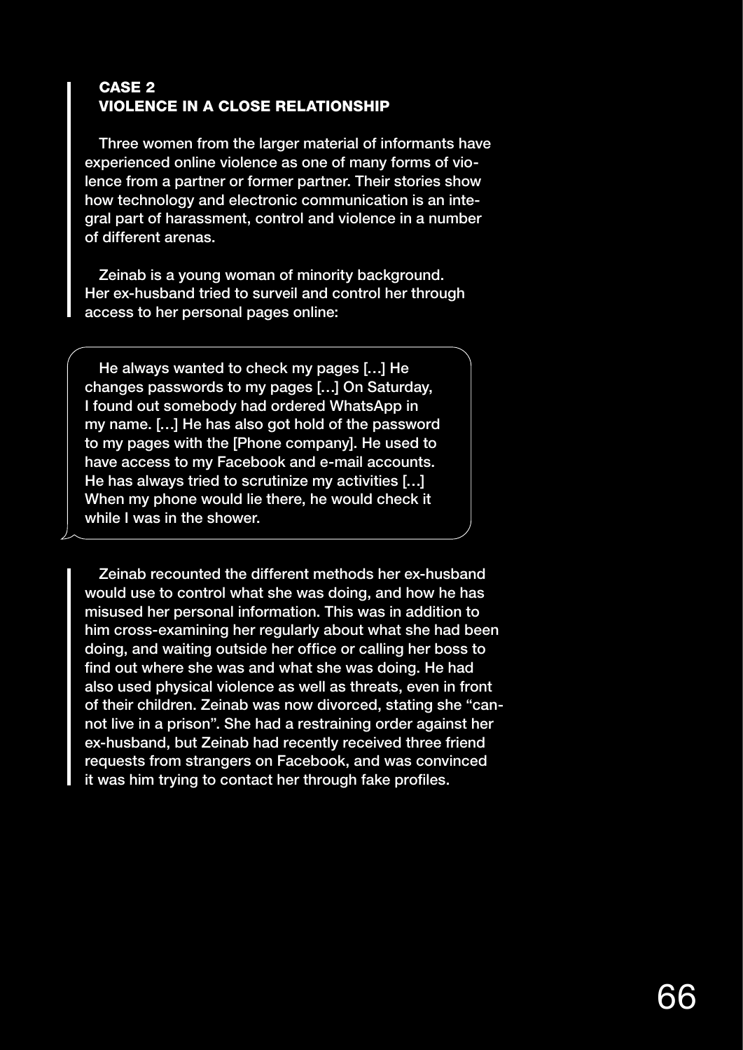### CASE 2
### VIOLENCE IN A CLOSE RELATIONSHIP

Three women from the larger material of informants have experienced online violence as one of many forms of violence from a partner or former partner. Their stories show how technology and electronic communication is an integral part of harassment, control and violence in a number of different arenas.

Zeinab is a young woman of minority background. Her ex-husband tried to surveil and control her through access to her personal pages online:

> He always wanted to check my pages […] He changes passwords to my pages […] On Saturday, I found out somebody had ordered WhatsApp in my name. […] He has also got hold of the password to my pages with the [Phone company]. He used to have access to my Facebook and e-mail accounts. He has always tried to scrutinize my activities […] When my phone would lie there, he would check it while I was in the shower.

Zeinab recounted the different methods her ex-husband would use to control what she was doing, and how he has misused her personal information. This was in addition to him cross-examining her regularly about what she had been doing, and waiting outside her office or calling her boss to find out where she was and what she was doing. He had also used physical violence as well as threats, even in front of their children. Zeinab was now divorced, stating she "cannot live in a prison". She had a restraining order against her ex-husband, but Zeinab had recently received three friend requests from strangers on Facebook, and was convinced it was him trying to contact her through fake profiles.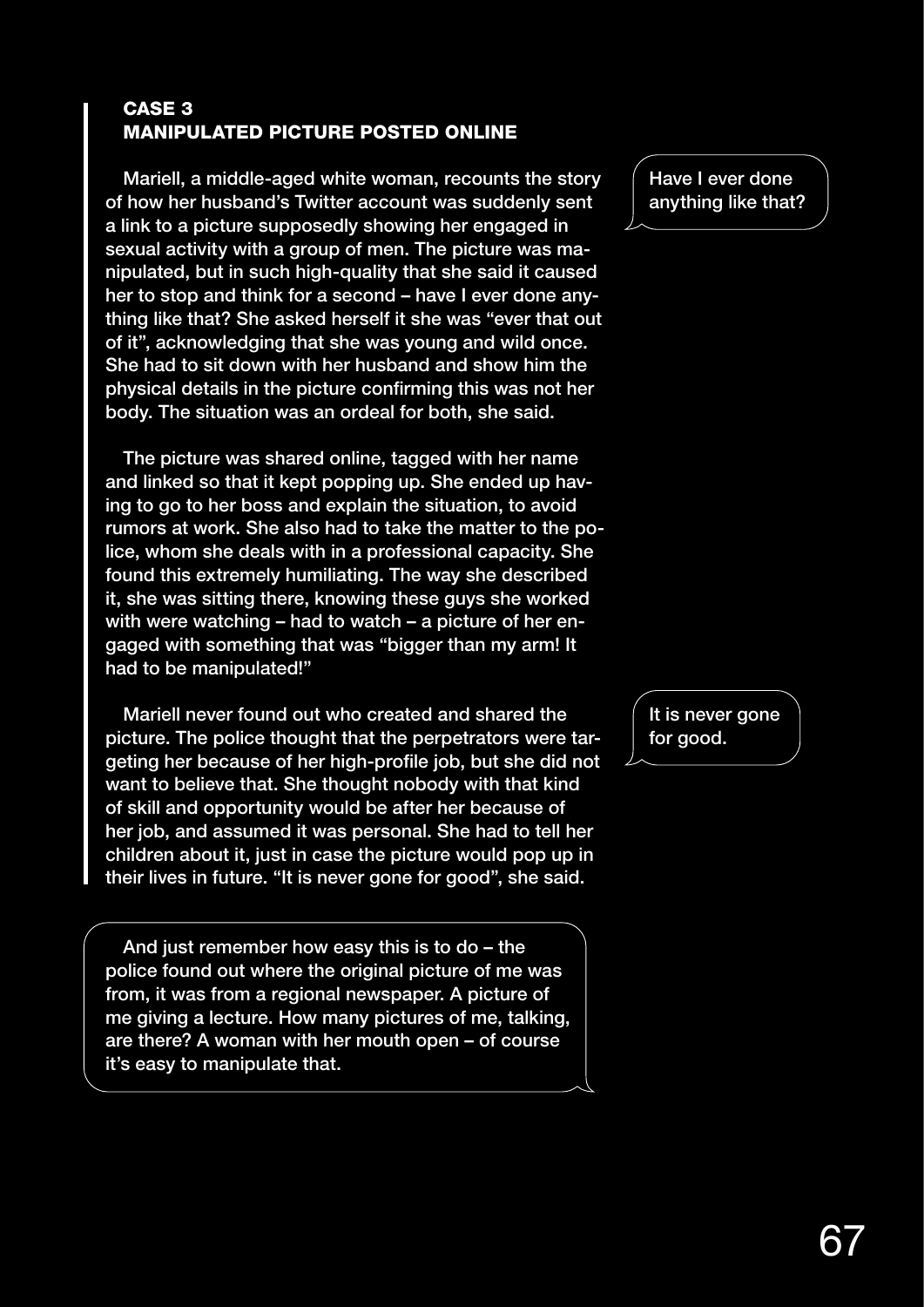## CASE 3
## MANIPULATED PICTURE POSTED ONLINE

Mariell, a middle-aged white woman, recounts the story of how her husband's Twitter account was suddenly sent a link to a picture supposedly showing her engaged in sexual activity with a group of men. The picture was manipulated, but in such high-quality that she said it caused her to stop and think for a second – have I ever done anything like that? She asked herself it she was "ever that out of it", acknowledging that she was young and wild once. She had to sit down with her husband and show him the physical details in the picture confirming this was not her body. The situation was an ordeal for both, she said.

> Have I ever done anything like that?

The picture was shared online, tagged with her name and linked so that it kept popping up. She ended up having to go to her boss and explain the situation, to avoid rumors at work. She also had to take the matter to the police, whom she deals with in a professional capacity. She found this extremely humiliating. The way she described it, she was sitting there, knowing these guys she worked with were watching – had to watch – a picture of her engaged with something that was "bigger than my arm! It had to be manipulated!"

Mariell never found out who created and shared the picture. The police thought that the perpetrators were targeting her because of her high-profile job, but she did not want to believe that. She thought nobody with that kind of skill and opportunity would be after her because of her job, and assumed it was personal. She had to tell her children about it, just in case the picture would pop up in their lives in future. "It is never gone for good", she said.

> It is never gone for good.

> And just remember how easy this is to do – the police found out where the original picture of me was from, it was from a regional newspaper. A picture of me giving a lecture. How many pictures of me, talking, are there? A woman with her mouth open – of course it's easy to manipulate that.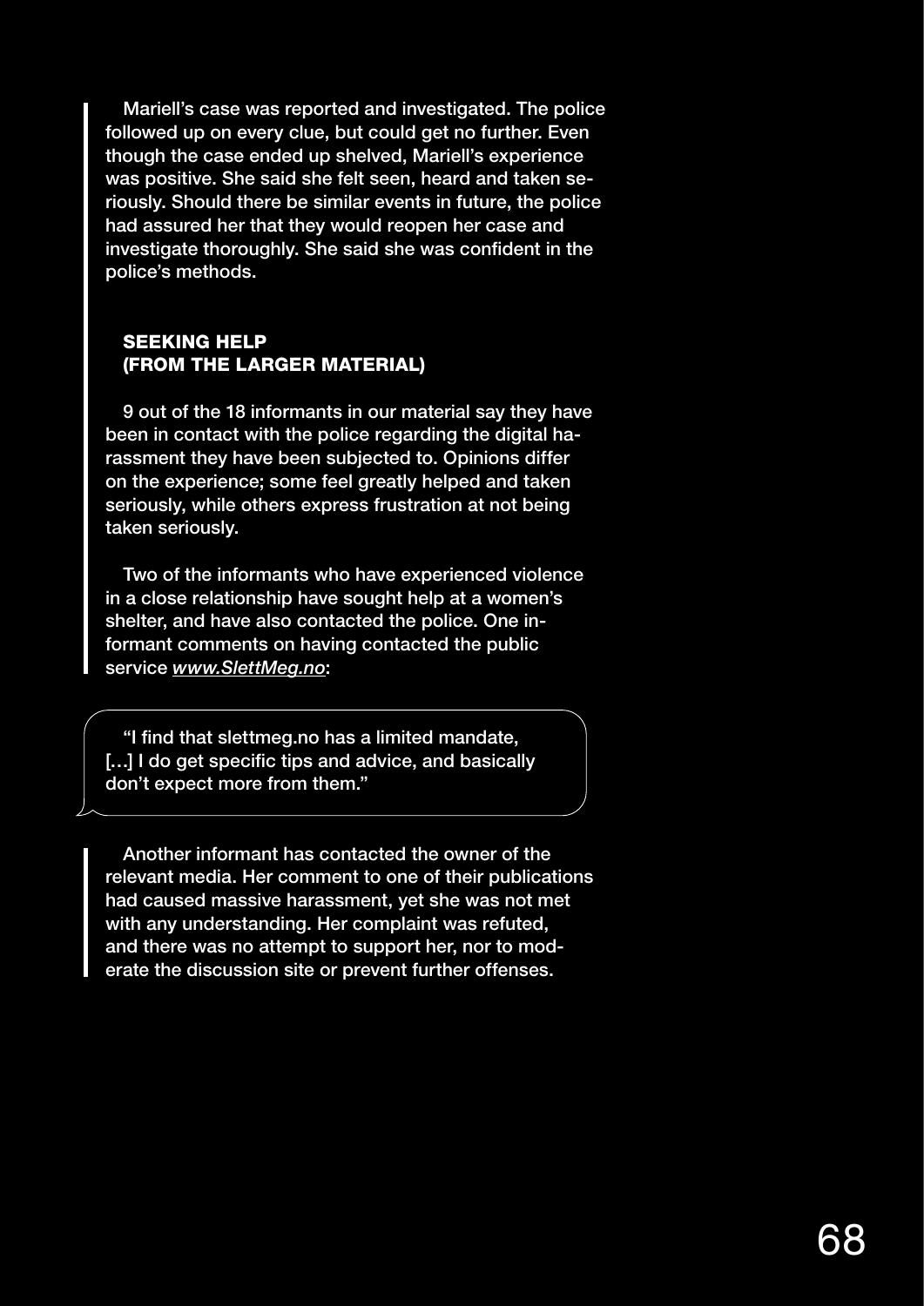Mariell's case was reported and investigated. The police followed up on every clue, but could get no further. Even though the case ended up shelved, Mariell's experience was positive. She said she felt seen, heard and taken seriously. Should there be similar events in future, the police had assured her that they would reopen her case and investigate thoroughly. She said she was confident in the police's methods.

## SEEKING HELP (FROM THE LARGER MATERIAL)

9 out of the 18 informants in our material say they have been in contact with the police regarding the digital harassment they have been subjected to. Opinions differ on the experience; some feel greatly helped and taken seriously, while others express frustration at not being taken seriously.

Two of the informants who have experienced violence in a close relationship have sought help at a women's shelter, and have also contacted the police. One informant comments on having contacted the public service *www.SlettMeg.no*:

> "I find that slettmeg.no has a limited mandate, […] I do get specific tips and advice, and basically don't expect more from them."

Another informant has contacted the owner of the relevant media. Her comment to one of their publications had caused massive harassment, yet she was not met with any understanding. Her complaint was refuted, and there was no attempt to support her, nor to moderate the discussion site or prevent further offenses.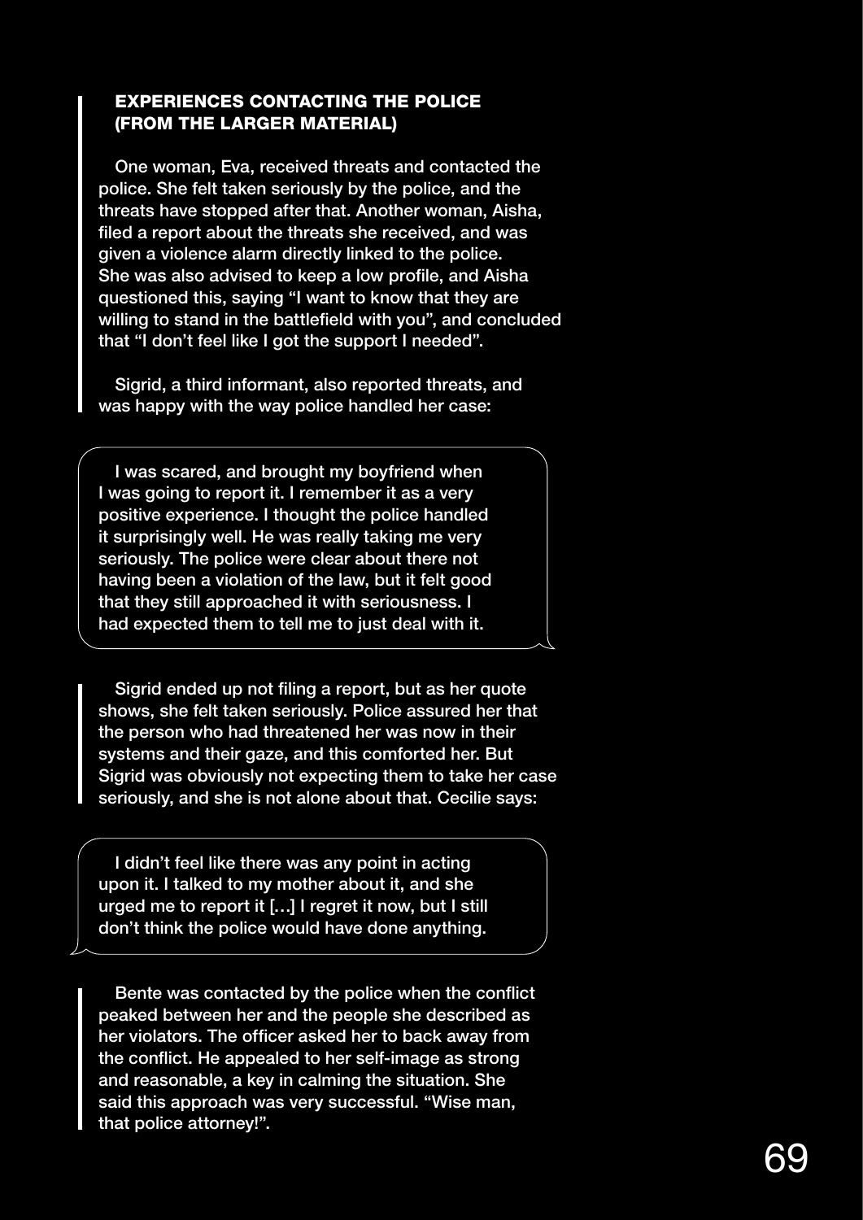## EXPERIENCES CONTACTING THE POLICE (FROM THE LARGER MATERIAL)

One woman, Eva, received threats and contacted the police. She felt taken seriously by the police, and the threats have stopped after that. Another woman, Aisha, filed a report about the threats she received, and was given a violence alarm directly linked to the police. She was also advised to keep a low profile, and Aisha questioned this, saying "I want to know that they are willing to stand in the battlefield with you", and concluded that "I don't feel like I got the support I needed".

Sigrid, a third informant, also reported threats, and was happy with the way police handled her case:

> I was scared, and brought my boyfriend when I was going to report it. I remember it as a very positive experience. I thought the police handled it surprisingly well. He was really taking me very seriously. The police were clear about there not having been a violation of the law, but it felt good that they still approached it with seriousness. I had expected them to tell me to just deal with it.

Sigrid ended up not filing a report, but as her quote shows, she felt taken seriously. Police assured her that the person who had threatened her was now in their systems and their gaze, and this comforted her. But Sigrid was obviously not expecting them to take her case seriously, and she is not alone about that. Cecilie says:

> I didn't feel like there was any point in acting upon it. I talked to my mother about it, and she urged me to report it […] I regret it now, but I still don't think the police would have done anything.

Bente was contacted by the police when the conflict peaked between her and the people she described as her violators. The officer asked her to back away from the conflict. He appealed to her self-image as strong and reasonable, a key in calming the situation. She said this approach was very successful. "Wise man, that police attorney!".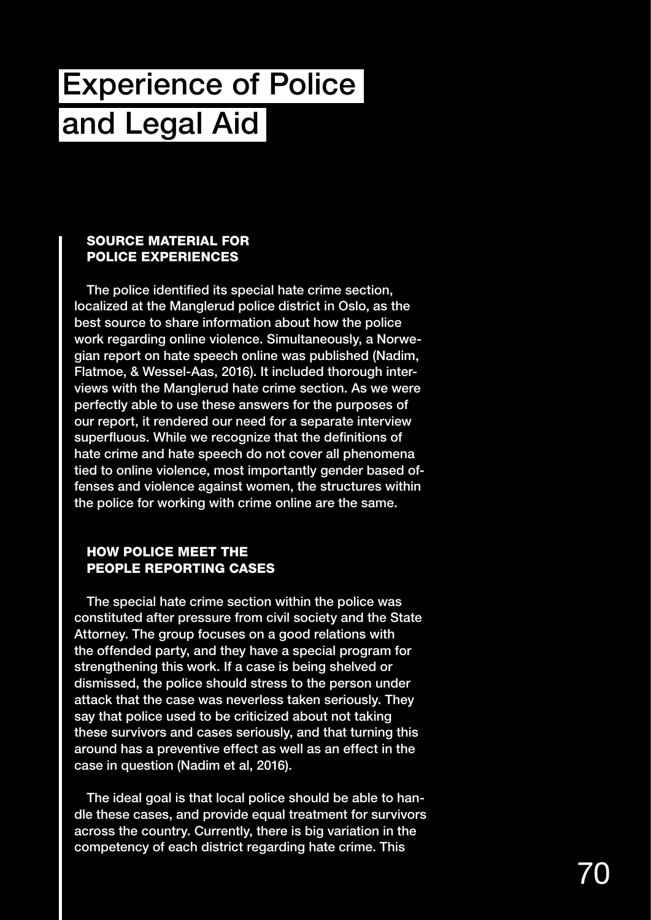# Experience of Police and Legal Aid

### SOURCE MATERIAL FOR POLICE EXPERIENCES

The police identified its special hate crime section, localized at the Manglerud police district in Oslo, as the best source to share information about how the police work regarding online violence. Simultaneously, a Norwegian report on hate speech online was published (Nadim, Flatmoe, & Wessel-Aas, 2016). It included thorough interviews with the Manglerud hate crime section. As we were perfectly able to use these answers for the purposes of our report, it rendered our need for a separate interview superfluous. While we recognize that the definitions of hate crime and hate speech do not cover all phenomena tied to online violence, most importantly gender based offenses and violence against women, the structures within the police for working with crime online are the same.

### HOW POLICE MEET THE PEOPLE REPORTING CASES

The special hate crime section within the police was constituted after pressure from civil society and the State Attorney. The group focuses on a good relations with the offended party, and they have a special program for strengthening this work. If a case is being shelved or dismissed, the police should stress to the person under attack that the case was neverless taken seriously. They say that police used to be criticized about not taking these survivors and cases seriously, and that turning this around has a preventive effect as well as an effect in the case in question (Nadim et al, 2016).

The ideal goal is that local police should be able to handle these cases, and provide equal treatment for survivors across the country. Currently, there is big variation in the competency of each district regarding hate crime. This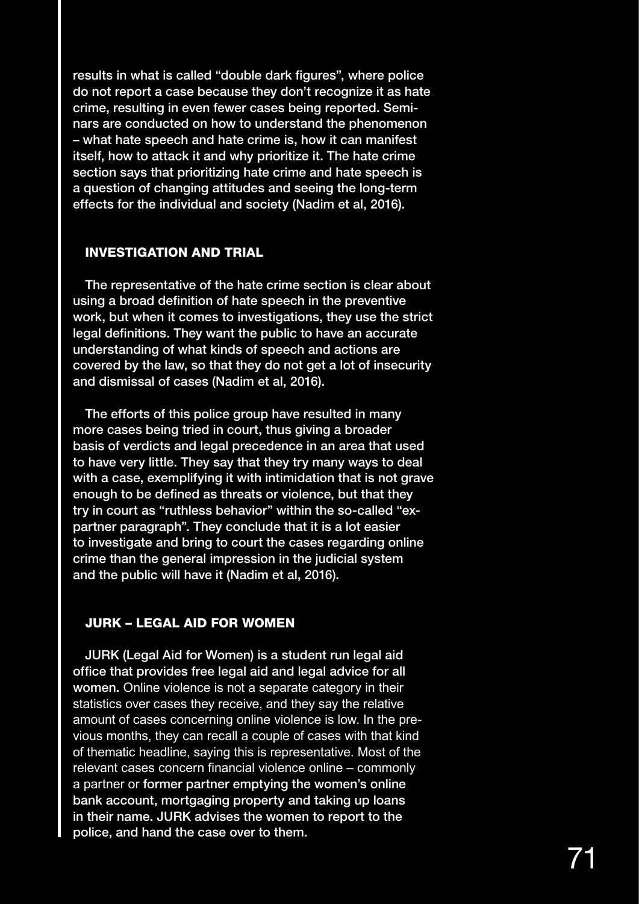results in what is called "double dark figures", where police do not report a case because they don't recognize it as hate crime, resulting in even fewer cases being reported. Seminars are conducted on how to understand the phenomenon – what hate speech and hate crime is, how it can manifest itself, how to attack it and why prioritize it. The hate crime section says that prioritizing hate crime and hate speech is a question of changing attitudes and seeing the long-term effects for the individual and society (Nadim et al, 2016).

## INVESTIGATION AND TRIAL

The representative of the hate crime section is clear about using a broad definition of hate speech in the preventive work, but when it comes to investigations, they use the strict legal definitions. They want the public to have an accurate understanding of what kinds of speech and actions are covered by the law, so that they do not get a lot of insecurity and dismissal of cases (Nadim et al, 2016).

The efforts of this police group have resulted in many more cases being tried in court, thus giving a broader basis of verdicts and legal precedence in an area that used to have very little. They say that they try many ways to deal with a case, exemplifying it with intimidation that is not grave enough to be defined as threats or violence, but that they try in court as "ruthless behavior" within the so-called "ex-partner paragraph". They conclude that it is a lot easier to investigate and bring to court the cases regarding online crime than the general impression in the judicial system and the public will have it (Nadim et al, 2016).

## JURK – LEGAL AID FOR WOMEN

JURK (Legal Aid for Women) is a student run legal aid office that provides free legal aid and legal advice for all women. Online violence is not a separate category in their statistics over cases they receive, and they say the relative amount of cases concerning online violence is low. In the previous months, they can recall a couple of cases with that kind of thematic headline, saying this is representative. Most of the relevant cases concern financial violence online – commonly a partner or former partner emptying the women's online bank account, mortgaging property and taking up loans in their name. JURK advises the women to report to the police, and hand the case over to them.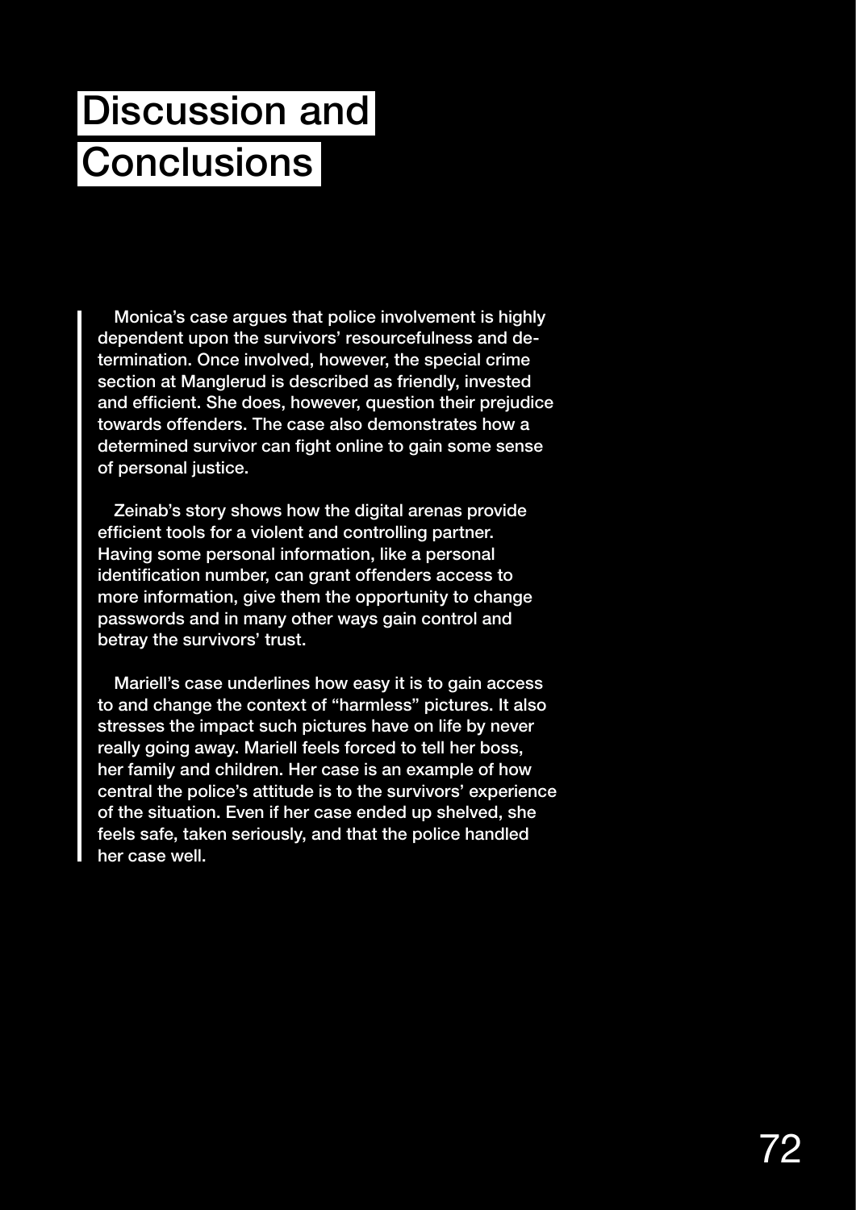# Discussion and Conclusions

Monica's case argues that police involvement is highly dependent upon the survivors' resourcefulness and determination. Once involved, however, the special crime section at Manglerud is described as friendly, invested and efficient. She does, however, question their prejudice towards offenders. The case also demonstrates how a determined survivor can fight online to gain some sense of personal justice.

Zeinab's story shows how the digital arenas provide efficient tools for a violent and controlling partner. Having some personal information, like a personal identification number, can grant offenders access to more information, give them the opportunity to change passwords and in many other ways gain control and betray the survivors' trust.

Mariell's case underlines how easy it is to gain access to and change the context of "harmless" pictures. It also stresses the impact such pictures have on life by never really going away. Mariell feels forced to tell her boss, her family and children. Her case is an example of how central the police's attitude is to the survivors' experience of the situation. Even if her case ended up shelved, she feels safe, taken seriously, and that the police handled her case well.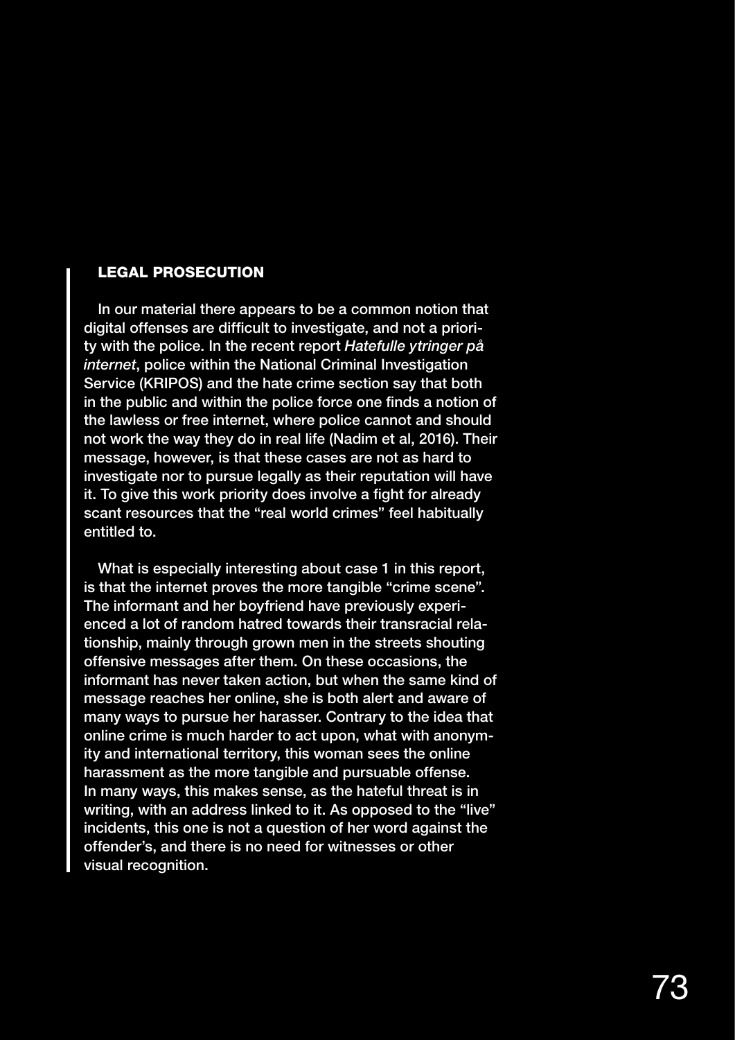## LEGAL PROSECUTION

In our material there appears to be a common notion that digital offenses are difficult to investigate, and not a priority with the police. In the recent report *Hatefulle ytringer på internet*, police within the National Criminal Investigation Service (KRIPOS) and the hate crime section say that both in the public and within the police force one finds a notion of the lawless or free internet, where police cannot and should not work the way they do in real life (Nadim et al, 2016). Their message, however, is that these cases are not as hard to investigate nor to pursue legally as their reputation will have it. To give this work priority does involve a fight for already scant resources that the "real world crimes" feel habitually entitled to.

What is especially interesting about case 1 in this report, is that the internet proves the more tangible "crime scene". The informant and her boyfriend have previously experienced a lot of random hatred towards their transracial relationship, mainly through grown men in the streets shouting offensive messages after them. On these occasions, the informant has never taken action, but when the same kind of message reaches her online, she is both alert and aware of many ways to pursue her harasser. Contrary to the idea that online crime is much harder to act upon, what with anonymity and international territory, this woman sees the online harassment as the more tangible and pursuable offense. In many ways, this makes sense, as the hateful threat is in writing, with an address linked to it. As opposed to the "live" incidents, this one is not a question of her word against the offender's, and there is no need for witnesses or other visual recognition.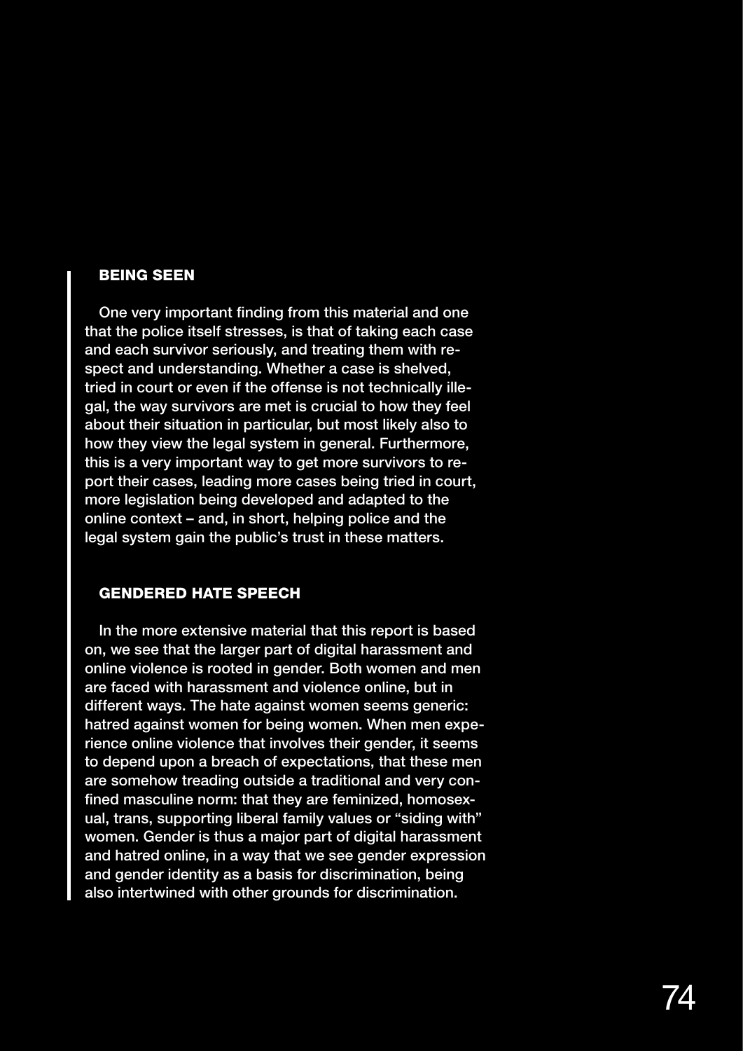### BEING SEEN

One very important finding from this material and one that the police itself stresses, is that of taking each case and each survivor seriously, and treating them with respect and understanding. Whether a case is shelved, tried in court or even if the offense is not technically illegal, the way survivors are met is crucial to how they feel about their situation in particular, but most likely also to how they view the legal system in general. Furthermore, this is a very important way to get more survivors to report their cases, leading more cases being tried in court, more legislation being developed and adapted to the online context – and, in short, helping police and the legal system gain the public's trust in these matters.

### GENDERED HATE SPEECH

In the more extensive material that this report is based on, we see that the larger part of digital harassment and online violence is rooted in gender. Both women and men are faced with harassment and violence online, but in different ways. The hate against women seems generic: hatred against women for being women. When men experience online violence that involves their gender, it seems to depend upon a breach of expectations, that these men are somehow treading outside a traditional and very confined masculine norm: that they are feminized, homosexual, trans, supporting liberal family values or "siding with" women. Gender is thus a major part of digital harassment and hatred online, in a way that we see gender expression and gender identity as a basis for discrimination, being also intertwined with other grounds for discrimination.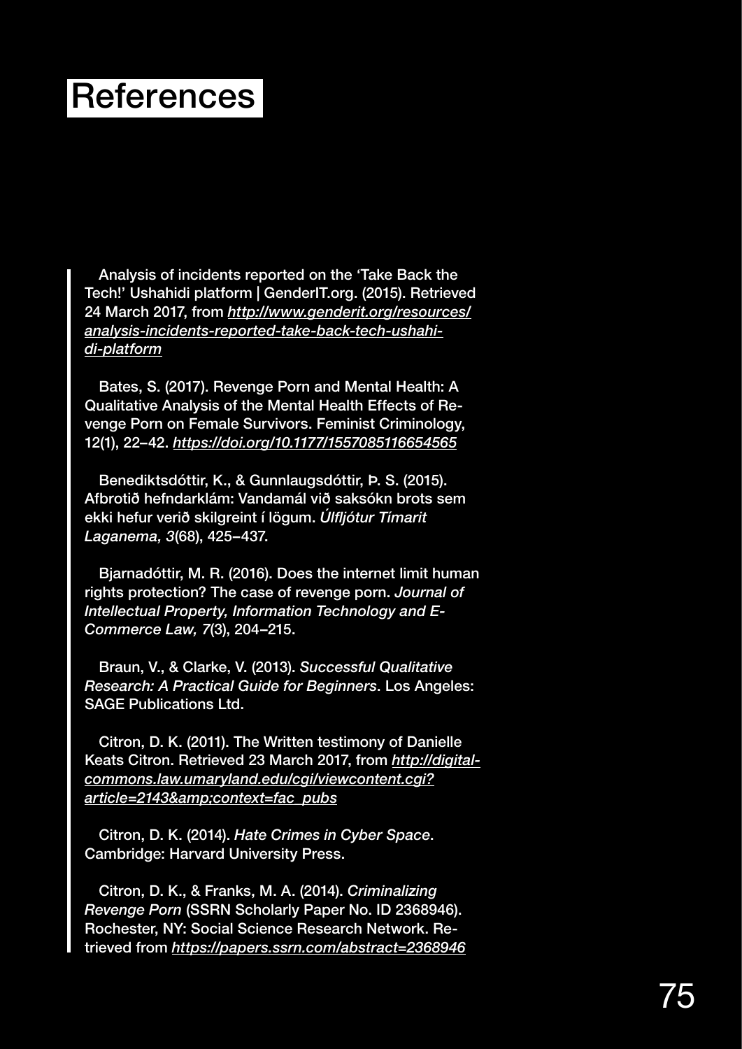# References

Analysis of incidents reported on the 'Take Back the Tech!' Ushahidi platform | GenderIT.org. (2015). Retrieved 24 March 2017, from *http://www.genderit.org/resources/analysis-incidents-reported-take-back-tech-ushahidi-platform*

Bates, S. (2017). Revenge Porn and Mental Health: A Qualitative Analysis of the Mental Health Effects of Revenge Porn on Female Survivors. Feminist Criminology, 12(1), 22–42. *https://doi.org/10.1177/1557085116654565*

Benediktsdóttir, K., & Gunnlaugsdóttir, Þ. S. (2015). Afbrotið hefndarklám: Vandamál við saksókn brots sem ekki hefur verið skilgreint í lögum. *Úlfljótur Tímarit Laganema, 3*(68), 425–437.

Bjarnadóttir, M. R. (2016). Does the internet limit human rights protection? The case of revenge porn. *Journal of Intellectual Property, Information Technology and E-Commerce Law, 7*(3), 204–215.

Braun, V., & Clarke, V. (2013). *Successful Qualitative Research: A Practical Guide for Beginners*. Los Angeles: SAGE Publications Ltd.

Citron, D. K. (2011). The Written testimony of Danielle Keats Citron. Retrieved 23 March 2017, from *http://digitalcommons.law.umaryland.edu/cgi/viewcontent.cgi?article=2143&amp;context=fac_pubs*

Citron, D. K. (2014). *Hate Crimes in Cyber Space*. Cambridge: Harvard University Press.

Citron, D. K., & Franks, M. A. (2014). *Criminalizing Revenge Porn* (SSRN Scholarly Paper No. ID 2368946). Rochester, NY: Social Science Research Network. Retrieved from *https://papers.ssrn.com/abstract=2368946*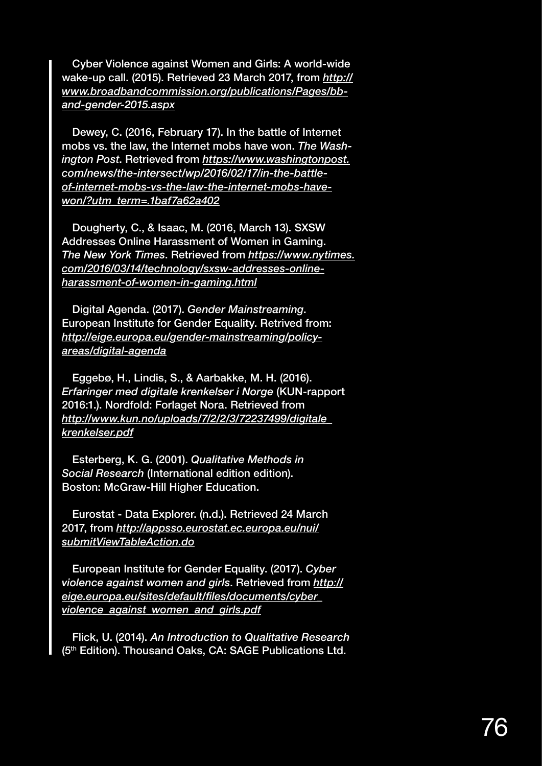Cyber Violence against Women and Girls: A world-wide wake-up call. (2015). Retrieved 23 March 2017, from *http://www.broadbandcommission.org/publications/Pages/bb-and-gender-2015.aspx*

Dewey, C. (2016, February 17). In the battle of Internet mobs vs. the law, the Internet mobs have won. *The Washington Post*. Retrieved from *https://www.washingtonpost.com/news/the-intersect/wp/2016/02/17/in-the-battle-of-internet-mobs-vs-the-law-the-internet-mobs-have-won/?utm_term=.1baf7a62a402*

Dougherty, C., & Isaac, M. (2016, March 13). SXSW Addresses Online Harassment of Women in Gaming. *The New York Times*. Retrieved from *https://www.nytimes.com/2016/03/14/technology/sxsw-addresses-online-harassment-of-women-in-gaming.html*

Digital Agenda. (2017). *Gender Mainstreaming*. European Institute for Gender Equality. Retrived from: *http://eige.europa.eu/gender-mainstreaming/policy-areas/digital-agenda*

Eggebø, H., Lindis, S., & Aarbakke, M. H. (2016). *Erfaringer med digitale krenkelser i Norge* (KUN-rapport 2016:1.). Nordfold: Forlaget Nora. Retrieved from *http://www.kun.no/uploads/7/2/2/3/72237499/digitale_krenkelser.pdf*

Esterberg, K. G. (2001). *Qualitative Methods in Social Research* (International edition edition). Boston: McGraw-Hill Higher Education.

Eurostat - Data Explorer. (n.d.). Retrieved 24 March 2017, from *http://appsso.eurostat.ec.europa.eu/nui/submitViewTableAction.do*

European Institute for Gender Equality. (2017). *Cyber violence against women and girls*. Retrieved from *http://eige.europa.eu/sites/default/files/documents/cyber_violence_against_women_and_girls.pdf*

Flick, U. (2014). *An Introduction to Qualitative Research* (5th Edition). Thousand Oaks, CA: SAGE Publications Ltd.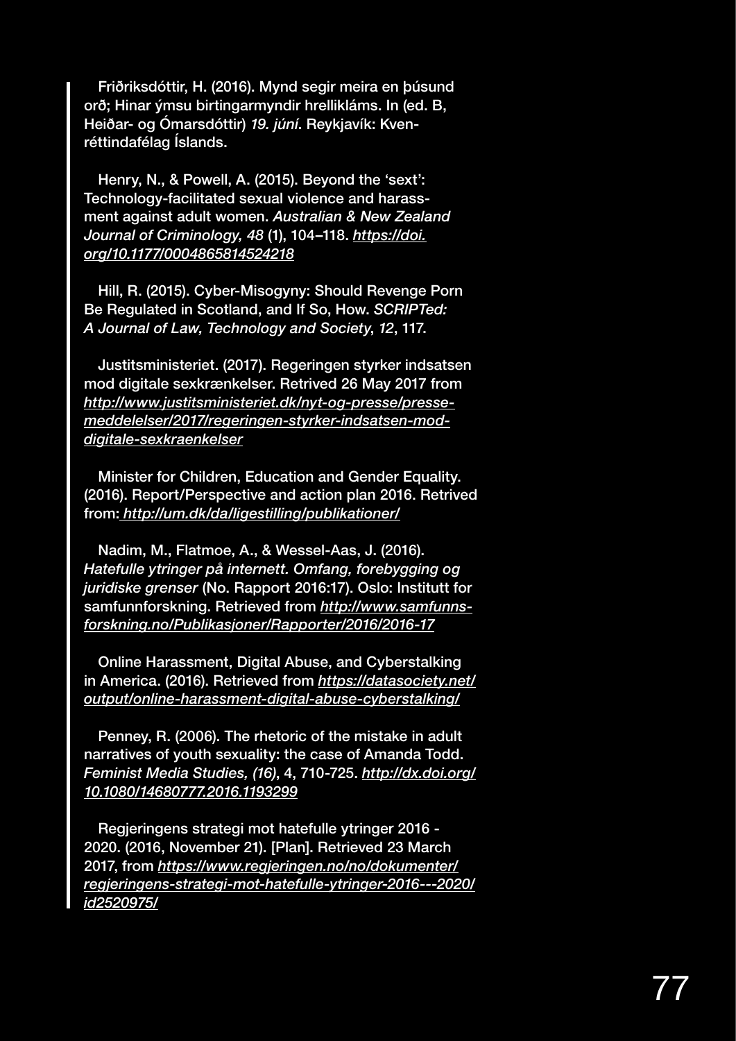Friðriksdóttir, H. (2016). Mynd segir meira en þúsund orð; Hinar ýmsu birtingarmyndir hrelliklάms. In (ed. B, Heiðar- og Ómarsdóttir) *19. júní*. Reykjavík: Kvenréttindafélag Íslands.

Henry, N., & Powell, A. (2015). Beyond the 'sext': Technology-facilitated sexual violence and harassment against adult women. *Australian & New Zealand Journal of Criminology, 48* (1), 104–118. *https://doi.org/10.1177/0004865814524218*

Hill, R. (2015). Cyber-Misogyny: Should Revenge Porn Be Regulated in Scotland, and If So, How. *SCRIPTed: A Journal of Law, Technology and Society*, *12*, 117.

Justitsministeriet. (2017). Regeringen styrker indsatsen mod digitale sexkrænkelser. Retrived 26 May 2017 from *http://www.justitsministeriet.dk/nyt-og-presse/pressemeddelelser/2017/regeringen-styrker-indsatsen-mod-digitale-sexkraenkelser*

Minister for Children, Education and Gender Equality. (2016). Report/Perspective and action plan 2016. Retrived from: *http://um.dk/da/ligestilling/publikationer/*

Nadim, M., Flatmoe, A., & Wessel-Aas, J. (2016). *Hatefulle ytringer på internett. Omfang, forebygging og juridiske grenser* (No. Rapport 2016:17). Oslo: Institutt for samfunnforskning. Retrieved from *http://www.samfunnsforskning.no/Publikasjoner/Rapporter/2016/2016-17*

Online Harassment, Digital Abuse, and Cyberstalking in America. (2016). Retrieved from *https://datasociety.net/output/online-harassment-digital-abuse-cyberstalking/*

Penney, R. (2006). The rhetoric of the mistake in adult narratives of youth sexuality: the case of Amanda Todd. *Feminist Media Studies, (16)*, 4, 710-725. *http://dx.doi.org/10.1080/14680777.2016.1193299*

Regjeringens strategi mot hatefulle ytringer 2016 - 2020. (2016, November 21). [Plan]. Retrieved 23 March 2017, from *https://www.regjeringen.no/no/dokumenter/regjeringens-strategi-mot-hatefulle-ytringer-2016---2020/id2520975/*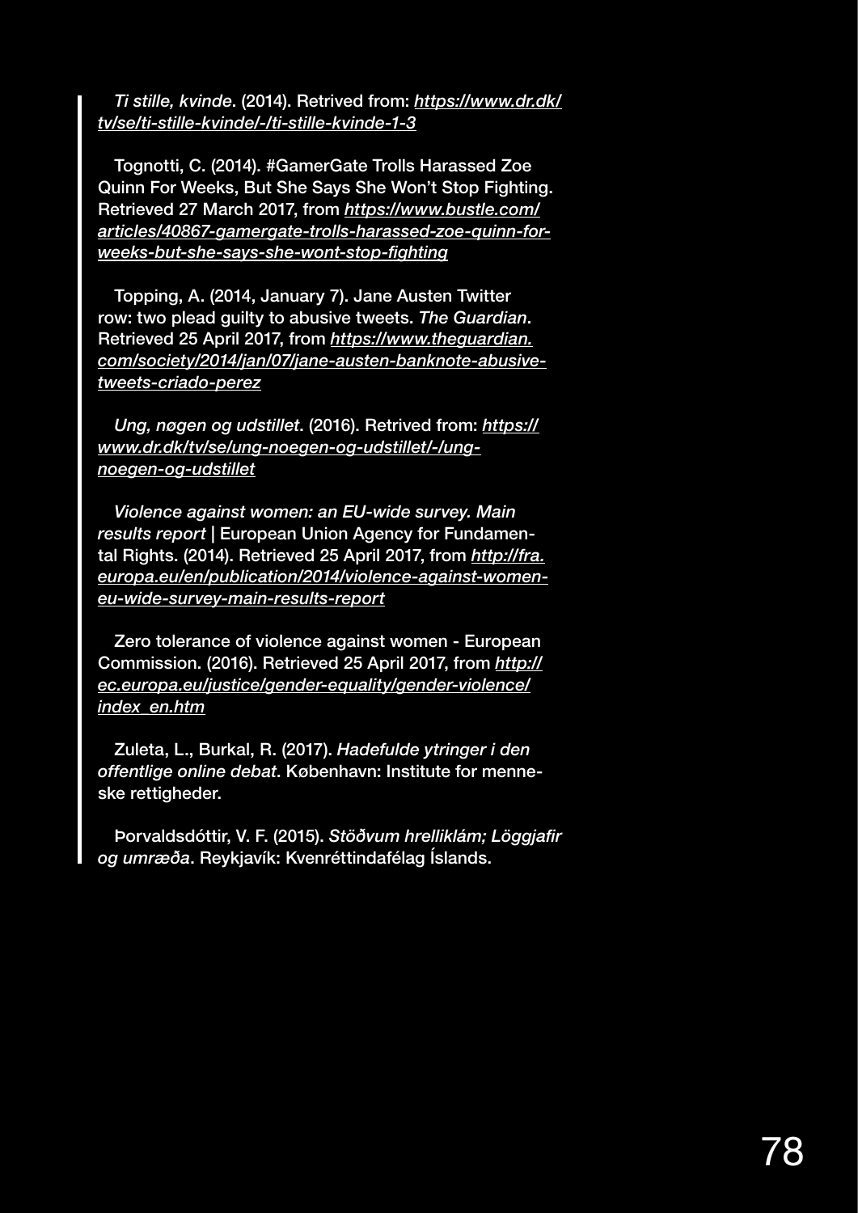*Ti stille, kvinde*. (2014). Retrived from: https://www.dr.dk/tv/se/ti-stille-kvinde/-/ti-stille-kvinde-1-3

Tognotti, C. (2014). #GamerGate Trolls Harassed Zoe Quinn For Weeks, But She Says She Won't Stop Fighting. Retrieved 27 March 2017, from https://www.bustle.com/articles/40867-gamergate-trolls-harassed-zoe-quinn-for-weeks-but-she-says-she-wont-stop-fighting

Topping, A. (2014, January 7). Jane Austen Twitter row: two plead guilty to abusive tweets. *The Guardian*. Retrieved 25 April 2017, from https://www.theguardian.com/society/2014/jan/07/jane-austen-banknote-abusive-tweets-criado-perez

*Ung, nøgen og udstillet*. (2016). Retrived from: https://www.dr.dk/tv/se/ung-noegen-og-udstillet/-/ung-noegen-og-udstillet

*Violence against women: an EU-wide survey. Main results report* | European Union Agency for Fundamental Rights. (2014). Retrieved 25 April 2017, from http://fra.europa.eu/en/publication/2014/violence-against-women-eu-wide-survey-main-results-report

Zero tolerance of violence against women - European Commission. (2016). Retrieved 25 April 2017, from http://ec.europa.eu/justice/gender-equality/gender-violence/index_en.htm

Zuleta, L., Burkal, R. (2017). *Hadefulde ytringer i den offentlige online debat*. København: Institute for menneske rettigheder.

Þorvaldsdóttir, V. F. (2015). *Stöðvum hrelliklám; Löggjafir og umræða*. Reykjavík: Kvenréttindafélag Íslands.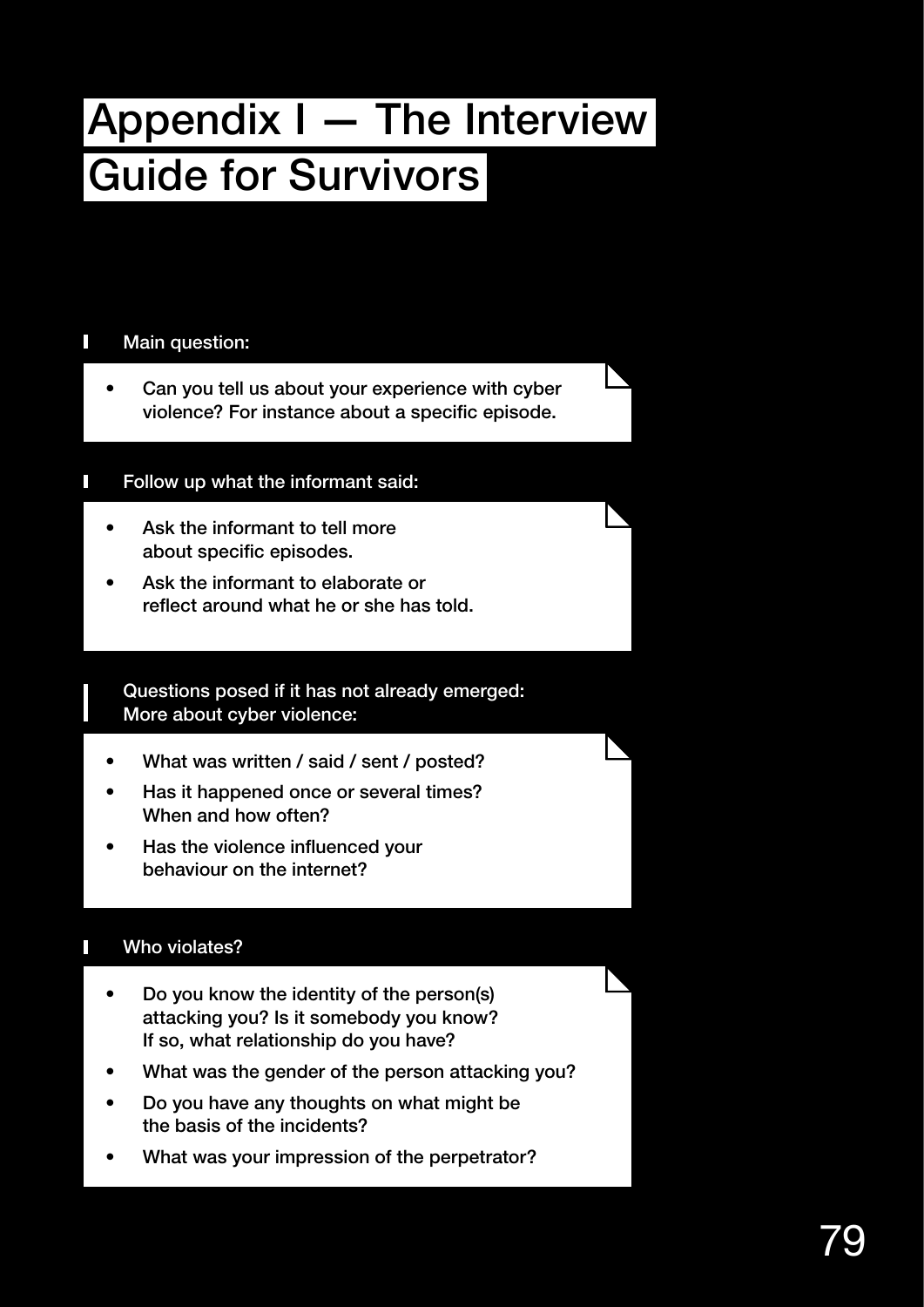# Appendix I — The Interview Guide for Survivors

**Main question:**

- Can you tell us about your experience with cyber violence? For instance about a specific episode.

**Follow up what the informant said:**

- Ask the informant to tell more about specific episodes.
- Ask the informant to elaborate or reflect around what he or she has told.

**Questions posed if it has not already emerged: More about cyber violence:**

- What was written / said / sent / posted?
- Has it happened once or several times? When and how often?
- Has the violence influenced your behaviour on the internet?

**Who violates?**

- Do you know the identity of the person(s) attacking you? Is it somebody you know? If so, what relationship do you have?
- What was the gender of the person attacking you?
- Do you have any thoughts on what might be the basis of the incidents?
- What was your impression of the perpetrator?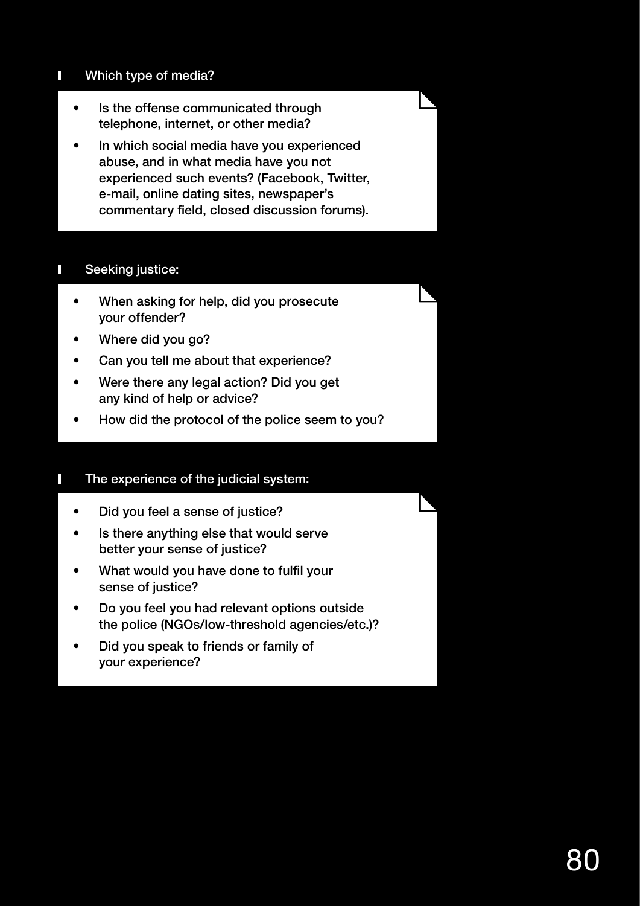### Which type of media?

- Is the offense communicated through telephone, internet, or other media?
- In which social media have you experienced abuse, and in what media have you not experienced such events? (Facebook, Twitter, e-mail, online dating sites, newspaper's commentary field, closed discussion forums).

### Seeking justice:

- When asking for help, did you prosecute your offender?
- Where did you go?
- Can you tell me about that experience?
- Were there any legal action? Did you get any kind of help or advice?
- How did the protocol of the police seem to you?

### The experience of the judicial system:

- Did you feel a sense of justice?
- Is there anything else that would serve better your sense of justice?
- What would you have done to fulfil your sense of justice?
- Do you feel you had relevant options outside the police (NGOs/low-threshold agencies/etc.)?
- Did you speak to friends or family of your experience?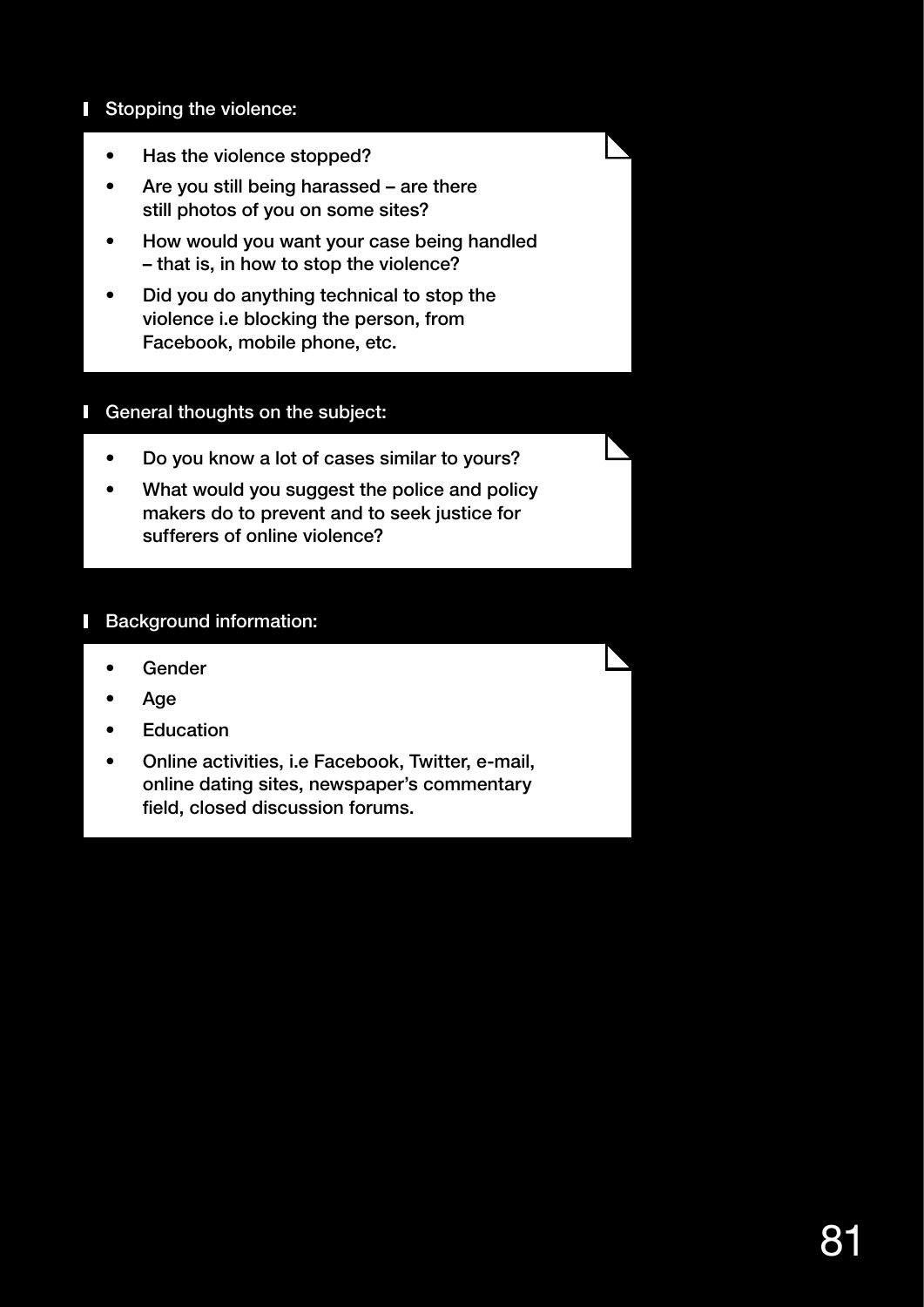### Stopping the violence:

- Has the violence stopped?
- Are you still being harassed – are there still photos of you on some sites?
- How would you want your case being handled – that is, in how to stop the violence?
- Did you do anything technical to stop the violence i.e blocking the person, from Facebook, mobile phone, etc.

### General thoughts on the subject:

- Do you know a lot of cases similar to yours?
- What would you suggest the police and policy makers do to prevent and to seek justice for sufferers of online violence?

### Background information:

- Gender
- Age
- Education
- Online activities, i.e Facebook, Twitter, e-mail, online dating sites, newspaper's commentary field, closed discussion forums.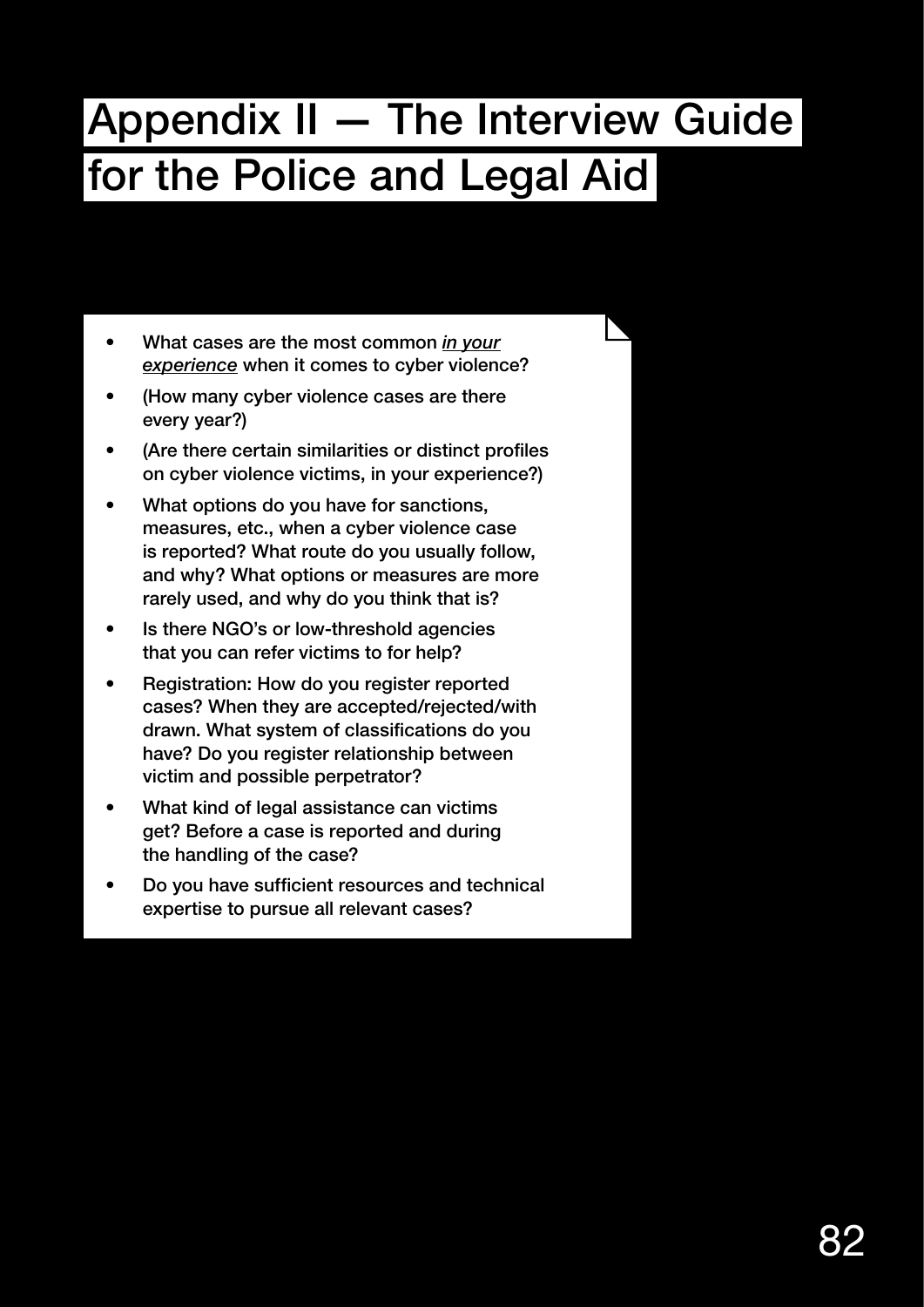# Appendix II — The Interview Guide for the Police and Legal Aid

- What cases are the most common *in your experience* when it comes to cyber violence?
- (How many cyber violence cases are there every year?)
- (Are there certain similarities or distinct profiles on cyber violence victims, in your experience?)
- What options do you have for sanctions, measures, etc., when a cyber violence case is reported? What route do you usually follow, and why? What options or measures are more rarely used, and why do you think that is?
- Is there NGO's or low-threshold agencies that you can refer victims to for help?
- Registration: How do you register reported cases? When they are accepted/rejected/withdrawn. What system of classifications do you have? Do you register relationship between victim and possible perpetrator?
- What kind of legal assistance can victims get? Before a case is reported and during the handling of the case?
- Do you have sufficient resources and technical expertise to pursue all relevant cases?